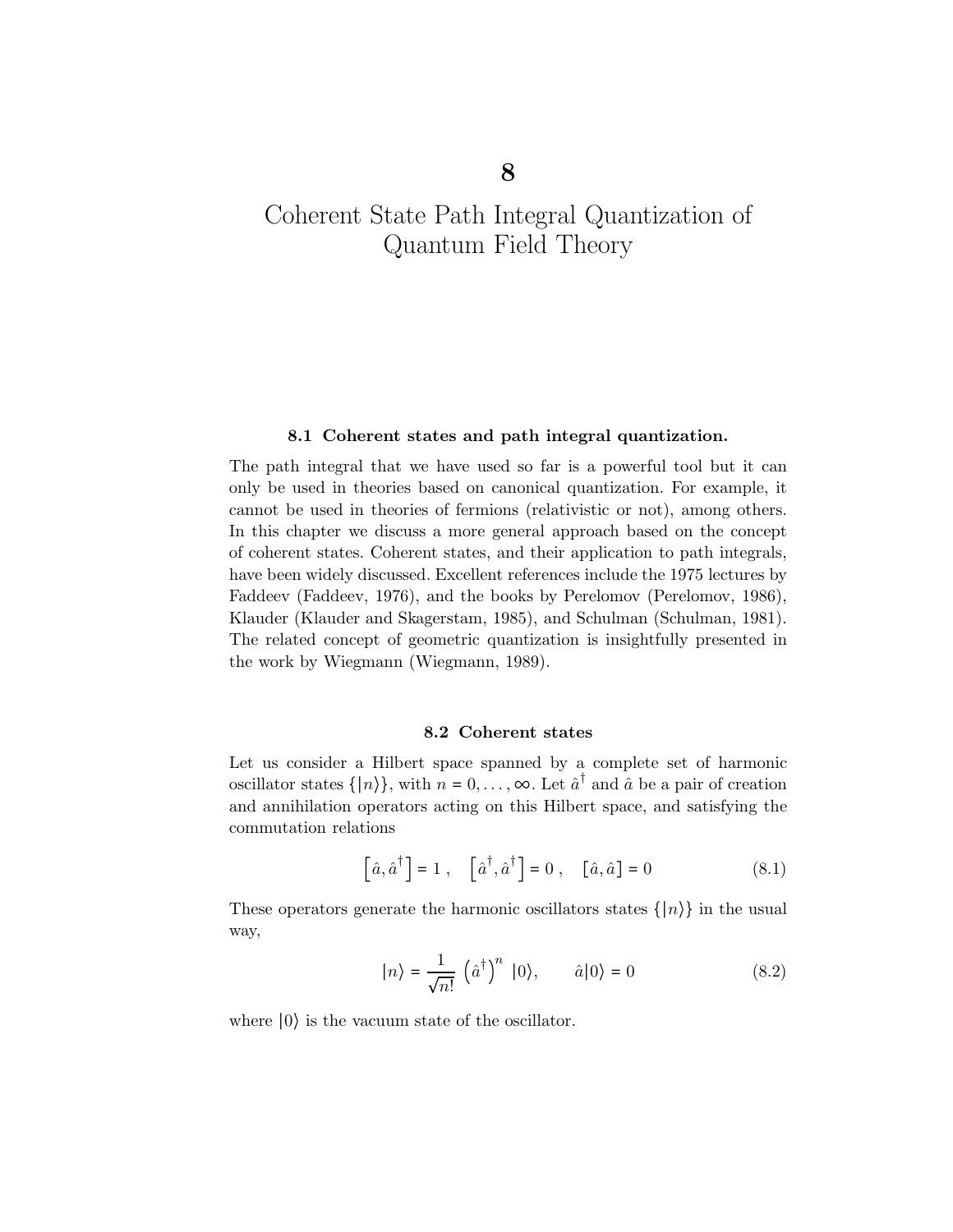# 8

# Coherent State Path Integral Quantization of Quantum Field Theory

## 8.1 Coherent states and path integral quantization.

The path integral that we have used so far is a powerful tool but it can only be used in theories based on canonical quantization. For example, it cannot be used in theories of fermions (relativistic or not), among others. In this chapter we discuss a more general approach based on the concept of coherent states. Coherent states, and their application to path integrals, have been widely discussed. Excellent references include the 1975 lectures by Faddeev (Faddeev, 1976), and the books by Perelomov (Perelomov, 1986), Klauder (Klauder and Skagerstam, 1985), and Schulman (Schulman, 1981). The related concept of geometric quantization is insightfully presented in the work by Wiegmann (Wiegmann, 1989).

## 8.2 Coherent states

Let us consider a Hilbert space spanned by a complete set of harmonic oscillator states $\{|n\rangle\}$, with $n = 0, \ldots, \infty$. Let $\hat{a}^\dagger$ and $\hat{a}$ be a pair of creation and annihilation operators acting on this Hilbert space, and satisfying the commutation relations

$$\left[\hat{a}, \hat{a}^\dagger\right] = 1\ , \quad \left[\hat{a}^\dagger, \hat{a}^\dagger\right] = 0\ , \quad \left[\hat{a}, \hat{a}\right] = 0 \tag{8.1}$$

These operators generate the harmonic oscillators states $\{|n\rangle\}$ in the usual way,

$$|n\rangle = \frac{1}{\sqrt{n!}} \left(\hat{a}^\dagger\right)^n \ |0\rangle, \qquad \hat{a}|0\rangle = 0 \tag{8.2}$$

where $|0\rangle$ is the vacuum state of the oscillator.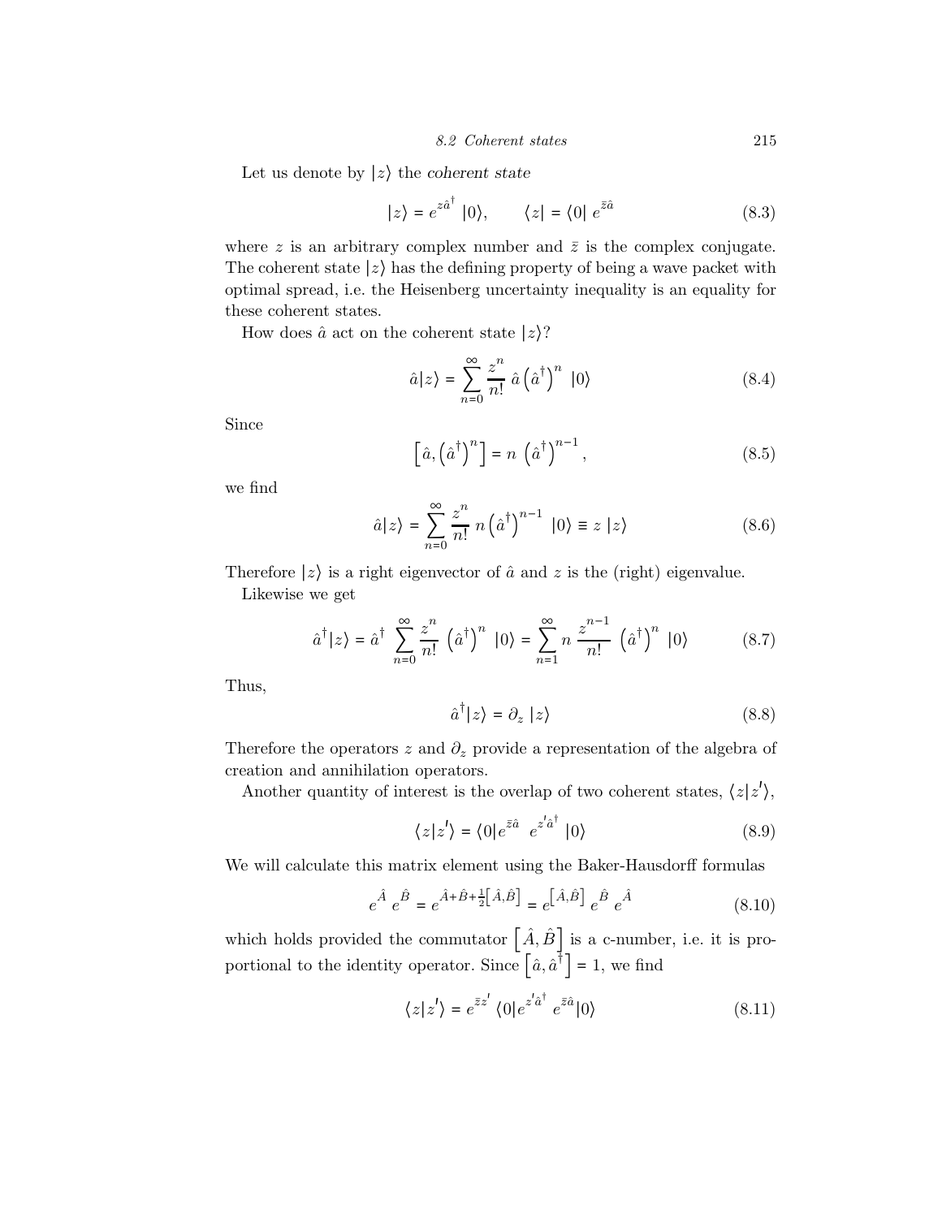Let us denote by $|z\rangle$ the *coherent state*

$$|z\rangle = e^{z\hat{a}^\dagger}\ |0\rangle, \qquad \langle z| = \langle 0|\ e^{\bar{z}\hat{a}} \tag{8.3}$$

where $z$ is an arbitrary complex number and $\bar{z}$ is the complex conjugate. The coherent state $|z\rangle$ has the defining property of being a wave packet with optimal spread, i.e. the Heisenberg uncertainty inequality is an equality for these coherent states.

How does $\hat{a}$ act on the coherent state $|z\rangle$?

$$\hat{a}|z\rangle = \sum_{n=0}^{\infty} \frac{z^n}{n!}\ \hat{a}\left(\hat{a}^\dagger\right)^n\ |0\rangle \tag{8.4}$$

Since

$$\left[\hat{a}, \left(\hat{a}^\dagger\right)^n\right] = n\ \left(\hat{a}^\dagger\right)^{n-1}, \tag{8.5}$$

we find

$$\hat{a}|z\rangle = \sum_{n=0}^{\infty} \frac{z^n}{n!}\ n\left(\hat{a}^\dagger\right)^{n-1}\ |0\rangle \equiv z\ |z\rangle \tag{8.6}$$

Therefore $|z\rangle$ is a right eigenvector of $\hat{a}$ and $z$ is the (right) eigenvalue.

Likewise we get

$$\hat{a}^\dagger|z\rangle = \hat{a}^\dagger\ \sum_{n=0}^{\infty} \frac{z^n}{n!}\ \left(\hat{a}^\dagger\right)^n\ |0\rangle = \sum_{n=1}^{\infty} n\ \frac{z^{n-1}}{n!}\ \left(\hat{a}^\dagger\right)^n\ |0\rangle \tag{8.7}$$

Thus,

$$\hat{a}^\dagger|z\rangle = \partial_z\ |z\rangle \tag{8.8}$$

Therefore the operators $z$ and $\partial_z$ provide a representation of the algebra of creation and annihilation operators.

Another quantity of interest is the overlap of two coherent states, $\langle z|z'\rangle$,

$$\langle z|z'\rangle = \langle 0|e^{\bar{z}\hat{a}}\ \ e^{z'\hat{a}^\dagger}\ |0\rangle \tag{8.9}$$

We will calculate this matrix element using the Baker-Hausdorff formulas

$$e^{\hat{A}}\ e^{\hat{B}} = e^{\hat{A}+\hat{B}+\frac{1}{2}\left[\hat{A},\hat{B}\right]} = e^{\left[\hat{A},\hat{B}\right]}\ e^{\hat{B}}\ e^{\hat{A}} \tag{8.10}$$

which holds provided the commutator $\left[\hat{A}, \hat{B}\right]$ is a c-number, i.e. it is proportional to the identity operator. Since $\left[\hat{a}, \hat{a}^\dagger\right] = 1$, we find

$$\langle z|z'\rangle = e^{\bar{z}z'}\ \langle 0|e^{z'\hat{a}^\dagger}\ e^{\bar{z}\hat{a}}|0\rangle \tag{8.11}$$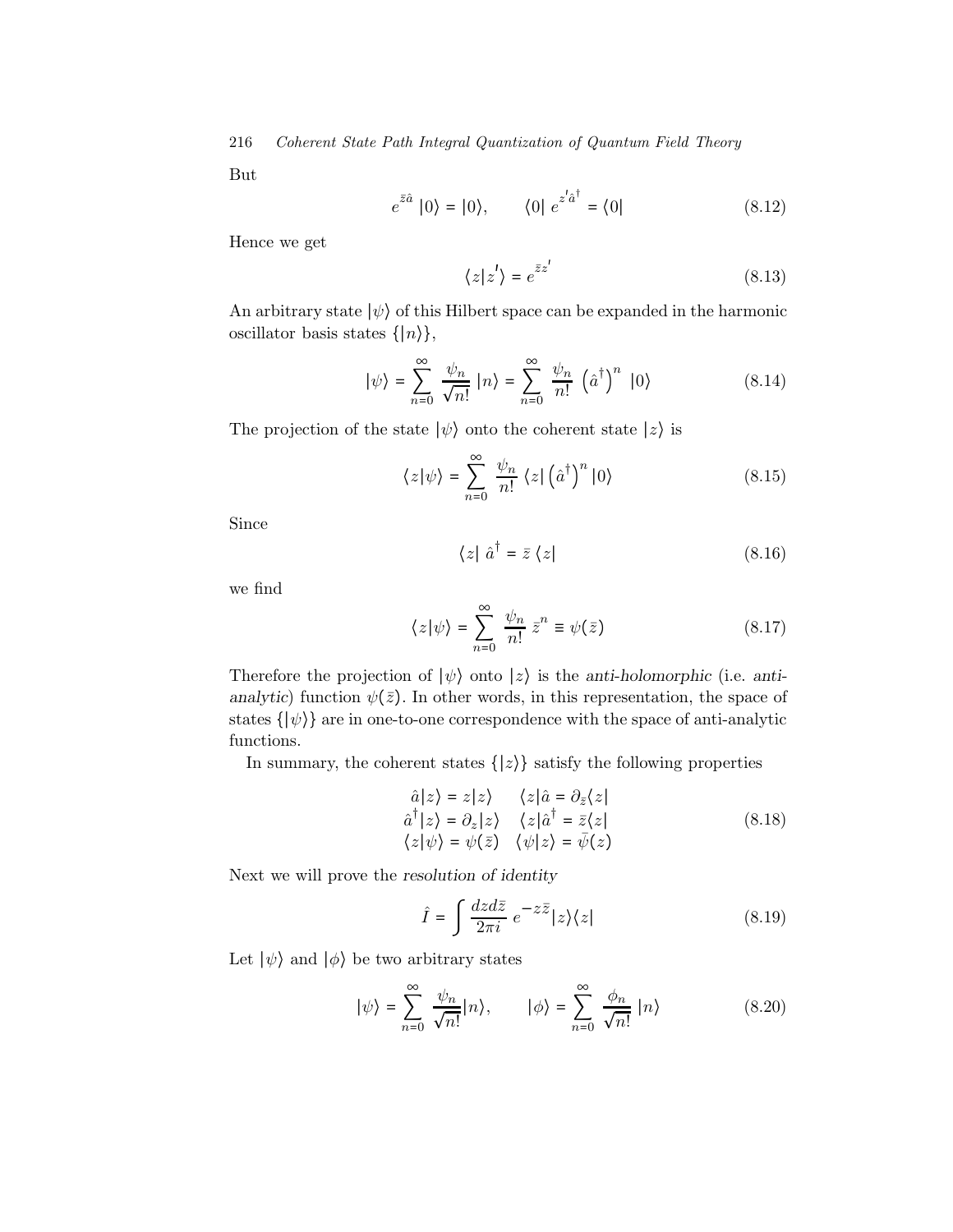But

$$e^{\bar{z}\hat{a}} \; |0\rangle = |0\rangle, \qquad \langle 0| \; e^{z'\hat{a}^\dagger} = \langle 0| \tag{8.12}$$

Hence we get

$$\langle z|z'\rangle = e^{\bar{z}z'} \tag{8.13}$$

An arbitrary state $|\psi\rangle$ of this Hilbert space can be expanded in the harmonic oscillator basis states $\{|n\rangle\}$,

$$|\psi\rangle = \sum_{n=0}^{\infty} \frac{\psi_n}{\sqrt{n!}} \; |n\rangle = \sum_{n=0}^{\infty} \frac{\psi_n}{n!} \; \left(\hat{a}^\dagger\right)^n \; |0\rangle \tag{8.14}$$

The projection of the state $|\psi\rangle$ onto the coherent state $|z\rangle$ is

$$\langle z|\psi\rangle = \sum_{n=0}^{\infty} \frac{\psi_n}{n!} \; \langle z| \left(\hat{a}^\dagger\right)^n |0\rangle \tag{8.15}$$

Since

$$\langle z| \; \hat{a}^\dagger = \bar{z} \; \langle z| \tag{8.16}$$

we find

$$\langle z|\psi\rangle = \sum_{n=0}^{\infty} \frac{\psi_n}{n!} \; \bar{z}^n \equiv \psi(\bar{z}) \tag{8.17}$$

Therefore the projection of $|\psi\rangle$ onto $|z\rangle$ is the *anti-holomorphic* (i.e. *anti-analytic*) function $\psi(\bar{z})$. In other words, in this representation, the space of states $\{|\psi\rangle\}$ are in one-to-one correspondence with the space of anti-analytic functions.

In summary, the coherent states $\{|z\rangle\}$ satisfy the following properties

$$\begin{array}{ll} \hat{a}|z\rangle = z|z\rangle & \langle z|\hat{a} = \partial_{\bar{z}}\langle z| \\ \hat{a}^\dagger|z\rangle = \partial_z|z\rangle & \langle z|\hat{a}^\dagger = \bar{z}\langle z| \\ \langle z|\psi\rangle = \psi(\bar{z}) & \langle \psi|z\rangle = \bar{\psi}(z) \end{array} \tag{8.18}$$

Next we will prove the *resolution of identity*

$$\hat{I} = \int \frac{dz d\bar{z}}{2\pi i} \; e^{-z\bar{z}} |z\rangle\langle z| \tag{8.19}$$

Let $|\psi\rangle$ and $|\phi\rangle$ be two arbitrary states

$$|\psi\rangle = \sum_{n=0}^{\infty} \frac{\psi_n}{\sqrt{n!}} |n\rangle, \qquad |\phi\rangle = \sum_{n=0}^{\infty} \frac{\phi_n}{\sqrt{n!}} \; |n\rangle \tag{8.20}$$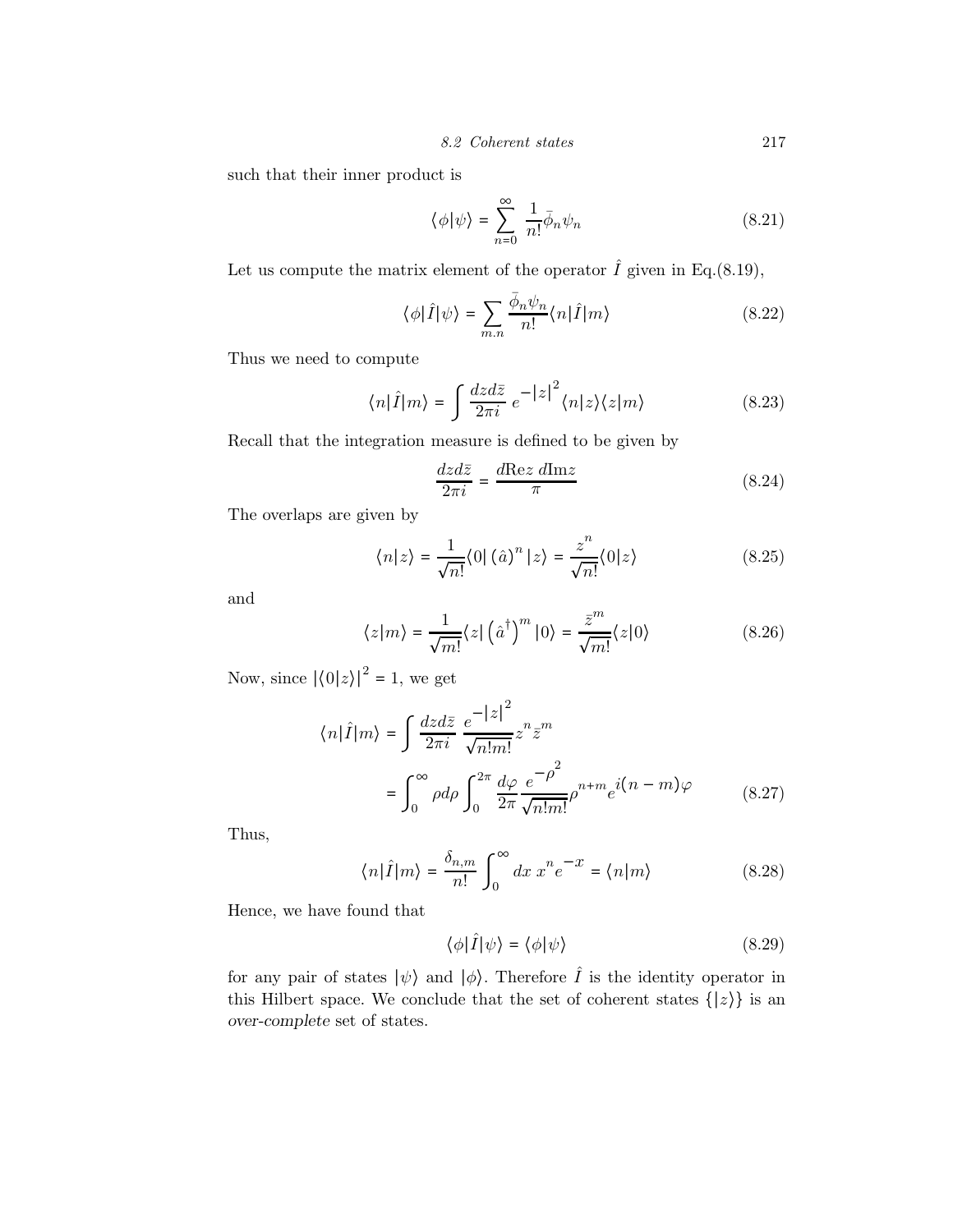such that their inner product is

$$
\langle \phi | \psi \rangle = \sum_{n=0}^{\infty} \frac{1}{n!} \bar{\phi}_n \psi_n \tag{8.21}
$$

Let us compute the matrix element of the operator $\hat{I}$ given in Eq.(8.19),

$$
\langle \phi | \hat{I} | \psi \rangle = \sum_{m,n} \frac{\bar{\phi}_n \psi_n}{n!} \langle n | \hat{I} | m \rangle \tag{8.22}
$$

Thus we need to compute

$$
\langle n | \hat{I} | m \rangle = \int \frac{dz d\bar{z}}{2\pi i} \, e^{-|z|^2} \langle n | z \rangle \langle z | m \rangle \tag{8.23}
$$

Recall that the integration measure is defined to be given by

$$
\frac{dz d\bar{z}}{2\pi i} = \frac{d\text{Re}z \; d\text{Im}z}{\pi} \tag{8.24}
$$

The overlaps are given by

$$
\langle n | z \rangle = \frac{1}{\sqrt{n!}} \langle 0 | \left( \hat{a} \right)^n | z \rangle = \frac{z^n}{\sqrt{n!}} \langle 0 | z \rangle \tag{8.25}
$$

and

$$
\langle z | m \rangle = \frac{1}{\sqrt{m!}} \langle z | \left( \hat{a}^\dagger \right)^m | 0 \rangle = \frac{\bar{z}^m}{\sqrt{m!}} \langle z | 0 \rangle \tag{8.26}
$$

Now, since $|\langle 0 | z \rangle|^2 = 1$, we get

$$
\begin{aligned}
\langle n | \hat{I} | m \rangle &= \int \frac{dz d\bar{z}}{2\pi i} \, \frac{e^{-|z|^2}}{\sqrt{n! m!}} z^n \bar{z}^m \\
&= \int_0^\infty \rho d\rho \int_0^{2\pi} \frac{d\varphi}{2\pi} \frac{e^{-\rho^2}}{\sqrt{n! m!}} \rho^{n+m} e^{i(n-m)\varphi}
\end{aligned} \tag{8.27}
$$

Thus,

$$
\langle n | \hat{I} | m \rangle = \frac{\delta_{n,m}}{n!} \int_0^\infty dx \; x^n e^{-x} = \langle n | m \rangle \tag{8.28}
$$

Hence, we have found that

$$
\langle \phi | \hat{I} | \psi \rangle = \langle \phi | \psi \rangle \tag{8.29}
$$

for any pair of states $|\psi\rangle$ and $|\phi\rangle$. Therefore $\hat{I}$ is the identity operator in this Hilbert space. We conclude that the set of coherent states $\{|z\rangle\}$ is an *over-complete* set of states.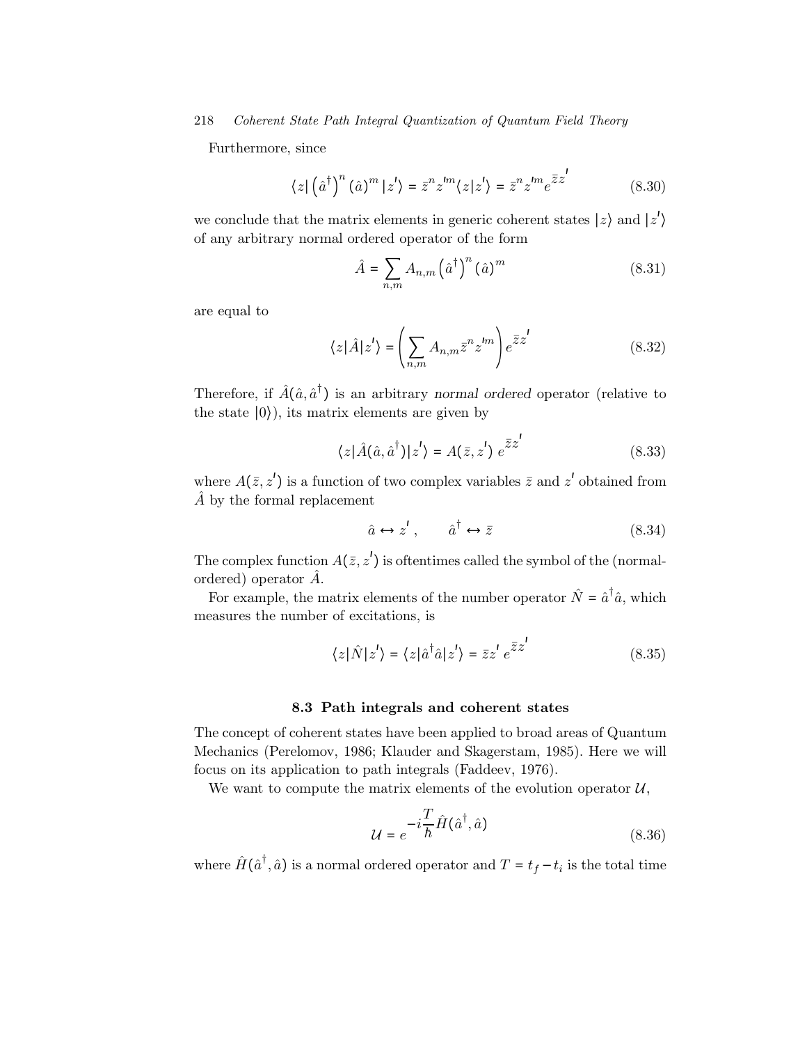Furthermore, since

$$\langle z| \left(\hat{a}^\dagger\right)^n (\hat{a})^m |z'\rangle = \bar{z}^n z'^m \langle z|z'\rangle = \bar{z}^n z'^m e^{\bar{z}z'} \tag{8.30}$$

we conclude that the matrix elements in generic coherent states $|z\rangle$ and $|z'\rangle$ of any arbitrary normal ordered operator of the form

$$\hat{A} = \sum_{n,m} A_{n,m} \left(\hat{a}^\dagger\right)^n (\hat{a})^m \tag{8.31}$$

are equal to

$$\langle z|\hat{A}|z'\rangle = \left(\sum_{n,m} A_{n,m} \bar{z}^n z'^m\right) e^{\bar{z}z'} \tag{8.32}$$

Therefore, if $\hat{A}(\hat{a}, \hat{a}^\dagger)$ is an arbitrary *normal ordered* operator (relative to the state $|0\rangle$), its matrix elements are given by

$$\langle z|\hat{A}(\hat{a}, \hat{a}^\dagger)|z'\rangle = A(\bar{z}, z')\, e^{\bar{z}z'} \tag{8.33}$$

where $A(\bar{z}, z')$ is a function of two complex variables $\bar{z}$ and $z'$ obtained from $\hat{A}$ by the formal replacement

$$\hat{a} \leftrightarrow z', \qquad \hat{a}^\dagger \leftrightarrow \bar{z} \tag{8.34}$$

The complex function $A(\bar{z}, z')$ is oftentimes called the symbol of the (normal-ordered) operator $\hat{A}$.

For example, the matrix elements of the number operator $\hat{N} = \hat{a}^\dagger \hat{a}$, which measures the number of excitations, is

$$\langle z|\hat{N}|z'\rangle = \langle z|\hat{a}^\dagger \hat{a}|z'\rangle = \bar{z}z'\, e^{\bar{z}z'} \tag{8.35}$$

### 8.3 Path integrals and coherent states

The concept of coherent states have been applied to broad areas of Quantum Mechanics (Perelomov, 1986; Klauder and Skagerstam, 1985). Here we will focus on its application to path integrals (Faddeev, 1976).

We want to compute the matrix elements of the evolution operator $\mathcal{U}$,

$$\mathcal{U} = e^{-i\frac{T}{\hbar}\hat{H}(\hat{a}^\dagger, \hat{a})} \tag{8.36}$$

where $\hat{H}(\hat{a}^\dagger, \hat{a})$ is a normal ordered operator and $T = t_f - t_i$ is the total time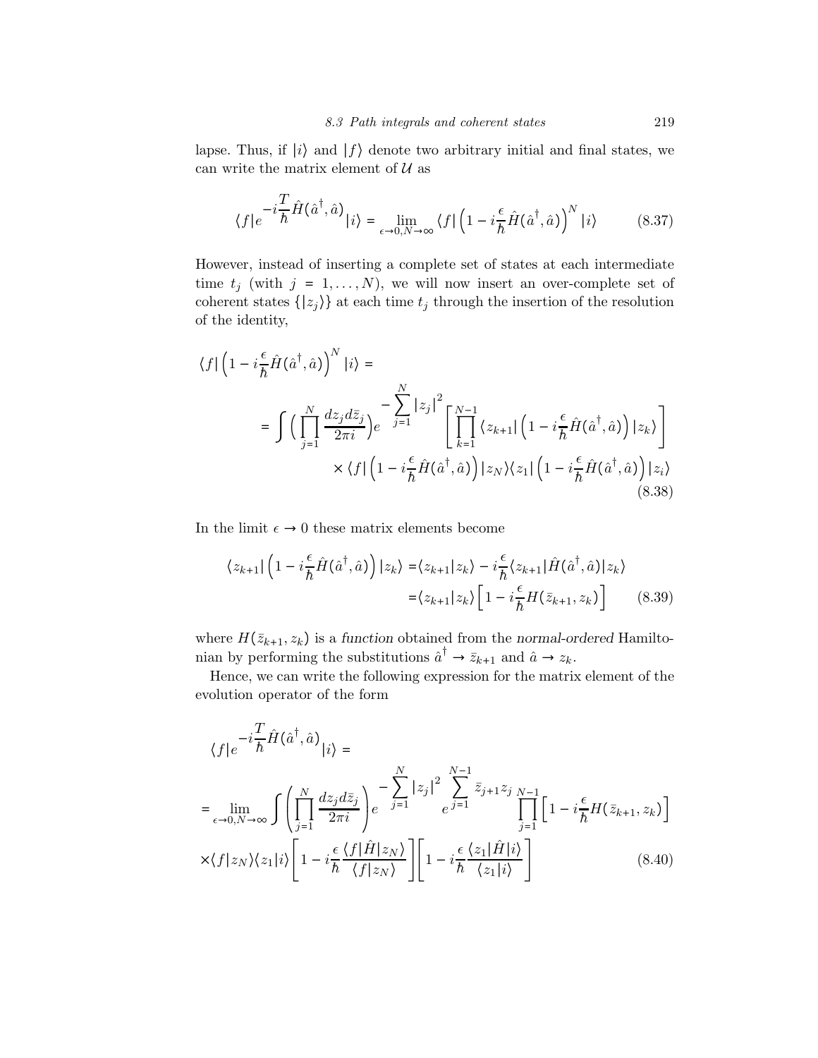lapse. Thus, if $|i\rangle$ and $|f\rangle$ denote two arbitrary initial and final states, we can write the matrix element of $\mathcal{U}$ as

$$\langle f| e^{-i\frac{T}{\hbar}\hat{H}(\hat{a}^\dagger, \hat{a})} |i\rangle = \lim_{\epsilon\to 0, N\to\infty} \langle f| \left(1 - i\frac{\epsilon}{\hbar}\hat{H}(\hat{a}^\dagger, \hat{a})\right)^N |i\rangle \tag{8.37}$$

However, instead of inserting a complete set of states at each intermediate time $t_j$ (with $j = 1, \ldots, N$), we will now insert an over-complete set of coherent states $\{|z_j\rangle\}$ at each time $t_j$ through the insertion of the resolution of the identity,

$$\begin{aligned}
\langle f| \left(1 - i\frac{\epsilon}{\hbar}\hat{H}(\hat{a}^\dagger, \hat{a})\right)^N |i\rangle = \\
= \int \Big( \prod_{j=1}^N \frac{dz_j d\bar{z}_j}{2\pi i} \Big) e^{-\sum_{j=1}^N |z_j|^2} \left[ \prod_{k=1}^{N-1} \langle z_{k+1}| \left(1 - i\frac{\epsilon}{\hbar}\hat{H}(\hat{a}^\dagger, \hat{a})\right) |z_k\rangle \right] \\
\times \langle f| \left(1 - i\frac{\epsilon}{\hbar}\hat{H}(\hat{a}^\dagger, \hat{a})\right) |z_N\rangle \langle z_1| \left(1 - i\frac{\epsilon}{\hbar}\hat{H}(\hat{a}^\dagger, \hat{a})\right) |z_i\rangle
\end{aligned} \tag{8.38}$$

In the limit $\epsilon \to 0$ these matrix elements become

$$\begin{aligned}
\langle z_{k+1}| \left(1 - i\frac{\epsilon}{\hbar}\hat{H}(\hat{a}^\dagger, \hat{a})\right) |z_k\rangle &= \langle z_{k+1}|z_k\rangle - i\frac{\epsilon}{\hbar}\langle z_{k+1}|\hat{H}(\hat{a}^\dagger, \hat{a})|z_k\rangle \\
&= \langle z_{k+1}|z_k\rangle \Big[ 1 - i\frac{\epsilon}{\hbar} H(\bar{z}_{k+1}, z_k) \Big]
\end{aligned} \tag{8.39}$$

where $H(\bar{z}_{k+1}, z_k)$ is a *function* obtained from the *normal-ordered* Hamiltonian by performing the substitutions $\hat{a}^\dagger \to \bar{z}_{k+1}$ and $\hat{a} \to z_k$.

Hence, we can write the following expression for the matrix element of the evolution operator of the form

$$\begin{aligned}
&\langle f| e^{-i\frac{T}{\hbar}\hat{H}(\hat{a}^\dagger, \hat{a})} |i\rangle = \\
&= \lim_{\epsilon\to 0, N\to\infty} \int \left( \prod_{j=1}^N \frac{dz_j d\bar{z}_j}{2\pi i} \right) e^{-\sum_{j=1}^N |z_j|^2} e^{\sum_{j=1}^{N-1} \bar{z}_{j+1} z_j} \prod_{j=1}^{N-1} \Big[ 1 - i\frac{\epsilon}{\hbar} H(\bar{z}_{k+1}, z_k) \Big] \\
&\times \langle f|z_N\rangle \langle z_1|i\rangle \left[ 1 - i\frac{\epsilon}{\hbar} \frac{\langle f|\hat{H}|z_N\rangle}{\langle f|z_N\rangle} \right] \left[ 1 - i\frac{\epsilon}{\hbar} \frac{\langle z_1|\hat{H}|i\rangle}{\langle z_1|i\rangle} \right]
\end{aligned} \tag{8.40}$$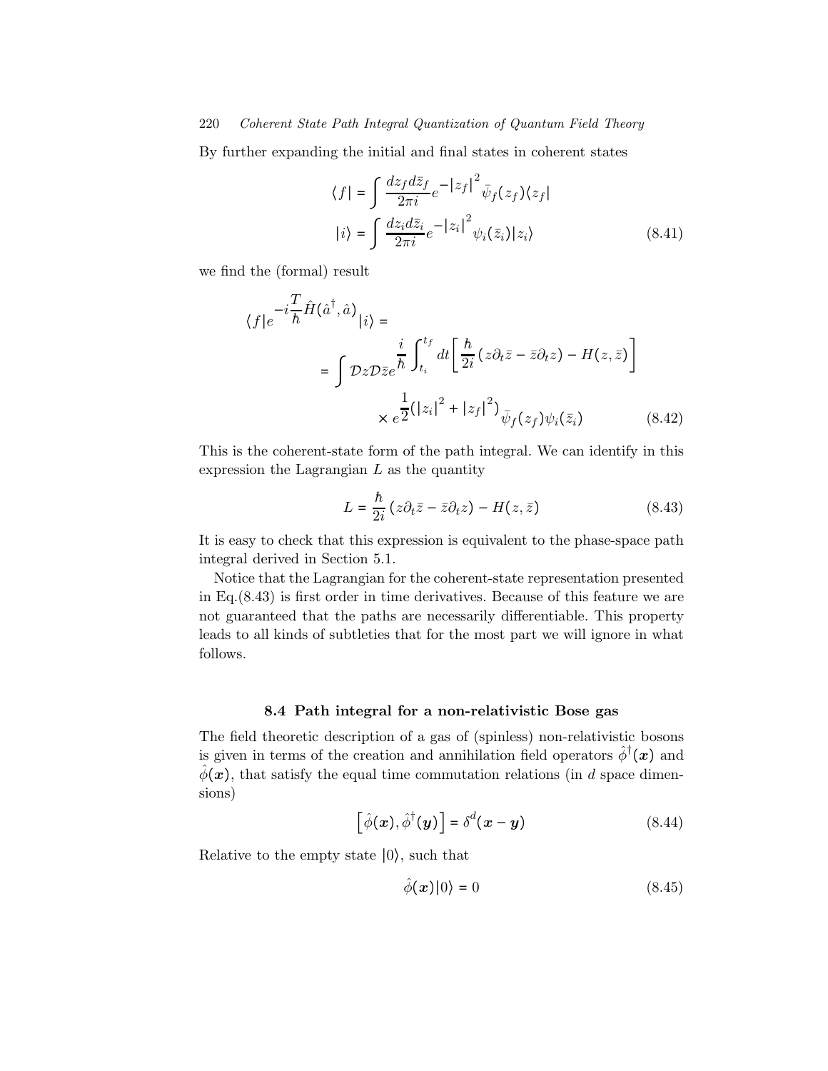By further expanding the initial and final states in coherent states

$$
\begin{aligned}
\langle f| &= \int \frac{dz_f d\bar{z}_f}{2\pi i} e^{-|z_f|^2} \bar{\psi}_f(z_f) \langle z_f| \\
|i\rangle &= \int \frac{dz_i d\bar{z}_i}{2\pi i} e^{-|z_i|^2} \psi_i(\bar{z}_i) |z_i\rangle
\end{aligned}
\tag{8.41}
$$

we find the (formal) result

$$
\begin{aligned}
\langle f| e^{-i\frac{T}{\hbar}\hat{H}(\hat{a}^\dagger, \hat{a})} |i\rangle &= \\
&= \int \mathcal{D}z\mathcal{D}\bar{z} e^{\frac{i}{\hbar}\int_{t_i}^{t_f} dt \left[ \frac{\hbar}{2i}\left(z\partial_t \bar{z} - \bar{z}\partial_t z\right) - H(z, \bar{z})\right]} \\
&\qquad \times e^{\frac{1}{2}\left(|z_i|^2 + |z_f|^2\right)} \bar{\psi}_f(z_f)\psi_i(\bar{z}_i)
\end{aligned}
\tag{8.42}
$$

This is the coherent-state form of the path integral. We can identify in this expression the Lagrangian $L$ as the quantity

$$
L = \frac{\hbar}{2i}\left(z\partial_t \bar{z} - \bar{z}\partial_t z\right) - H(z, \bar{z}) \tag{8.43}
$$

It is easy to check that this expression is equivalent to the phase-space path integral derived in Section 5.1.

Notice that the Lagrangian for the coherent-state representation presented in Eq.(8.43) is first order in time derivatives. Because of this feature we are not guaranteed that the paths are necessarily differentiable. This property leads to all kinds of subtleties that for the most part we will ignore in what follows.

### 8.4 Path integral for a non-relativistic Bose gas

The field theoretic description of a gas of (spinless) non-relativistic bosons is given in terms of the creation and annihilation field operators $\hat{\phi}^\dagger(\boldsymbol{x})$ and $\hat{\phi}(\boldsymbol{x})$, that satisfy the equal time commutation relations (in $d$ space dimensions)

$$
\left[\hat{\phi}(\boldsymbol{x}), \hat{\phi}^\dagger(\boldsymbol{y})\right] = \delta^d(\boldsymbol{x} - \boldsymbol{y}) \tag{8.44}
$$

Relative to the empty state $|0\rangle$, such that

$$
\hat{\phi}(\boldsymbol{x})|0\rangle = 0 \tag{8.45}
$$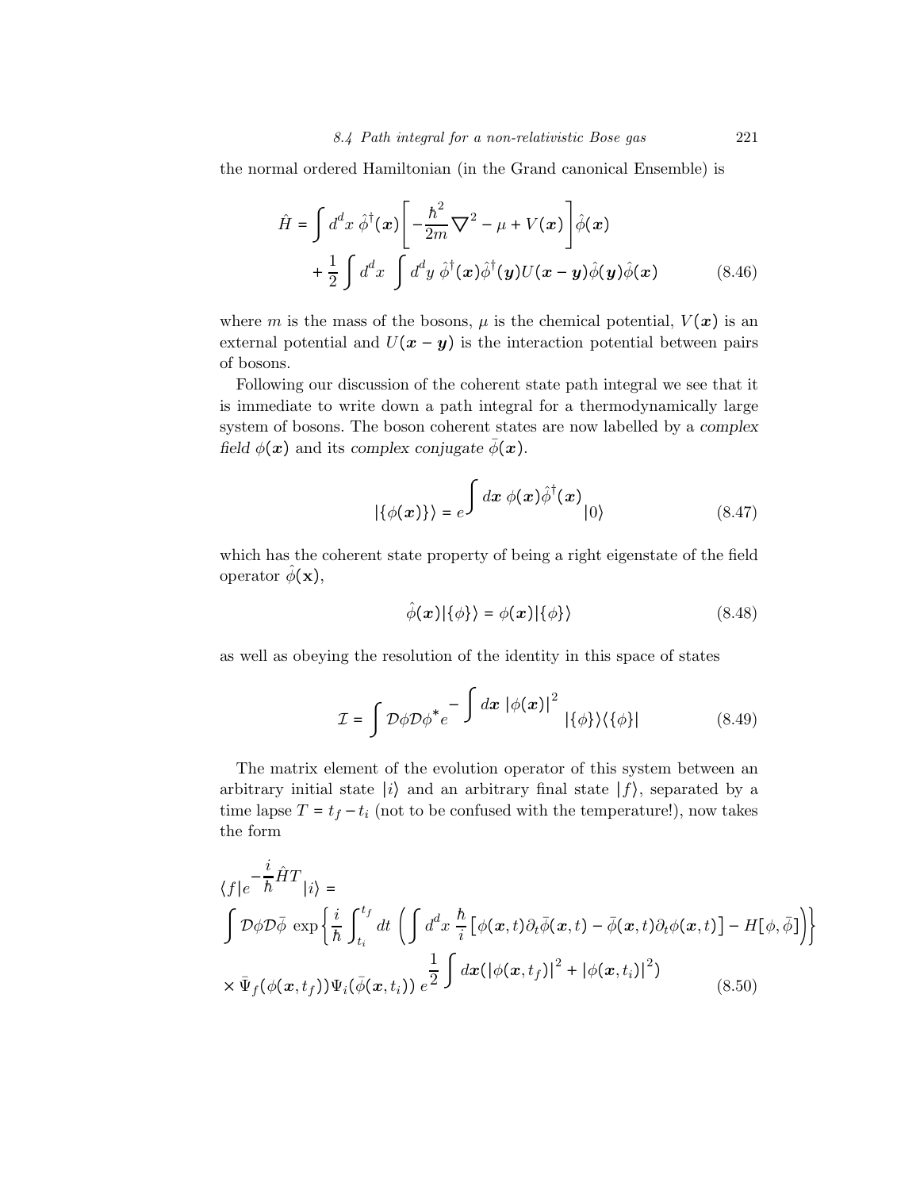the normal ordered Hamiltonian (in the Grand canonical Ensemble) is

$$
\begin{aligned}
\hat{H} = &\int d^d x \; \hat{\phi}^\dagger(\boldsymbol{x}) \left[ -\frac{\hbar^2}{2m} \nabla^2 - \mu + V(\boldsymbol{x}) \right] \hat{\phi}(\boldsymbol{x}) \\
&+ \frac{1}{2} \int d^d x \; \int d^d y \; \hat{\phi}^\dagger(\boldsymbol{x}) \hat{\phi}^\dagger(\boldsymbol{y}) U(\boldsymbol{x}-\boldsymbol{y}) \hat{\phi}(\boldsymbol{y}) \hat{\phi}(\boldsymbol{x})
\end{aligned}
\tag{8.46}
$$

where $m$ is the mass of the bosons, $\mu$ is the chemical potential, $V(\boldsymbol{x})$ is an external potential and $U(\boldsymbol{x}-\boldsymbol{y})$ is the interaction potential between pairs of bosons.

Following our discussion of the coherent state path integral we see that it is immediate to write down a path integral for a thermodynamically large system of bosons. The boson coherent states are now labelled by a *complex field* $\phi(\boldsymbol{x})$ and its *complex conjugate* $\bar{\phi}(\boldsymbol{x})$.

$$
|\{\phi(\boldsymbol{x})\}\rangle = e^{\int d\boldsymbol{x} \; \phi(\boldsymbol{x}) \hat{\phi}^\dagger(\boldsymbol{x})} |0\rangle \tag{8.47}
$$

which has the coherent state property of being a right eigenstate of the field operator $\hat{\phi}(\mathbf{x})$,

$$
\hat{\phi}(\boldsymbol{x}) |\{\phi\}\rangle = \phi(\boldsymbol{x}) |\{\phi\}\rangle \tag{8.48}
$$

as well as obeying the resolution of the identity in this space of states

$$
\mathcal{I} = \int \mathcal{D}\phi \mathcal{D}\phi^* e^{-\int d\boldsymbol{x} \; |\phi(\boldsymbol{x})|^2} |\{\phi\}\rangle \langle \{\phi\}| \tag{8.49}
$$

The matrix element of the evolution operator of this system between an arbitrary initial state $|i\rangle$ and an arbitrary final state $|f\rangle$, separated by a time lapse $T = t_f - t_i$ (not to be confused with the temperature!), now takes the form

$$
\begin{aligned}
&\langle f | e^{-\frac{i}{\hbar} \hat{H} T} | i \rangle = \\
&\int \mathcal{D}\phi \mathcal{D}\bar{\phi} \; \exp\left\{ \frac{i}{\hbar} \int_{t_i}^{t_f} dt \; \left( \int d^d x \; \frac{\hbar}{i} \left[ \phi(\boldsymbol{x},t) \partial_t \bar{\phi}(\boldsymbol{x},t) - \bar{\phi}(\boldsymbol{x},t) \partial_t \phi(\boldsymbol{x},t) \right] - H[\phi, \bar{\phi}] \right) \right\} \\
&\times \bar{\Psi}_f(\phi(\boldsymbol{x},t_f)) \Psi_i(\bar{\phi}(\boldsymbol{x},t_i)) \; e^{\frac{1}{2} \int d\boldsymbol{x} (|\phi(\boldsymbol{x},t_f)|^2 + |\phi(\boldsymbol{x},t_i)|^2)}
\end{aligned}
\tag{8.50}
$$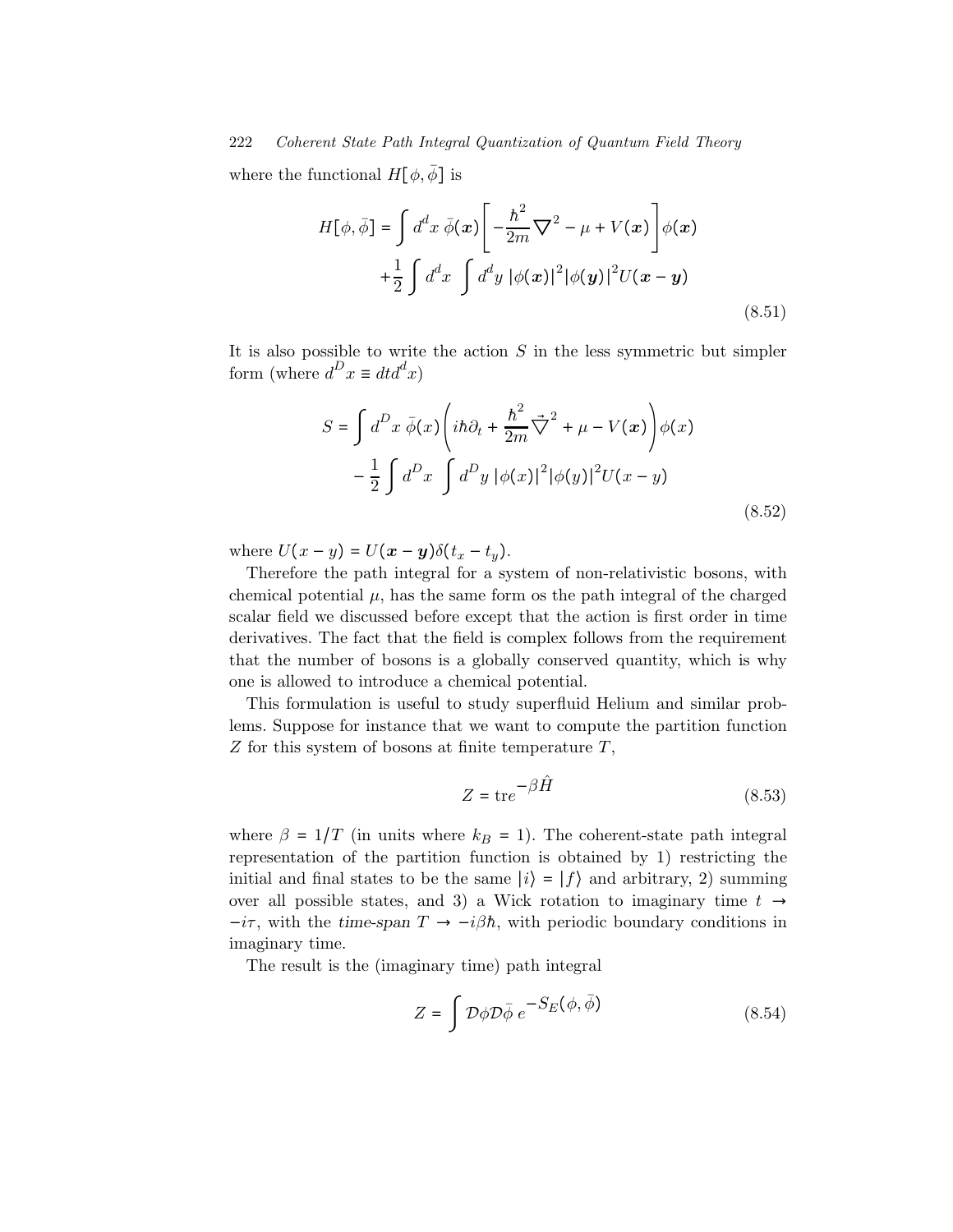where the functional $H[\phi, \bar{\phi}]$ is

$$H[\phi, \bar{\phi}] = \int d^d x \; \bar{\phi}(\boldsymbol{x}) \left[ -\frac{\hbar^2}{2m} \nabla^2 - \mu + V(\boldsymbol{x}) \right] \phi(\boldsymbol{x}) + \frac{1}{2} \int d^d x \; \int d^d y \; |\phi(\boldsymbol{x})|^2 |\phi(\boldsymbol{y})|^2 U(\boldsymbol{x} - \boldsymbol{y}) \tag{8.51}$$

It is also possible to write the action $S$ in the less symmetric but simpler form (where $d^D x \equiv dt d^d x$)

$$S = \int d^D x \; \bar{\phi}(x) \left( i\hbar \partial_t + \frac{\hbar^2}{2m} \vec{\nabla}^2 + \mu - V(\boldsymbol{x}) \right) \phi(x) - \frac{1}{2} \int d^D x \; \int d^D y \; |\phi(x)|^2 |\phi(y)|^2 U(x - y) \tag{8.52}$$

where $U(x - y) = U(\boldsymbol{x} - \boldsymbol{y}) \delta(t_x - t_y)$.

Therefore the path integral for a system of non-relativistic bosons, with chemical potential $\mu$, has the same form os the path integral of the charged scalar field we discussed before except that the action is first order in time derivatives. The fact that the field is complex follows from the requirement that the number of bosons is a globally conserved quantity, which is why one is allowed to introduce a chemical potential.

This formulation is useful to study superfluid Helium and similar problems. Suppose for instance that we want to compute the partition function $Z$ for this system of bosons at finite temperature $T$,

$$Z = \text{tr} e^{-\beta \hat{H}} \tag{8.53}$$

where $\beta = 1/T$ (in units where $k_B = 1$). The coherent-state path integral representation of the partition function is obtained by 1) restricting the initial and final states to be the same $|i\rangle = |f\rangle$ and arbitrary, 2) summing over all possible states, and 3) a Wick rotation to imaginary time $t \to -i\tau$, with the *time-span* $T \to -i\beta\hbar$, with periodic boundary conditions in imaginary time.

The result is the (imaginary time) path integral

$$Z = \int \mathcal{D}\phi \mathcal{D}\bar{\phi} \; e^{-S_E(\phi, \bar{\phi})} \tag{8.54}$$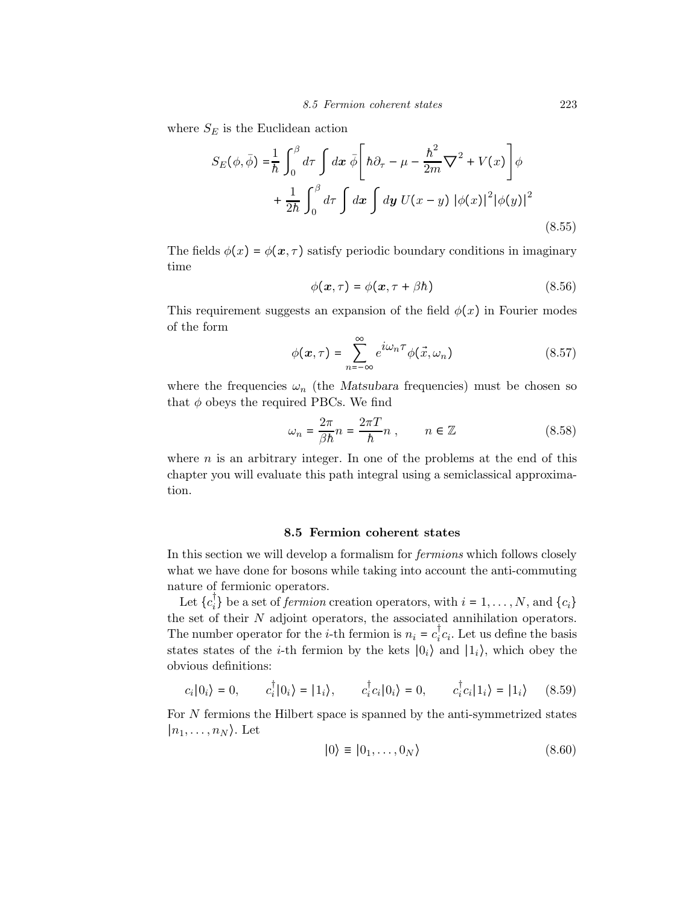where $S_E$ is the Euclidean action

$$S_E(\phi, \bar{\phi}) = \frac{1}{\hbar}\int_0^\beta d\tau \int d\boldsymbol{x}\, \bar{\phi}\left[\hbar\partial_\tau - \mu - \frac{\hbar^2}{2m}\nabla^2 + V(x)\right]\phi + \frac{1}{2\hbar}\int_0^\beta d\tau \int d\boldsymbol{x} \int d\boldsymbol{y}\, U(x-y)\, |\phi(x)|^2 |\phi(y)|^2 \tag{8.55}$$

The fields $\phi(x) = \phi(\boldsymbol{x}, \tau)$ satisfy periodic boundary conditions in imaginary time

$$\phi(\boldsymbol{x}, \tau) = \phi(\boldsymbol{x}, \tau + \beta\hbar) \tag{8.56}$$

This requirement suggests an expansion of the field $\phi(x)$ in Fourier modes of the form

$$\phi(\boldsymbol{x}, \tau) = \sum_{n=-\infty}^{\infty} e^{i\omega_n \tau} \phi(\vec{x}, \omega_n) \tag{8.57}$$

where the frequencies $\omega_n$ (the *Matsubara* frequencies) must be chosen so that $\phi$ obeys the required PBCs. We find

$$\omega_n = \frac{2\pi}{\beta\hbar} n = \frac{2\pi T}{\hbar} n\,, \qquad n \in \mathbb{Z} \tag{8.58}$$

where $n$ is an arbitrary integer. In one of the problems at the end of this chapter you will evaluate this path integral using a semiclassical approximation.

## 8.5 Fermion coherent states

In this section we will develop a formalism for *fermions* which follows closely what we have done for bosons while taking into account the anti-commuting nature of fermionic operators.

Let $\{c_i^\dagger\}$ be a set of *fermion* creation operators, with $i = 1, \ldots, N$, and $\{c_i\}$ the set of their $N$ adjoint operators, the associated annihilation operators. The number operator for the $i$-th fermion is $n_i = c_i^\dagger c_i$. Let us define the basis states states of the $i$-th fermion by the kets $|0_i\rangle$ and $|1_i\rangle$, which obey the obvious definitions:

$$c_i|0_i\rangle = 0, \qquad c_i^\dagger|0_i\rangle = |1_i\rangle, \qquad c_i^\dagger c_i|0_i\rangle = 0, \qquad c_i^\dagger c_i|1_i\rangle = |1_i\rangle \tag{8.59}$$

For $N$ fermions the Hilbert space is spanned by the anti-symmetrized states $|n_1, \ldots, n_N\rangle$. Let

$$|0\rangle \equiv |0_1, \ldots, 0_N\rangle \tag{8.60}$$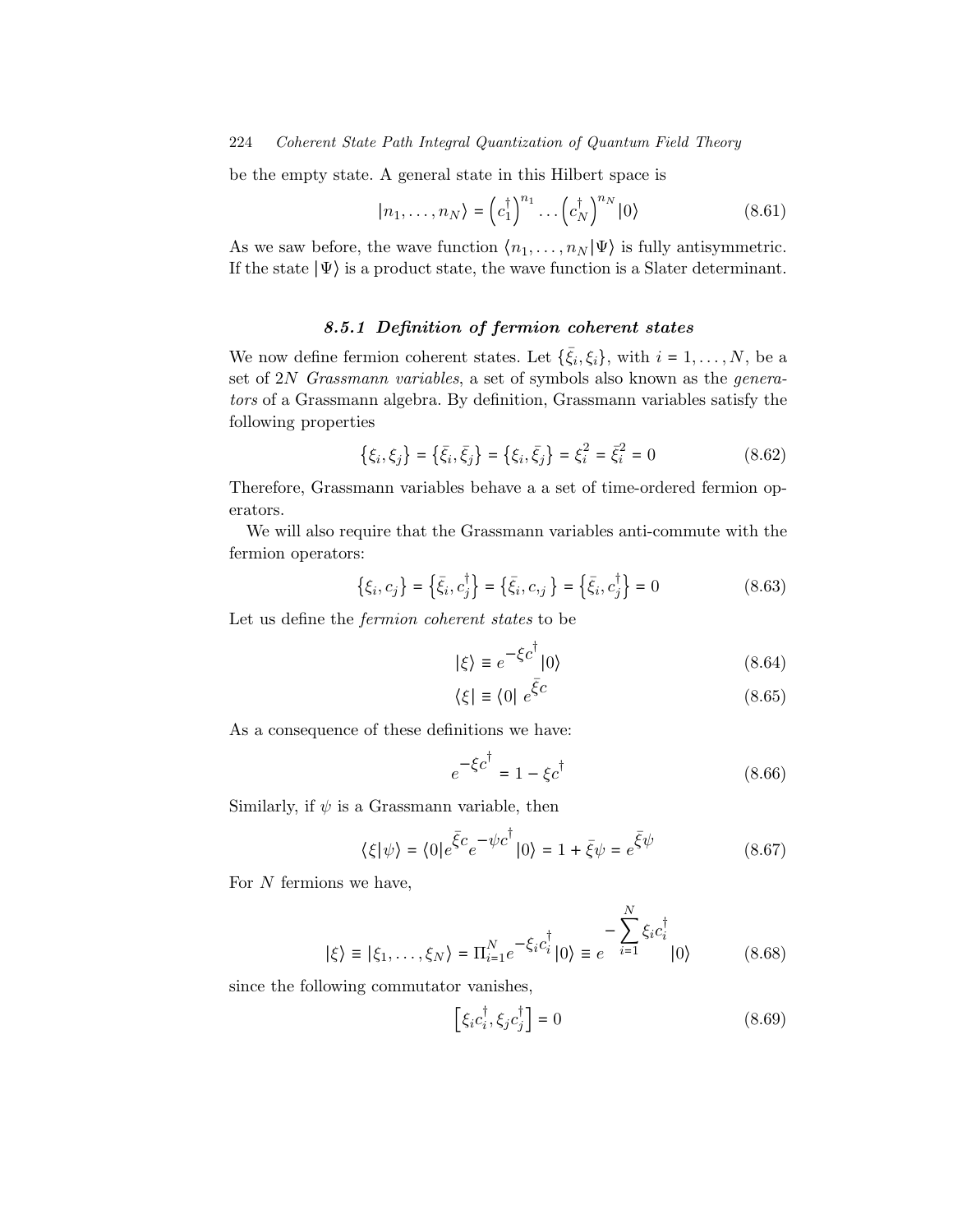be the empty state. A general state in this Hilbert space is

$$|n_1, \dots, n_N\rangle = \left(c_1^\dagger\right)^{n_1} \dots \left(c_N^\dagger\right)^{n_N} |0\rangle \tag{8.61}$$

As we saw before, the wave function $\langle n_1, \dots, n_N | \Psi\rangle$ is fully antisymmetric. If the state $|\Psi\rangle$ is a product state, the wave function is a Slater determinant.

### *8.5.1 Definition of fermion coherent states*

We now define fermion coherent states. Let $\{\bar{\xi}_i, \xi_i\}$, with $i = 1, \dots, N$, be a set of $2N$ *Grassmann variables*, a set of symbols also known as the *generators* of a Grassmann algebra. By definition, Grassmann variables satisfy the following properties

$$\{\xi_i, \xi_j\} = \{\bar{\xi}_i, \bar{\xi}_j\} = \{\xi_i, \bar{\xi}_j\} = \xi_i^2 = \bar{\xi}_i^2 = 0 \tag{8.62}$$

Therefore, Grassmann variables behave a a set of time-ordered fermion operators.

We will also require that the Grassmann variables anti-commute with the fermion operators:

$$\{\xi_i, c_j\} = \{\bar{\xi}_i, c_j^\dagger\} = \{\bar{\xi}_i, c_{,j}\} = \{\bar{\xi}_i, c_j^\dagger\} = 0 \tag{8.63}$$

Let us define the *fermion coherent states* to be

$$|\xi\rangle \equiv e^{-\xi c^\dagger} |0\rangle \tag{8.64}$$

$$\langle\xi| \equiv \langle 0|\, e^{\bar{\xi} c} \tag{8.65}$$

As a consequence of these definitions we have:

$$e^{-\xi c^\dagger} = 1 - \xi c^\dagger \tag{8.66}$$

Similarly, if $\psi$ is a Grassmann variable, then

$$\langle\xi|\psi\rangle = \langle 0| e^{\bar{\xi} c} e^{-\psi c^\dagger} |0\rangle = 1 + \bar{\xi}\psi = e^{\bar{\xi}\psi} \tag{8.67}$$

For $N$ fermions we have,

$$|\xi\rangle \equiv |\xi_1, \dots, \xi_N\rangle = \Pi_{i=1}^N e^{-\xi_i c_i^\dagger} |0\rangle \equiv e^{-\sum_{i=1}^N \xi_i c_i^\dagger} |0\rangle \tag{8.68}$$

since the following commutator vanishes,

$$\left[\xi_i c_i^\dagger, \xi_j c_j^\dagger\right] = 0 \tag{8.69}$$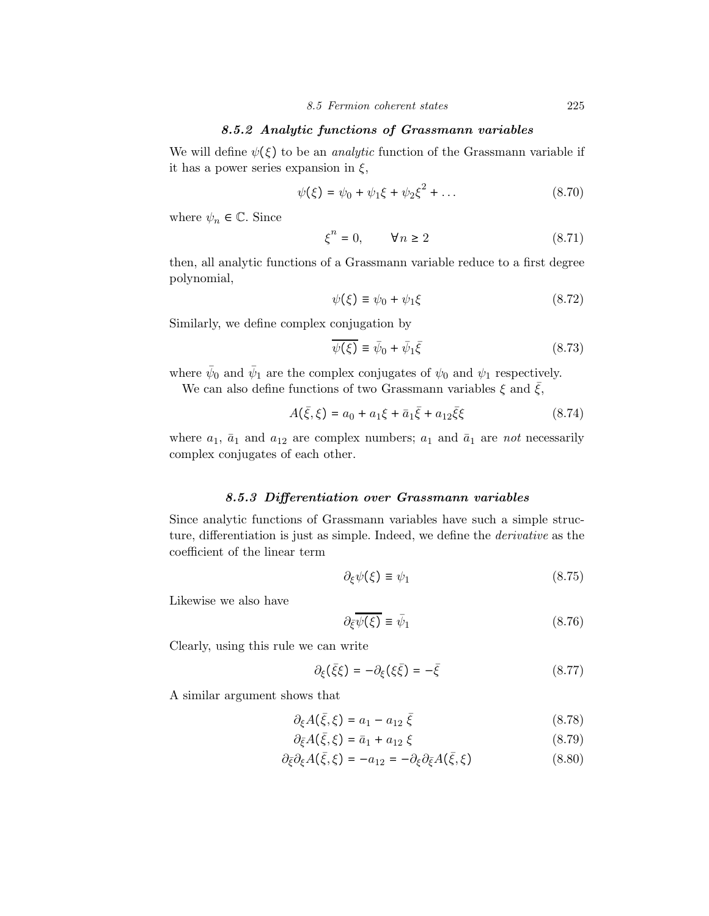### 8.5.2 *Analytic functions of Grassmann variables*

We will define $\psi(\xi)$ to be an *analytic* function of the Grassmann variable if it has a power series expansion in $\xi$,

$$\psi(\xi) = \psi_0 + \psi_1 \xi + \psi_2 \xi^2 + \dots \tag{8.70}$$

where $\psi_n \in \mathbb{C}$. Since

$$\xi^n = 0, \qquad \forall n \geq 2 \tag{8.71}$$

then, all analytic functions of a Grassmann variable reduce to a first degree polynomial,

$$\psi(\xi) \equiv \psi_0 + \psi_1 \xi \tag{8.72}$$

Similarly, we define complex conjugation by

$$\overline{\psi(\xi)} \equiv \bar{\psi}_0 + \bar{\psi}_1 \bar{\xi} \tag{8.73}$$

where $\bar{\psi}_0$ and $\bar{\psi}_1$ are the complex conjugates of $\psi_0$ and $\psi_1$ respectively.

We can also define functions of two Grassmann variables $\xi$ and $\bar{\xi}$,

$$A(\bar{\xi}, \xi) = a_0 + a_1 \xi + \bar{a}_1 \bar{\xi} + a_{12} \bar{\xi} \xi \tag{8.74}$$

where $a_1$, $\bar{a}_1$ and $a_{12}$ are complex numbers; $a_1$ and $\bar{a}_1$ are *not* necessarily complex conjugates of each other.

### 8.5.3 *Differentiation over Grassmann variables*

Since analytic functions of Grassmann variables have such a simple structure, differentiation is just as simple. Indeed, we define the *derivative* as the coefficient of the linear term

$$\partial_\xi \psi(\xi) \equiv \psi_1 \tag{8.75}$$

Likewise we also have

$$\partial_{\bar{\xi}} \overline{\psi(\xi)} \equiv \bar{\psi}_1 \tag{8.76}$$

Clearly, using this rule we can write

$$\partial_\xi (\bar{\xi} \xi) = -\partial_\xi (\xi \bar{\xi}) = -\bar{\xi} \tag{8.77}$$

A similar argument shows that

$$\partial_\xi A(\bar{\xi}, \xi) = a_1 - a_{12} \, \bar{\xi} \tag{8.78}$$

$$\partial_{\bar{\xi}} A(\bar{\xi}, \xi) = \bar{a}_1 + a_{12} \, \xi \tag{8.79}$$

$$\partial_{\bar{\xi}} \partial_\xi A(\bar{\xi}, \xi) = -a_{12} = -\partial_\xi \partial_{\bar{\xi}} A(\bar{\xi}, \xi) \tag{8.80}$$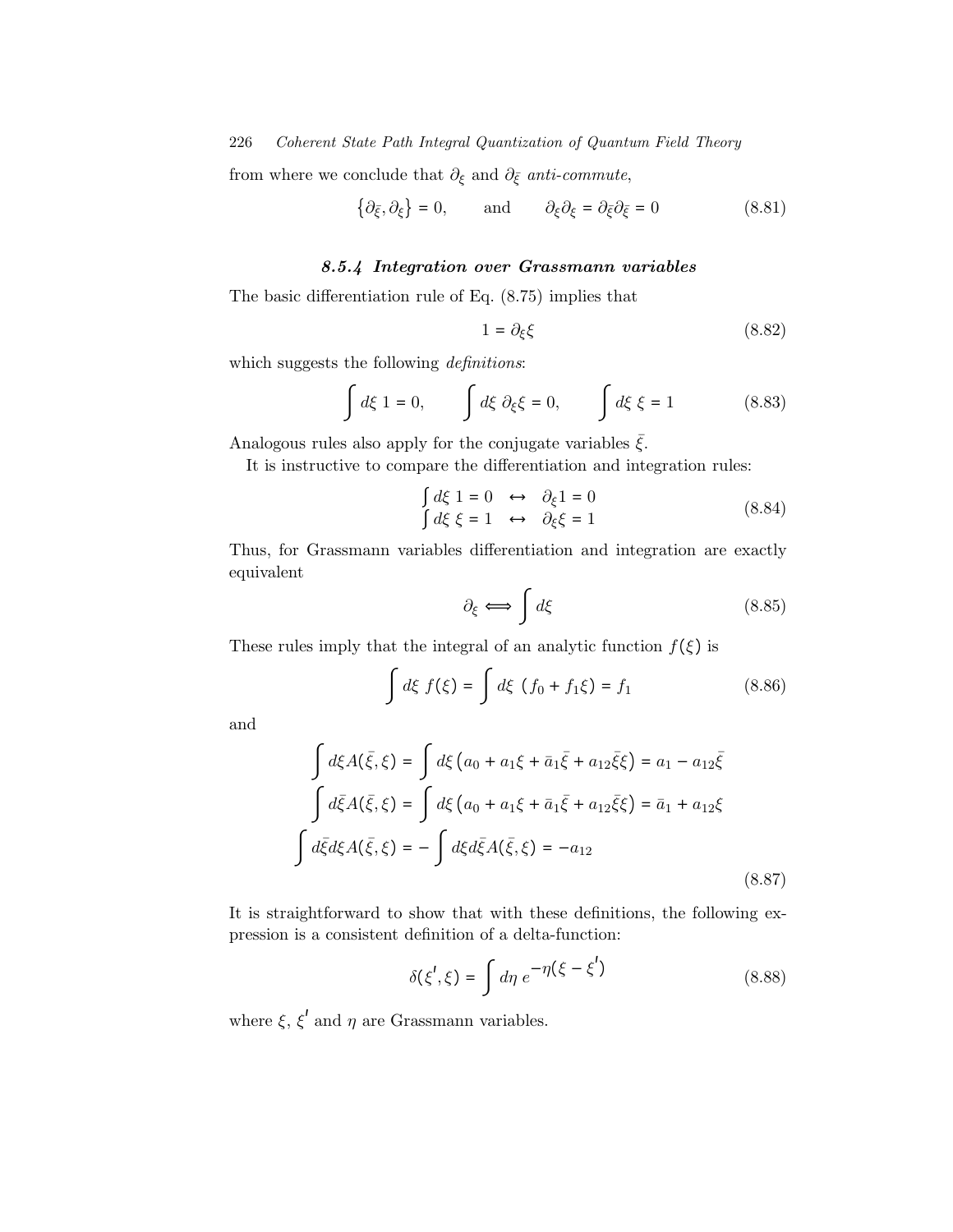from where we conclude that $\partial_\xi$ and $\partial_{\bar{\xi}}$ *anti-commute*,

$$\left\{\partial_{\bar{\xi}}, \partial_\xi\right\} = 0, \qquad \text{and} \qquad \partial_\xi \partial_\xi = \partial_{\bar{\xi}} \partial_{\bar{\xi}} = 0 \tag{8.81}$$

### 8.5.4 Integration over Grassmann variables

The basic differentiation rule of Eq. (8.75) implies that

$$1 = \partial_\xi \xi \tag{8.82}$$

which suggests the following *definitions*:

$$\int d\xi \; 1 = 0, \qquad \int d\xi \; \partial_\xi \xi = 0, \qquad \int d\xi \; \xi = 1 \tag{8.83}$$

Analogous rules also apply for the conjugate variables $\bar{\xi}$.

It is instructive to compare the differentiation and integration rules:

$$\begin{array}{lll} \int d\xi \; 1 = 0 & \leftrightarrow & \partial_\xi 1 = 0 \\ \int d\xi \; \xi = 1 & \leftrightarrow & \partial_\xi \xi = 1 \end{array} \tag{8.84}$$

Thus, for Grassmann variables differentiation and integration are exactly equivalent

$$\partial_\xi \Longleftrightarrow \int d\xi \tag{8.85}$$

These rules imply that the integral of an analytic function $f(\xi)$ is

$$\int d\xi \; f(\xi) = \int d\xi \; (f_0 + f_1 \xi) = f_1 \tag{8.86}$$

and

$$\begin{aligned} \int d\xi A(\bar{\xi}, \xi) &= \int d\xi \left(a_0 + a_1 \xi + \bar{a}_1 \bar{\xi} + a_{12} \bar{\xi} \xi\right) = a_1 - a_{12} \bar{\xi} \\ \int d\bar{\xi} A(\bar{\xi}, \xi) &= \int d\xi \left(a_0 + a_1 \xi + \bar{a}_1 \bar{\xi} + a_{12} \bar{\xi} \xi\right) = \bar{a}_1 + a_{12} \xi \\ \int d\bar{\xi} d\xi A(\bar{\xi}, \xi) &= -\int d\xi d\bar{\xi} A(\bar{\xi}, \xi) = -a_{12} \end{aligned} \tag{8.87}$$

It is straightforward to show that with these definitions, the following expression is a consistent definition of a delta-function:

$$\delta(\xi', \xi) = \int d\eta \; e^{-\eta(\xi - \xi')} \tag{8.88}$$

where $\xi$, $\xi'$ and $\eta$ are Grassmann variables.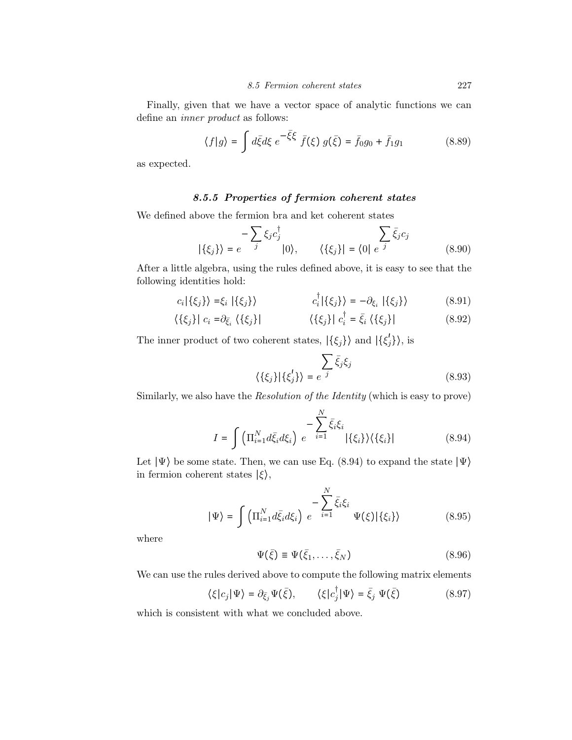Finally, given that we have a vector space of analytic functions we can define an *inner product* as follows:

$$\langle f|g\rangle = \int d\bar{\xi}d\xi \; e^{-\bar{\xi}\xi} \; \bar{f}(\xi) \; g(\bar{\xi}) = \bar{f}_0 g_0 + \bar{f}_1 g_1 \tag{8.89}$$

as expected.

### 8.5.5 Properties of fermion coherent states

We defined above the fermion bra and ket coherent states

$$|\{\xi_j\}\rangle = e^{-\sum_j \xi_j c_j^\dagger}|0\rangle, \qquad \langle\{\xi_j\}| = \langle 0| \; e^{\sum_j \bar{\xi}_j c_j} \tag{8.90}$$

After a little algebra, using the rules defined above, it is easy to see that the following identities hold:

$$c_i|\{\xi_j\}\rangle = \xi_i \; |\{\xi_j\}\rangle \qquad\qquad c_i^\dagger|\{\xi_j\}\rangle = -\partial_{\xi_i} \; |\{\xi_j\}\rangle \tag{8.91}$$

$$\langle\{\xi_j\}| \; c_i = \partial_{\bar{\xi}_i} \; \langle\{\xi_j\}| \qquad\qquad \langle\{\xi_j\}| \; c_i^\dagger = \bar{\xi}_i \; \langle\{\xi_j\}| \tag{8.92}$$

The inner product of two coherent states, $|\{\xi_j\}\rangle$ and $|\{\xi_j'\}\rangle$, is

$$\langle\{\xi_j\}|\{\xi_j'\}\rangle = e^{\sum_j \bar{\xi}_j \xi_j} \tag{8.93}$$

Similarly, we also have the *Resolution of the Identity* (which is easy to prove)

$$I = \int \left(\Pi_{i=1}^N d\bar{\xi}_i d\xi_i\right) \; e^{-\sum_{i=1}^N \bar{\xi}_i \xi_i} \; |\{\xi_i\}\rangle\langle\{\xi_i\}| \tag{8.94}$$

Let $|\Psi\rangle$ be some state. Then, we can use Eq. (8.94) to expand the state $|\Psi\rangle$ in fermion coherent states $|\xi\rangle$,

$$|\Psi\rangle = \int \left(\Pi_{i=1}^N d\bar{\xi}_i d\xi_i\right) \; e^{-\sum_{i=1}^N \bar{\xi}_i \xi_i} \; \Psi(\xi)|\{\xi_i\}\rangle \tag{8.95}$$

where

$$\Psi(\bar{\xi}) \equiv \Psi(\bar{\xi}_1, \ldots, \bar{\xi}_N) \tag{8.96}$$

We can use the rules derived above to compute the following matrix elements

$$\langle\xi|c_j|\Psi\rangle = \partial_{\bar{\xi}_j} \Psi(\bar{\xi}), \qquad \langle\xi|c_j^\dagger|\Psi\rangle = \bar{\xi}_j \; \Psi(\bar{\xi}) \tag{8.97}$$

which is consistent with what we concluded above.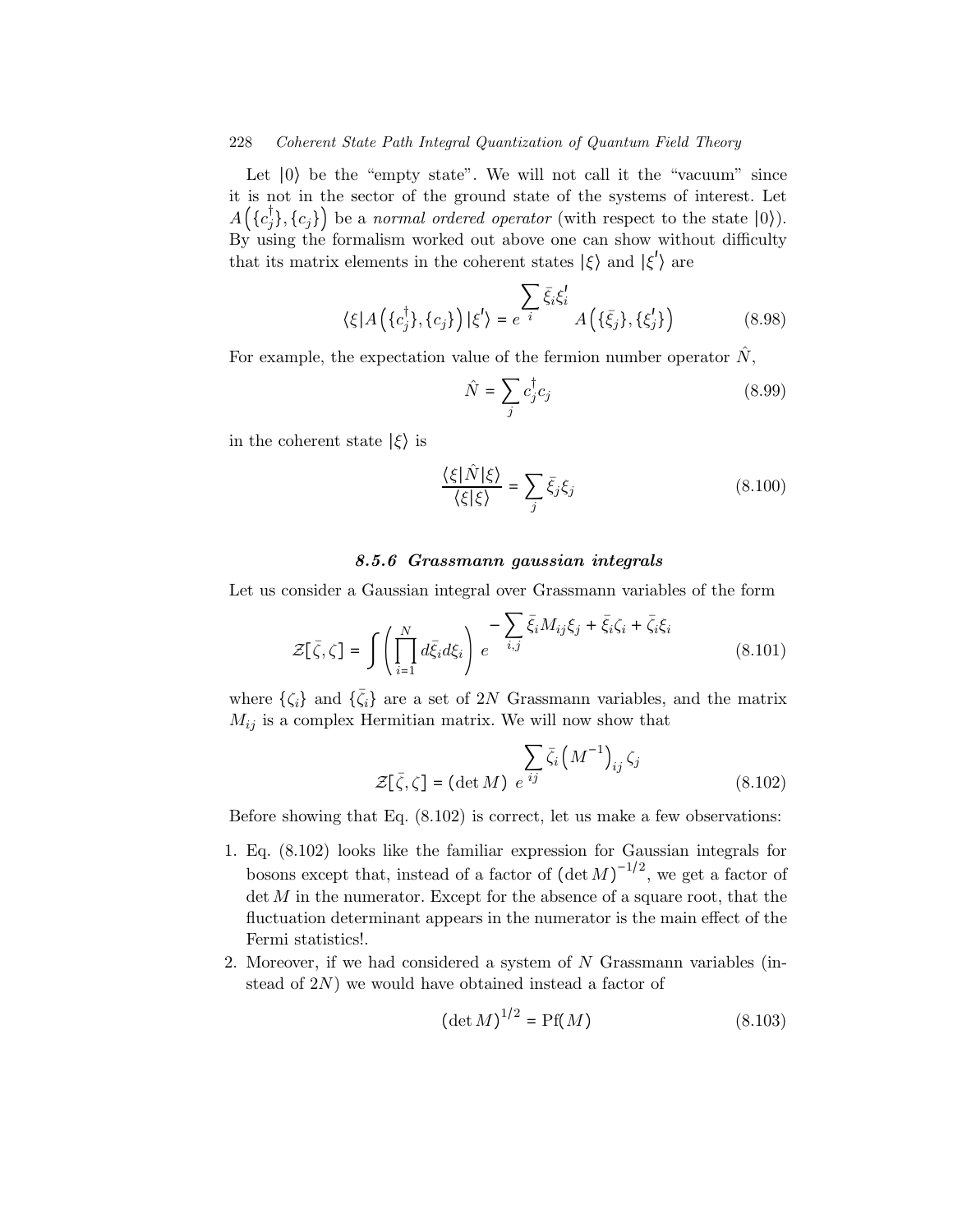Let $|0\rangle$ be the "empty state". We will not call it the "vacuum" since it is not in the sector of the ground state of the systems of interest. Let $A\left(\{c_j^\dagger\},\{c_j\}\right)$ be a *normal ordered operator* (with respect to the state $|0\rangle$). By using the formalism worked out above one can show without difficulty that its matrix elements in the coherent states $|\xi\rangle$ and $|\xi'\rangle$ are

$$
\langle\xi|A\left(\{c_j^\dagger\},\{c_j\}\right)|\xi'\rangle = e^{\displaystyle\sum_i \bar{\xi}_i\xi_i'} A\left(\{\bar{\xi}_j\},\{\xi_j'\}\right) \tag{8.98}
$$

For example, the expectation value of the fermion number operator $\hat{N}$,

$$
\hat{N} = \sum_j c_j^\dagger c_j \tag{8.99}
$$

in the coherent state $|\xi\rangle$ is

$$
\frac{\langle\xi|\hat{N}|\xi\rangle}{\langle\xi|\xi\rangle} = \sum_j \bar{\xi}_j\xi_j \tag{8.100}
$$

### *8.5.6 Grassmann gaussian integrals*

Let us consider a Gaussian integral over Grassmann variables of the form

$$
\mathcal{Z}[\bar{\zeta},\zeta] = \int\left(\prod_{i=1}^N d\bar{\xi}_i d\xi_i\right) e^{\displaystyle -\sum_{i,j}\bar{\xi}_i M_{ij}\xi_j + \bar{\xi}_i\zeta_i + \bar{\zeta}_i\xi_i} \tag{8.101}
$$

where $\{\zeta_i\}$ and $\{\bar{\zeta}_i\}$ are a set of $2N$ Grassmann variables, and the matrix $M_{ij}$ is a complex Hermitian matrix. We will now show that

$$
\mathcal{Z}[\bar{\zeta},\zeta] = (\det M)\; e^{\displaystyle\sum_{ij}\bar{\zeta}_i\left(M^{-1}\right)_{ij}\zeta_j} \tag{8.102}
$$

Before showing that Eq. (8.102) is correct, let us make a few observations:

1. Eq. (8.102) looks like the familiar expression for Gaussian integrals for bosons except that, instead of a factor of $(\det M)^{-1/2}$, we get a factor of $\det M$ in the numerator. Except for the absence of a square root, that the fluctuation determinant appears in the numerator is the main effect of the Fermi statistics!.
2. Moreover, if we had considered a system of $N$ Grassmann variables (instead of $2N$) we would have obtained instead a factor of

$$
(\det M)^{1/2} = \mathrm{Pf}(M) \tag{8.103}
$$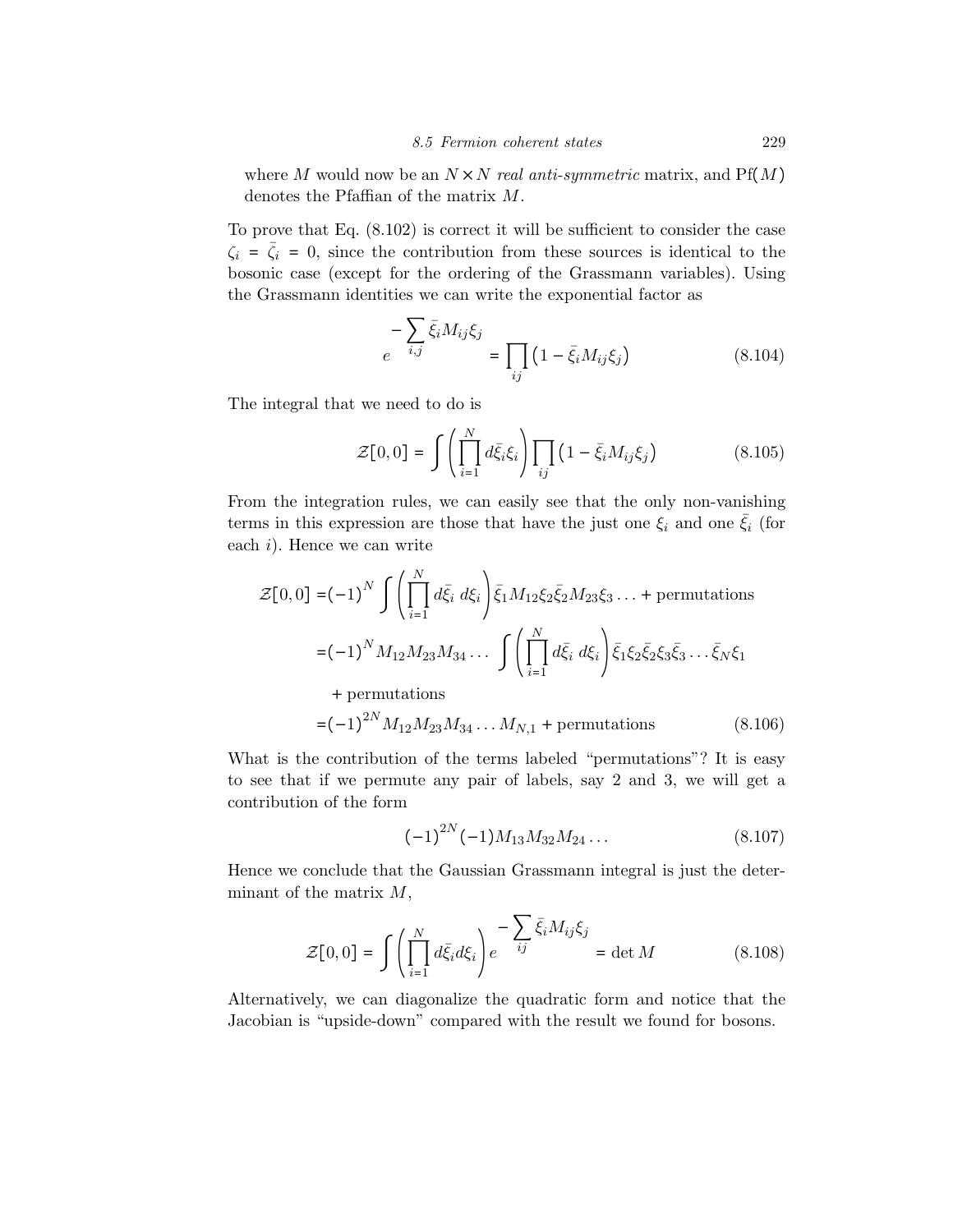where $M$ would now be an $N \times N$ *real anti-symmetric* matrix, and $\text{Pf}(M)$ denotes the Pfaffian of the matrix $M$.

To prove that Eq. (8.102) is correct it will be sufficient to consider the case $\zeta_i = \bar{\zeta}_i = 0$, since the contribution from these sources is identical to the bosonic case (except for the ordering of the Grassmann variables). Using the Grassmann identities we can write the exponential factor as

$$
e^{-\sum_{i,j} \bar{\xi}_i M_{ij} \xi_j} = \prod_{ij} \left(1 - \bar{\xi}_i M_{ij} \xi_j\right) \tag{8.104}
$$

The integral that we need to do is

$$
\mathcal{Z}[0,0] = \int \left( \prod_{i=1}^{N} d\bar{\xi}_i \xi_i \right) \prod_{ij} \left(1 - \bar{\xi}_i M_{ij} \xi_j\right) \tag{8.105}
$$

From the integration rules, we can easily see that the only non-vanishing terms in this expression are those that have the just one $\xi_i$ and one $\bar{\xi}_i$ (for each $i$). Hence we can write

$$
\begin{aligned}
\mathcal{Z}[0,0] &= (-1)^N \int \left( \prod_{i=1}^{N} d\bar{\xi}_i \; d\xi_i \right) \bar{\xi}_1 M_{12} \xi_2 \bar{\xi}_2 M_{23} \xi_3 \ldots + \text{permutations} \\
&= (-1)^N M_{12} M_{23} M_{34} \ldots \int \left( \prod_{i=1}^{N} d\bar{\xi}_i \; d\xi_i \right) \bar{\xi}_1 \xi_2 \bar{\xi}_2 \xi_3 \bar{\xi}_3 \ldots \bar{\xi}_N \xi_1 \\
&\quad + \text{permutations} \\
&= (-1)^{2N} M_{12} M_{23} M_{34} \ldots M_{N,1} + \text{permutations}
\end{aligned} \tag{8.106}
$$

What is the contribution of the terms labeled "permutations"? It is easy to see that if we permute any pair of labels, say 2 and 3, we will get a contribution of the form

$$
(-1)^{2N} (-1) M_{13} M_{32} M_{24} \ldots \tag{8.107}
$$

Hence we conclude that the Gaussian Grassmann integral is just the determinant of the matrix $M$,

$$
\mathcal{Z}[0,0] = \int \left( \prod_{i=1}^{N} d\bar{\xi}_i d\xi_i \right) e^{-\sum_{ij} \bar{\xi}_i M_{ij} \xi_j} = \det M \tag{8.108}
$$

Alternatively, we can diagonalize the quadratic form and notice that the Jacobian is "upside-down" compared with the result we found for bosons.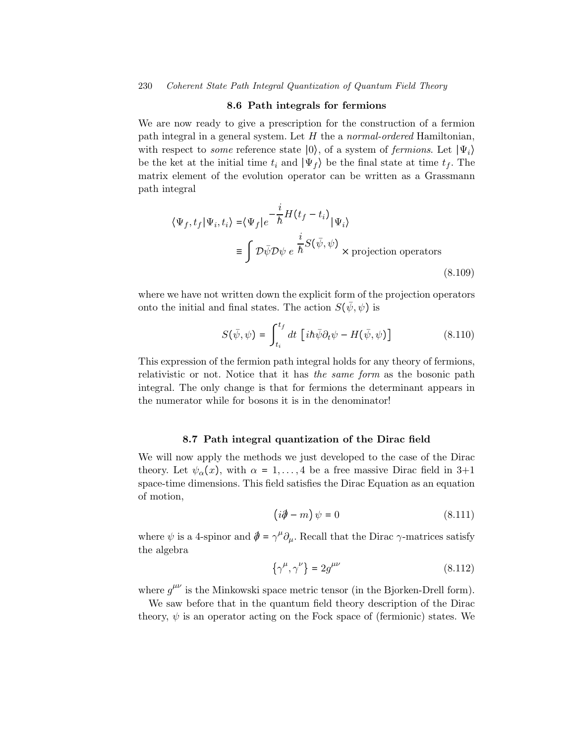## 8.6 Path integrals for fermions

We are now ready to give a prescription for the construction of a fermion path integral in a general system. Let $H$ the a *normal-ordered* Hamiltonian, with respect to *some* reference state $|0\rangle$, of a system of *fermions*. Let $|\Psi_i\rangle$ be the ket at the initial time $t_i$ and $|\Psi_f\rangle$ be the final state at time $t_f$. The matrix element of the evolution operator can be written as a Grassmann path integral

$$
\begin{aligned}
\langle \Psi_f, t_f | \Psi_i, t_i \rangle =& \langle \Psi_f | e^{-\frac{i}{\hbar} H (t_f - t_i)} | \Psi_i \rangle \\
\equiv& \int \mathcal{D}\bar{\psi} \mathcal{D}\psi \; e^{\frac{i}{\hbar} S(\bar{\psi}, \psi)} \times \text{projection operators}
\end{aligned}
\tag{8.109}
$$

where we have not written down the explicit form of the projection operators onto the initial and final states. The action $S(\bar{\psi}, \psi)$ is

$$
S(\bar{\psi}, \psi) = \int_{t_i}^{t_f} dt \; \left[ i\hbar \bar{\psi} \partial_t \psi - H(\bar{\psi}, \psi) \right] \tag{8.110}
$$

This expression of the fermion path integral holds for any theory of fermions, relativistic or not. Notice that it has *the same form* as the bosonic path integral. The only change is that for fermions the determinant appears in the numerator while for bosons it is in the denominator!

## 8.7 Path integral quantization of the Dirac field

We will now apply the methods we just developed to the case of the Dirac theory. Let $\psi_\alpha(x)$, with $\alpha = 1, \ldots, 4$ be a free massive Dirac field in 3+1 space-time dimensions. This field satisfies the Dirac Equation as an equation of motion,

$$
\left( i\partial\!\!\!/ - m \right) \psi = 0 \tag{8.111}
$$

where $\psi$ is a 4-spinor and $\partial\!\!\!/ = \gamma^\mu \partial_\mu$. Recall that the Dirac $\gamma$-matrices satisfy the algebra

$$
\left\{ \gamma^\mu, \gamma^\nu \right\} = 2 g^{\mu\nu} \tag{8.112}
$$

where $g^{\mu\nu}$ is the Minkowski space metric tensor (in the Bjorken-Drell form).

We saw before that in the quantum field theory description of the Dirac theory, $\psi$ is an operator acting on the Fock space of (fermionic) states. We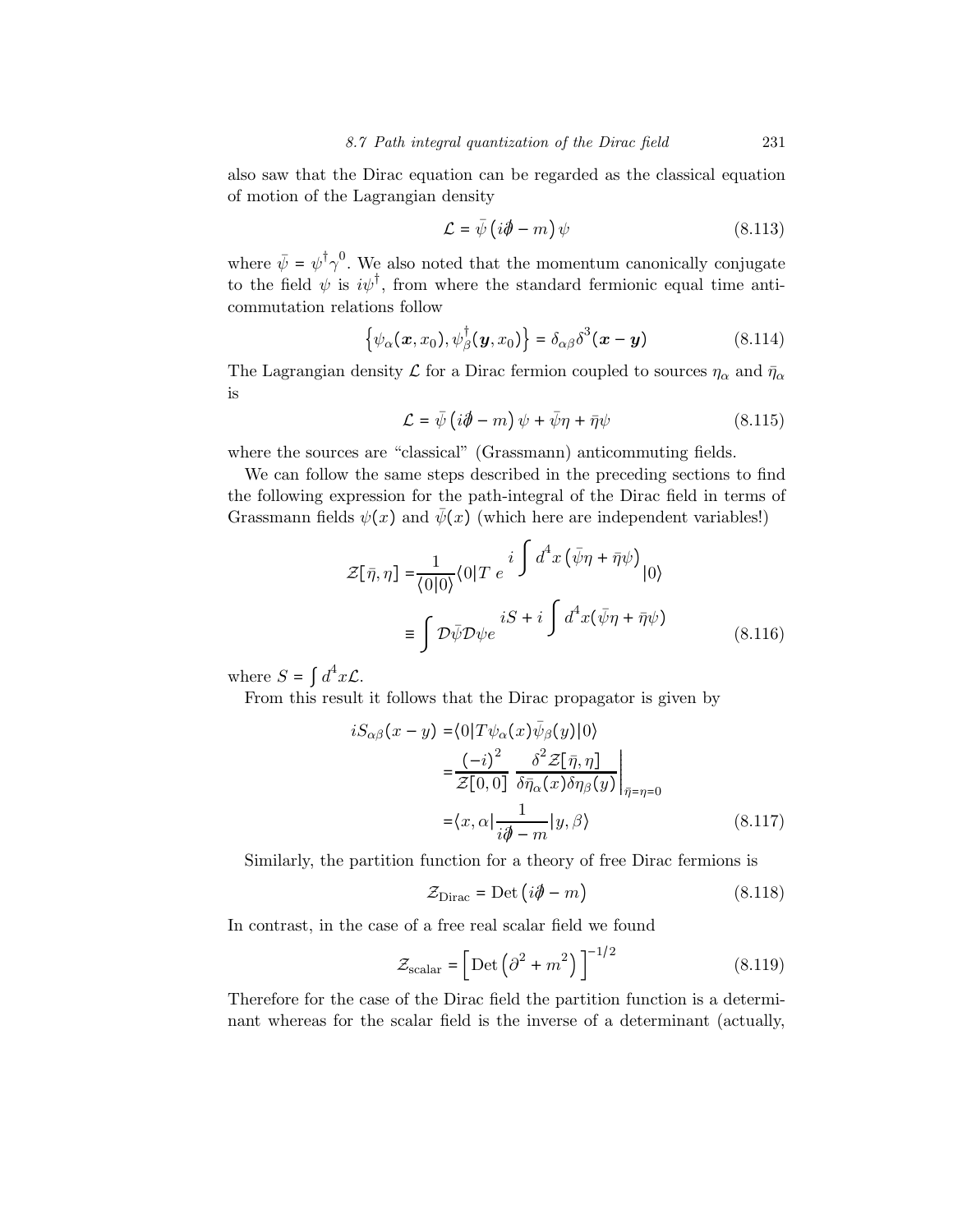also saw that the Dirac equation can be regarded as the classical equation of motion of the Lagrangian density

$$\mathcal{L} = \bar{\psi}\left(i\partial\!\!\!/ - m\right)\psi \tag{8.113}$$

where $\bar{\psi} = \psi^{\dagger}\gamma^{0}$. We also noted that the momentum canonically conjugate to the field $\psi$ is $i\psi^{\dagger}$, from where the standard fermionic equal time anti-commutation relations follow

$$\left\{\psi_{\alpha}(\boldsymbol{x}, x_0), \psi^{\dagger}_{\beta}(\boldsymbol{y}, x_0)\right\} = \delta_{\alpha\beta}\delta^{3}(\boldsymbol{x} - \boldsymbol{y}) \tag{8.114}$$

The Lagrangian density $\mathcal{L}$ for a Dirac fermion coupled to sources $\eta_{\alpha}$ and $\bar{\eta}_{\alpha}$ is

$$\mathcal{L} = \bar{\psi}\left(i\partial\!\!\!/ - m\right)\psi + \bar{\psi}\eta + \bar{\eta}\psi \tag{8.115}$$

where the sources are "classical" (Grassmann) anticommuting fields.

We can follow the same steps described in the preceding sections to find the following expression for the path-integral of the Dirac field in terms of Grassmann fields $\psi(x)$ and $\bar{\psi}(x)$ (which here are independent variables!)

$$\begin{aligned}
\mathcal{Z}[\bar{\eta}, \eta] =& \frac{1}{\langle 0|0\rangle}\langle 0|T\; e^{\displaystyle i\int d^4x\left(\bar{\psi}\eta + \bar{\eta}\psi\right)}|0\rangle \\
\equiv& \int \mathcal{D}\bar{\psi}\mathcal{D}\psi e^{\displaystyle iS + i\int d^4x(\bar{\psi}\eta + \bar{\eta}\psi)}
\end{aligned} \tag{8.116}$$

where $S = \int d^4x \mathcal{L}$.

From this result it follows that the Dirac propagator is given by

$$\begin{aligned}
iS_{\alpha\beta}(x-y) =& \langle 0|T\psi_{\alpha}(x)\bar{\psi}_{\beta}(y)|0\rangle \\
=& \frac{(-i)^2}{\mathcal{Z}[0,0]}\left.\frac{\delta^2\mathcal{Z}[\bar{\eta},\eta]}{\delta\bar{\eta}_{\alpha}(x)\delta\eta_{\beta}(y)}\right|_{\bar{\eta}=\eta=0} \\
=& \langle x, \alpha|\frac{1}{i\partial\!\!\!/ - m}|y, \beta\rangle
\end{aligned} \tag{8.117}$$

Similarly, the partition function for a theory of free Dirac fermions is

$$\mathcal{Z}_{\text{Dirac}} = \text{Det}\left(i\partial\!\!\!/ - m\right) \tag{8.118}$$

In contrast, in the case of a free real scalar field we found

$$\mathcal{Z}_{\text{scalar}} = \left[\text{Det}\left(\partial^2 + m^2\right)\right]^{-1/2} \tag{8.119}$$

Therefore for the case of the Dirac field the partition function is a determinant whereas for the scalar field is the inverse of a determinant (actually,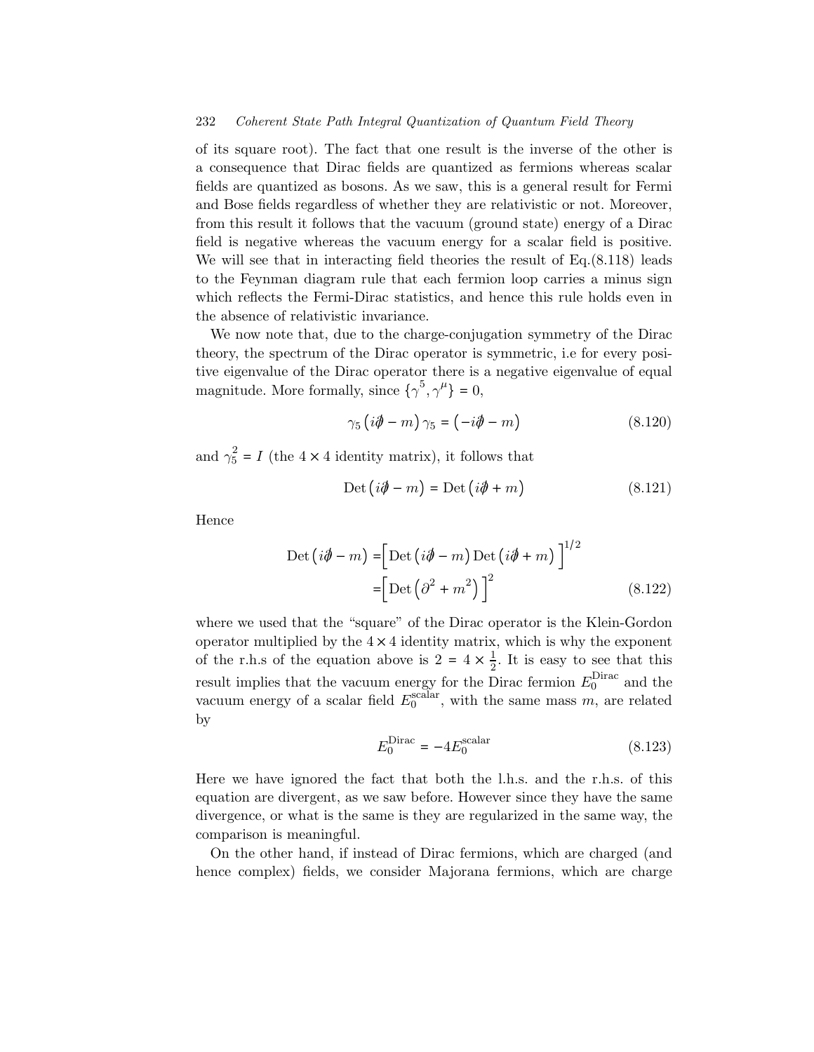of its square root). The fact that one result is the inverse of the other is a consequence that Dirac fields are quantized as fermions whereas scalar fields are quantized as bosons. As we saw, this is a general result for Fermi and Bose fields regardless of whether they are relativistic or not. Moreover, from this result it follows that the vacuum (ground state) energy of a Dirac field is negative whereas the vacuum energy for a scalar field is positive. We will see that in interacting field theories the result of Eq.(8.118) leads to the Feynman diagram rule that each fermion loop carries a minus sign which reflects the Fermi-Dirac statistics, and hence this rule holds even in the absence of relativistic invariance.

We now note that, due to the charge-conjugation symmetry of the Dirac theory, the spectrum of the Dirac operator is symmetric, i.e for every positive eigenvalue of the Dirac operator there is a negative eigenvalue of equal magnitude. More formally, since $\{\gamma^5, \gamma^\mu\} = 0$,

$$\gamma_5 \left( i\partial\!\!\!/ - m \right) \gamma_5 = \left( -i\partial\!\!\!/ - m \right) \tag{8.120}$$

and $\gamma_5^2 = I$ (the $4 \times 4$ identity matrix), it follows that

$$\text{Det} \left( i\partial\!\!\!/ - m \right) = \text{Det} \left( i\partial\!\!\!/ + m \right) \tag{8.121}$$

Hence

$$\begin{aligned} \text{Det} \left( i\partial\!\!\!/ - m \right) =& \Big[ \text{Det} \left( i\partial\!\!\!/ - m \right) \text{Det} \left( i\partial\!\!\!/ + m \right) \Big]^{1/2} \\ =& \Big[ \text{Det} \left( \partial^2 + m^2 \right) \Big]^2 \end{aligned} \tag{8.122}$$

where we used that the "square" of the Dirac operator is the Klein-Gordon operator multiplied by the $4 \times 4$ identity matrix, which is why the exponent of the r.h.s of the equation above is $2 = 4 \times \frac{1}{2}$. It is easy to see that this result implies that the vacuum energy for the Dirac fermion $E_0^{\text{Dirac}}$ and the vacuum energy of a scalar field $E_0^{\text{scalar}}$, with the same mass $m$, are related by

$$E_0^{\text{Dirac}} = -4 E_0^{\text{scalar}} \tag{8.123}$$

Here we have ignored the fact that both the l.h.s. and the r.h.s. of this equation are divergent, as we saw before. However since they have the same divergence, or what is the same is they are regularized in the same way, the comparison is meaningful.

On the other hand, if instead of Dirac fermions, which are charged (and hence complex) fields, we consider Majorana fermions, which are charge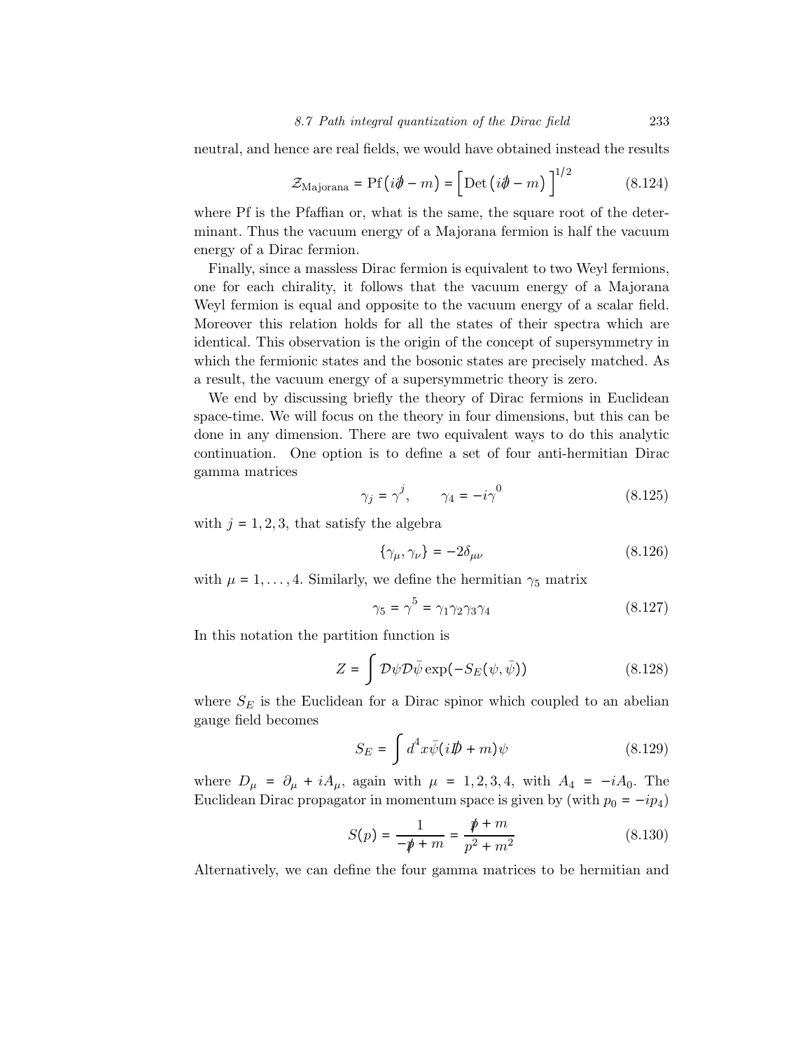neutral, and hence are real fields, we would have obtained instead the results

$$\mathcal{Z}_{\text{Majorana}} = \text{Pf}\left(i\partial\!\!\!/ - m\right) = \left[\text{Det}\left(i\partial\!\!\!/ - m\right)\right]^{1/2} \tag{8.124}$$

where Pf is the Pfaffian or, what is the same, the square root of the determinant. Thus the vacuum energy of a Majorana fermion is half the vacuum energy of a Dirac fermion.

Finally, since a massless Dirac fermion is equivalent to two Weyl fermions, one for each chirality, it follows that the vacuum energy of a Majorana Weyl fermion is equal and opposite to the vacuum energy of a scalar field. Moreover this relation holds for all the states of their spectra which are identical. This observation is the origin of the concept of supersymmetry in which the fermionic states and the bosonic states are precisely matched. As a result, the vacuum energy of a supersymmetric theory is zero.

We end by discussing briefly the theory of Dirac fermions in Euclidean space-time. We will focus on the theory in four dimensions, but this can be done in any dimension. There are two equivalent ways to do this analytic continuation. One option is to define a set of four anti-hermitian Dirac gamma matrices

$$\gamma_j = \gamma^j, \qquad \gamma_4 = -i\gamma^0 \tag{8.125}$$

with $j = 1, 2, 3$, that satisfy the algebra

$$\{\gamma_\mu, \gamma_\nu\} = -2\delta_{\mu\nu} \tag{8.126}$$

with $\mu = 1, \dots, 4$. Similarly, we define the hermitian $\gamma_5$ matrix

$$\gamma_5 = \gamma^5 = \gamma_1\gamma_2\gamma_3\gamma_4 \tag{8.127}$$

In this notation the partition function is

$$Z = \int \mathcal{D}\psi\mathcal{D}\bar{\psi}\exp(-S_E(\psi, \bar{\psi})) \tag{8.128}$$

where $S_E$ is the Euclidean for a Dirac spinor which coupled to an abelian gauge field becomes

$$S_E = \int d^4x\bar{\psi}(iD\!\!\!\!/ + m)\psi \tag{8.129}$$

where $D_\mu = \partial_\mu + iA_\mu$, again with $\mu = 1, 2, 3, 4$, with $A_4 = -iA_0$. The Euclidean Dirac propagator in momentum space is given by (with $p_0 = -ip_4$)

$$S(p) = \frac{1}{-p\!\!\!/ + m} = \frac{p\!\!\!/ + m}{p^2 + m^2} \tag{8.130}$$

Alternatively, we can define the four gamma matrices to be hermitian and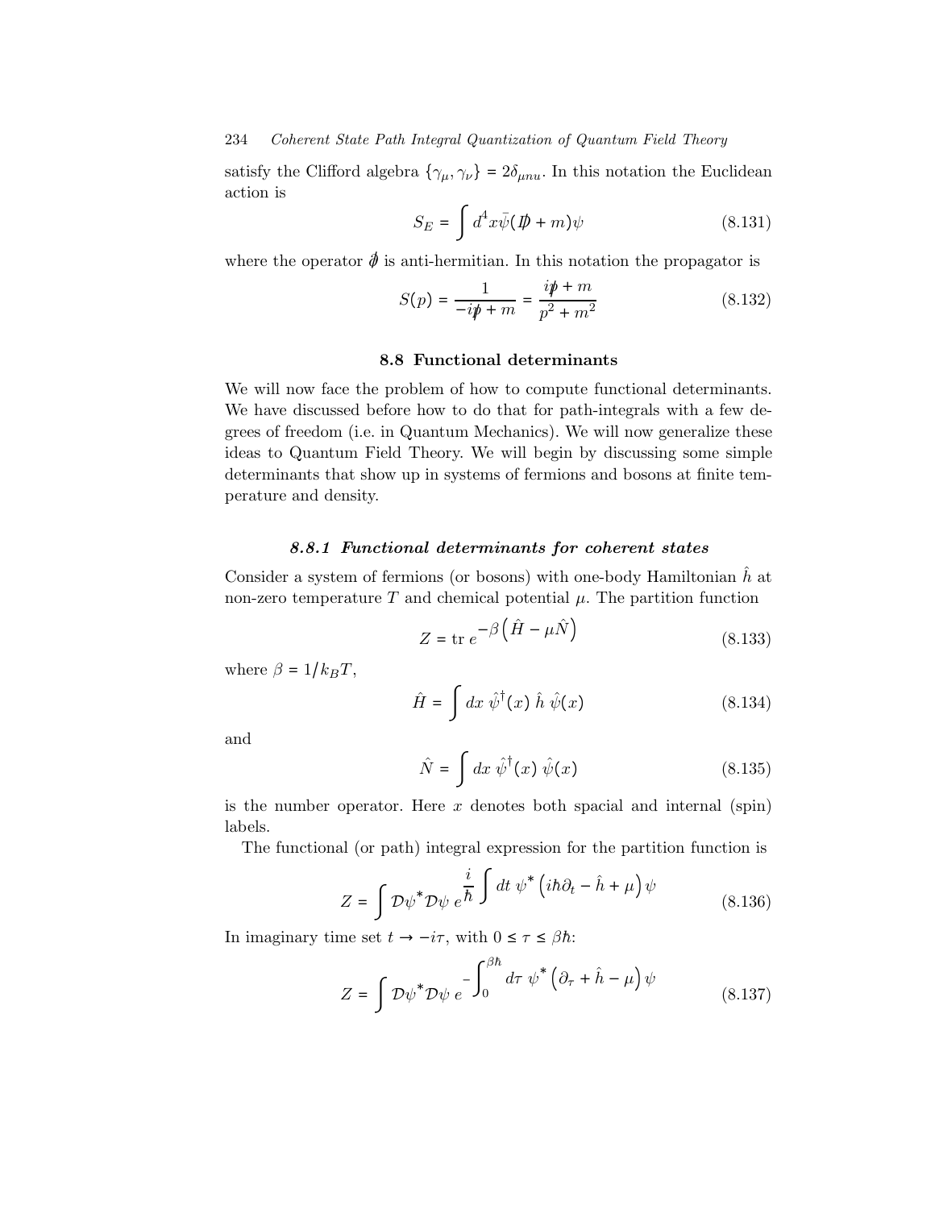satisfy the Clifford algebra $\{\gamma_\mu, \gamma_\nu\} = 2\delta_{\mu nu}$. In this notation the Euclidean action is

$$S_E = \int d^4x \bar{\psi}(\not{D} + m)\psi \tag{8.131}$$

where the operator $\not{\partial}$ is anti-hermitian. In this notation the propagator is

$$S(p) = \frac{1}{-i\not{p} + m} = \frac{i\not{p} + m}{p^2 + m^2} \tag{8.132}$$

## 8.8 Functional determinants

We will now face the problem of how to compute functional determinants. We have discussed before how to do that for path-integrals with a few degrees of freedom (i.e. in Quantum Mechanics). We will now generalize these ideas to Quantum Field Theory. We will begin by discussing some simple determinants that show up in systems of fermions and bosons at finite temperature and density.

### *8.8.1 Functional determinants for coherent states*

Consider a system of fermions (or bosons) with one-body Hamiltonian $\hat{h}$ at non-zero temperature $T$ and chemical potential $\mu$. The partition function

$$Z = \text{tr}\, e^{-\beta\left(\hat{H} - \mu\hat{N}\right)} \tag{8.133}$$

where $\beta = 1/k_B T$,

$$\hat{H} = \int dx\ \hat{\psi}^\dagger(x)\ \hat{h}\ \hat{\psi}(x) \tag{8.134}$$

and

$$\hat{N} = \int dx\ \hat{\psi}^\dagger(x)\ \hat{\psi}(x) \tag{8.135}$$

is the number operator. Here $x$ denotes both spacial and internal (spin) labels.

The functional (or path) integral expression for the partition function is

$$Z = \int \mathcal{D}\psi^* \mathcal{D}\psi\ e^{\frac{i}{\hbar}\int dt\ \psi^*\left(i\hbar\partial_t - \hat{h} + \mu\right)\psi} \tag{8.136}$$

In imaginary time set $t \to -i\tau$, with $0 \le \tau \le \beta\hbar$:

$$Z = \int \mathcal{D}\psi^* \mathcal{D}\psi\ e^{-\int_0^{\beta\hbar} d\tau\ \psi^*\left(\partial_\tau + \hat{h} - \mu\right)\psi} \tag{8.137}$$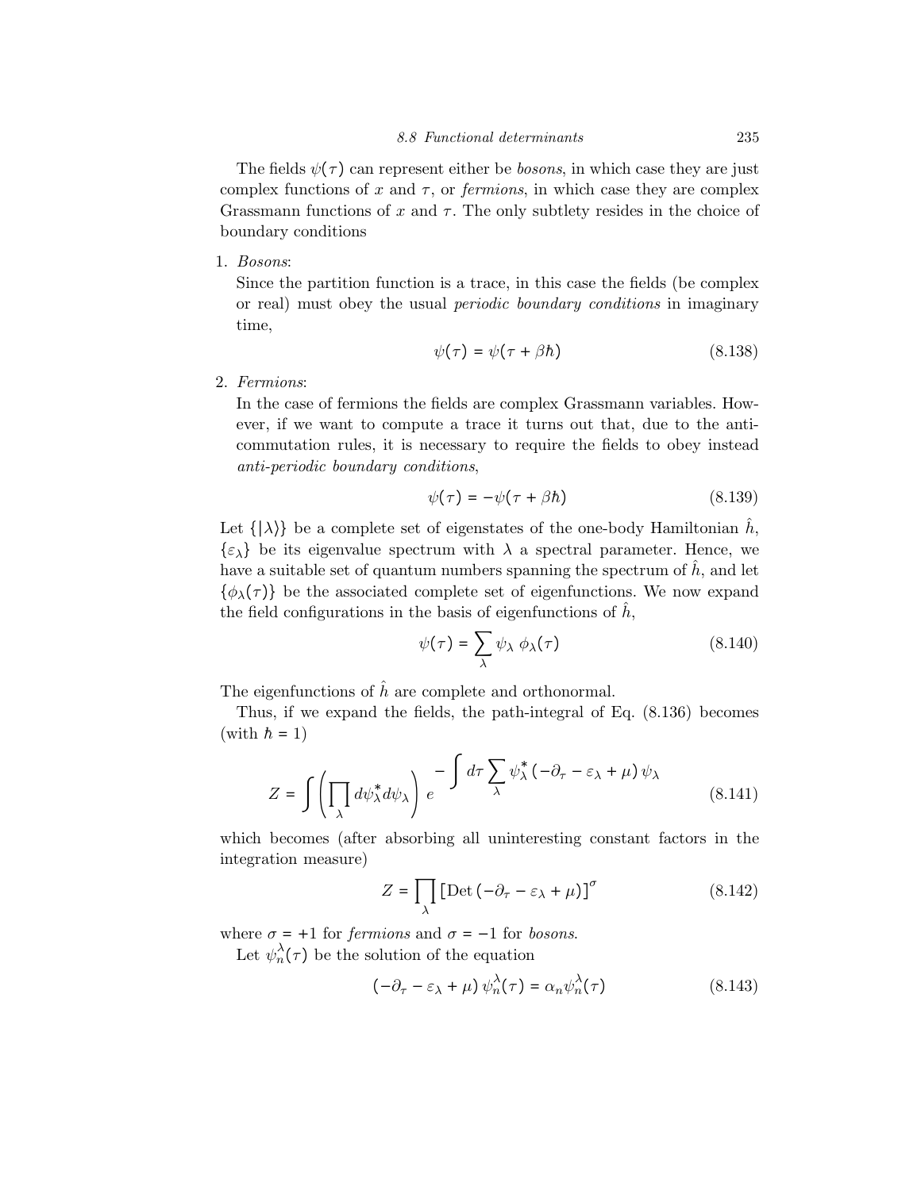The fields $\psi(\tau)$ can represent either be *bosons*, in which case they are just complex functions of $x$ and $\tau$, or *fermions*, in which case they are complex Grassmann functions of $x$ and $\tau$. The only subtlety resides in the choice of boundary conditions

1. *Bosons*:
   Since the partition function is a trace, in this case the fields (be complex or real) must obey the usual *periodic boundary conditions* in imaginary time,
   $$\psi(\tau) = \psi(\tau + \beta\hbar) \tag{8.138}$$

2. *Fermions*:
   In the case of fermions the fields are complex Grassmann variables. However, if we want to compute a trace it turns out that, due to the anti-commutation rules, it is necessary to require the fields to obey instead *anti-periodic boundary conditions*,
   $$\psi(\tau) = -\psi(\tau + \beta\hbar) \tag{8.139}$$

Let $\{|\lambda\rangle\}$ be a complete set of eigenstates of the one-body Hamiltonian $\hat{h}$, $\{\varepsilon_\lambda\}$ be its eigenvalue spectrum with $\lambda$ a spectral parameter. Hence, we have a suitable set of quantum numbers spanning the spectrum of $\hat{h}$, and let $\{\phi_\lambda(\tau)\}$ be the associated complete set of eigenfunctions. We now expand the field configurations in the basis of eigenfunctions of $\hat{h}$,

$$\psi(\tau) = \sum_\lambda \psi_\lambda \, \phi_\lambda(\tau) \tag{8.140}$$

The eigenfunctions of $\hat{h}$ are complete and orthonormal.

Thus, if we expand the fields, the path-integral of Eq. (8.136) becomes (with $\hbar = 1$)

$$Z = \int \left( \prod_\lambda d\psi_\lambda^* d\psi_\lambda \right) e^{-\int d\tau \sum_\lambda \psi_\lambda^* \left(-\partial_\tau - \varepsilon_\lambda + \mu\right) \psi_\lambda} \tag{8.141}$$

which becomes (after absorbing all uninteresting constant factors in the integration measure)

$$Z = \prod_\lambda \left[ \mathrm{Det}\left(-\partial_\tau - \varepsilon_\lambda + \mu\right)\right]^\sigma \tag{8.142}$$

where $\sigma = +1$ for *fermions* and $\sigma = -1$ for *bosons*.

Let $\psi_n^\lambda(\tau)$ be the solution of the equation

$$\left(-\partial_\tau - \varepsilon_\lambda + \mu\right) \psi_n^\lambda(\tau) = \alpha_n \psi_n^\lambda(\tau) \tag{8.143}$$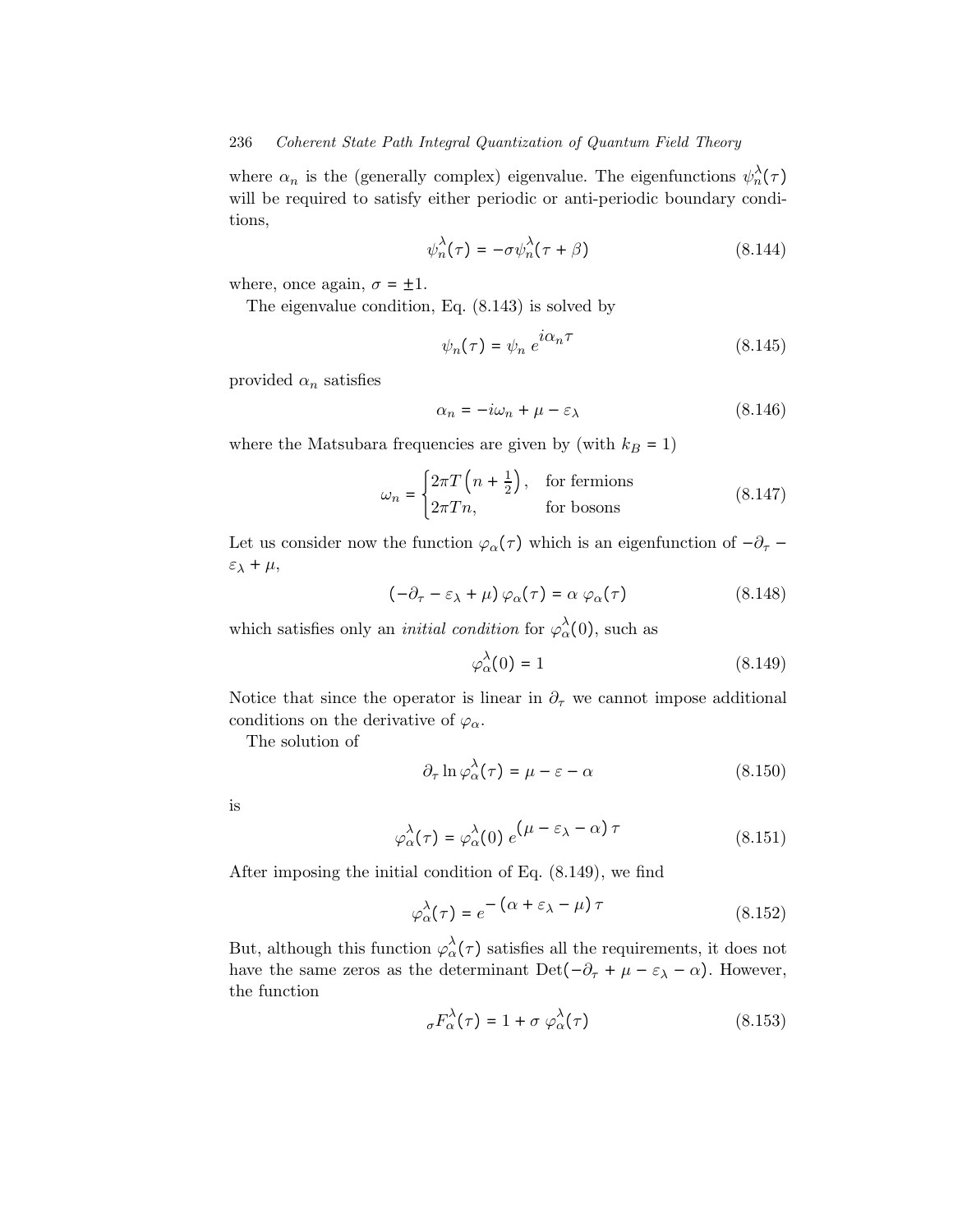where $\alpha_n$ is the (generally complex) eigenvalue. The eigenfunctions $\psi_n^\lambda(\tau)$ will be required to satisfy either periodic or anti-periodic boundary conditions,

$$\psi_n^\lambda(\tau) = -\sigma \psi_n^\lambda(\tau + \beta) \tag{8.144}$$

where, once again, $\sigma = \pm 1$.

The eigenvalue condition, Eq. (8.143) is solved by

$$\psi_n(\tau) = \psi_n \, e^{i\alpha_n \tau} \tag{8.145}$$

provided $\alpha_n$ satisfies

$$\alpha_n = -i\omega_n + \mu - \varepsilon_\lambda \tag{8.146}$$

where the Matsubara frequencies are given by (with $k_B = 1$)

$$\omega_n = \begin{cases} 2\pi T\left(n + \frac{1}{2}\right), & \text{for fermions} \\ 2\pi T n, & \text{for bosons} \end{cases} \tag{8.147}$$

Let us consider now the function $\varphi_\alpha(\tau)$ which is an eigenfunction of $-\partial_\tau - \varepsilon_\lambda + \mu$,

$$\left(-\partial_\tau - \varepsilon_\lambda + \mu\right) \varphi_\alpha(\tau) = \alpha \; \varphi_\alpha(\tau) \tag{8.148}$$

which satisfies only an *initial condition* for $\varphi_\alpha^\lambda(0)$, such as

$$\varphi_\alpha^\lambda(0) = 1 \tag{8.149}$$

Notice that since the operator is linear in $\partial_\tau$ we cannot impose additional conditions on the derivative of $\varphi_\alpha$.

The solution of

$$\partial_\tau \ln \varphi_\alpha^\lambda(\tau) = \mu - \varepsilon - \alpha \tag{8.150}$$

is

$$\varphi_\alpha^\lambda(\tau) = \varphi_\alpha^\lambda(0) \; e^{\left(\mu - \varepsilon_\lambda - \alpha\right)\tau} \tag{8.151}$$

After imposing the initial condition of Eq. (8.149), we find

$$\varphi_\alpha^\lambda(\tau) = e^{-\left(\alpha + \varepsilon_\lambda - \mu\right)\tau} \tag{8.152}$$

But, although this function $\varphi_\alpha^\lambda(\tau)$ satisfies all the requirements, it does not have the same zeros as the determinant $\text{Det}(-\partial_\tau + \mu - \varepsilon_\lambda - \alpha)$. However, the function

$${}_\sigma F_\alpha^\lambda(\tau) = 1 + \sigma \; \varphi_\alpha^\lambda(\tau) \tag{8.153}$$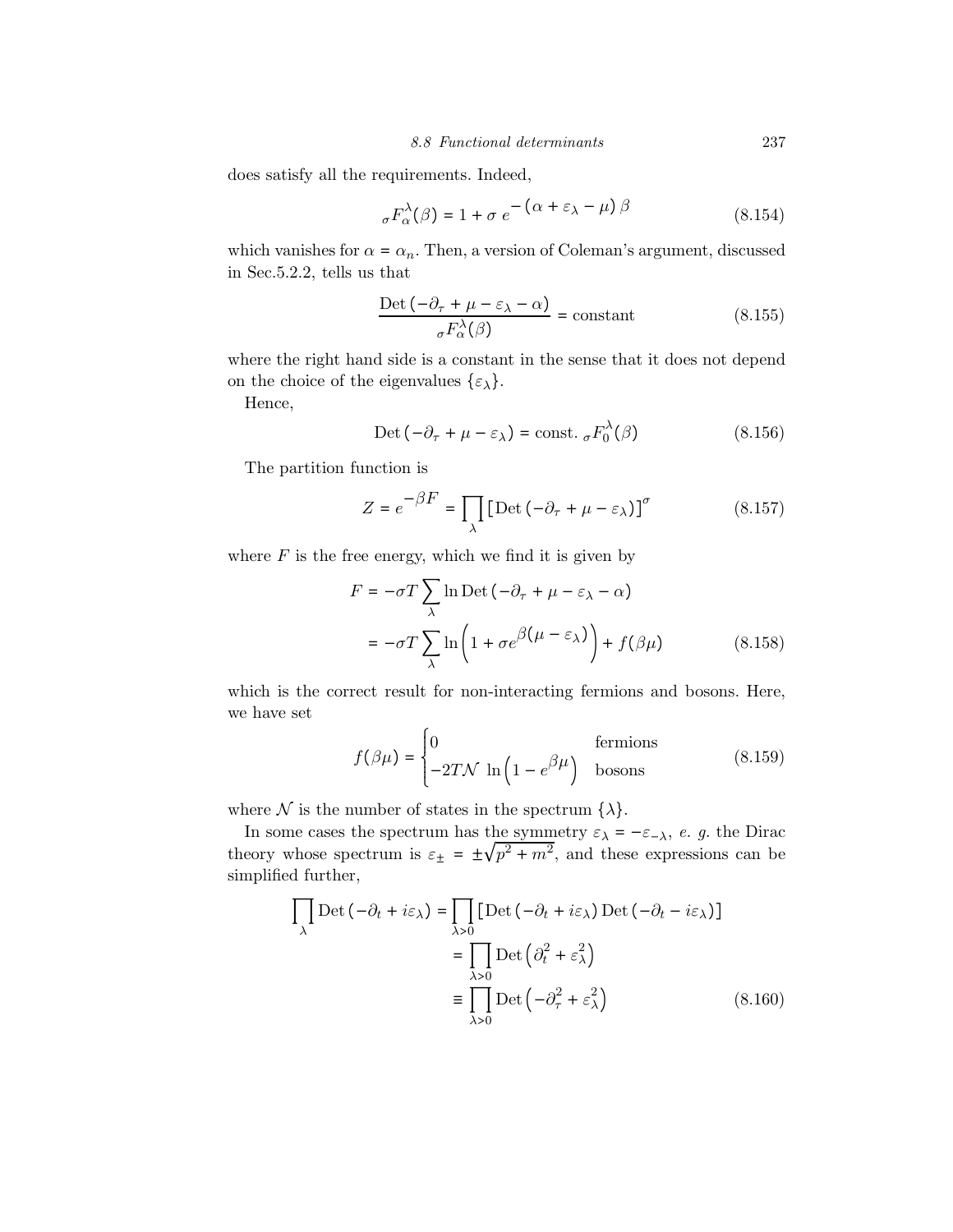does satisfy all the requirements. Indeed,

$$ {}_{\sigma}F_{\alpha}^{\lambda}(\beta) = 1 + \sigma \, e^{-\left(\alpha + \varepsilon_{\lambda} - \mu\right)\beta} \tag{8.154} $$

which vanishes for $\alpha = \alpha_n$. Then, a version of Coleman's argument, discussed in Sec.5.2.2, tells us that

$$ \frac{\operatorname{Det}\left(-\partial_{\tau} + \mu - \varepsilon_{\lambda} - \alpha\right)}{{}_{\sigma}F_{\alpha}^{\lambda}(\beta)} = \text{constant} \tag{8.155} $$

where the right hand side is a constant in the sense that it does not depend on the choice of the eigenvalues $\{\varepsilon_{\lambda}\}$.

Hence,

$$ \operatorname{Det}\left(-\partial_{\tau} + \mu - \varepsilon_{\lambda}\right) = \text{const.}\ {}_{\sigma}F_{0}^{\lambda}(\beta) \tag{8.156} $$

The partition function is

$$ Z = e^{-\beta F} = \prod_{\lambda} \left[\operatorname{Det}\left(-\partial_{\tau} + \mu - \varepsilon_{\lambda}\right)\right]^{\sigma} \tag{8.157} $$

where $F$ is the free energy, which we find it is given by

$$ \begin{aligned} F &= -\sigma T \sum_{\lambda} \ln \operatorname{Det}\left(-\partial_{\tau} + \mu - \varepsilon_{\lambda} - \alpha\right) \\ &= -\sigma T \sum_{\lambda} \ln\left(1 + \sigma e^{\beta\left(\mu - \varepsilon_{\lambda}\right)}\right) + f(\beta\mu) \end{aligned} \tag{8.158} $$

which is the correct result for non-interacting fermions and bosons. Here, we have set

$$ f(\beta\mu) = \begin{cases} 0 & \text{fermions} \\ -2T\mathcal{N}\ \ln\left(1 - e^{\beta\mu}\right) & \text{bosons} \end{cases} \tag{8.159} $$

where $\mathcal{N}$ is the number of states in the spectrum $\{\lambda\}$.

In some cases the spectrum has the symmetry $\varepsilon_{\lambda} = -\varepsilon_{-\lambda}$, *e. g.* the Dirac theory whose spectrum is $\varepsilon_{\pm} = \pm\sqrt{p^2 + m^2}$, and these expressions can be simplified further,

$$ \begin{aligned} \prod_{\lambda} \operatorname{Det}\left(-\partial_t + i\varepsilon_{\lambda}\right) &= \prod_{\lambda > 0} \left[\operatorname{Det}\left(-\partial_t + i\varepsilon_{\lambda}\right) \operatorname{Det}\left(-\partial_t - i\varepsilon_{\lambda}\right)\right] \\ &= \prod_{\lambda > 0} \operatorname{Det}\left(\partial_t^2 + \varepsilon_{\lambda}^2\right) \\ &\equiv \prod_{\lambda > 0} \operatorname{Det}\left(-\partial_{\tau}^2 + \varepsilon_{\lambda}^2\right) \end{aligned} \tag{8.160} $$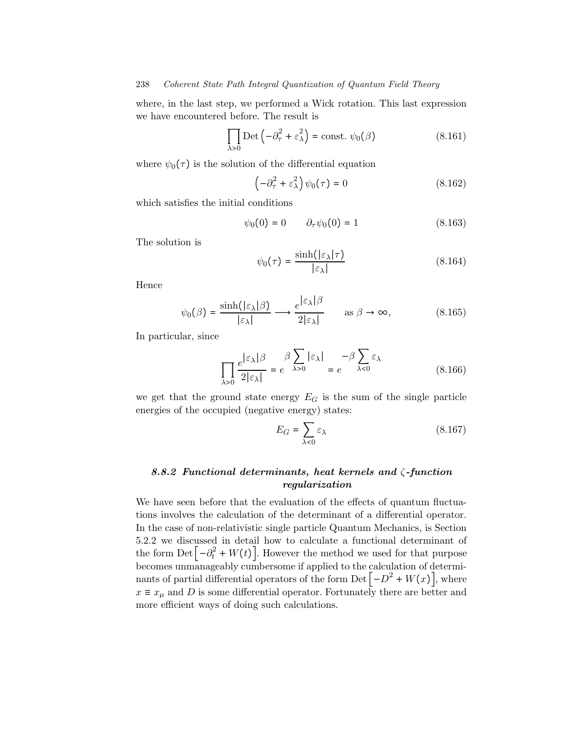where, in the last step, we performed a Wick rotation. This last expression we have encountered before. The result is

$$\prod_{\lambda>0} \text{Det}\left(-\partial_\tau^2 + \varepsilon_\lambda^2\right) = \text{const. } \psi_0(\beta) \tag{8.161}$$

where $\psi_0(\tau)$ is the solution of the differential equation

$$\left(-\partial_\tau^2 + \varepsilon_\lambda^2\right)\psi_0(\tau) = 0 \tag{8.162}$$

which satisfies the initial conditions

$$\psi_0(0) = 0 \qquad \partial_\tau \psi_0(0) = 1 \tag{8.163}$$

The solution is

$$\psi_0(\tau) = \frac{\sinh(|\varepsilon_\lambda|\tau)}{|\varepsilon_\lambda|} \tag{8.164}$$

Hence

$$\psi_0(\beta) = \frac{\sinh(|\varepsilon_\lambda|\beta)}{|\varepsilon_\lambda|} \longrightarrow \frac{e^{|\varepsilon_\lambda|\beta}}{2|\varepsilon_\lambda|} \qquad \text{as } \beta \to \infty, \tag{8.165}$$

In particular, since

$$\prod_{\lambda>0} \frac{e^{|\varepsilon_\lambda|\beta}}{2|\varepsilon_\lambda|} = e^{\beta \sum\limits_{\lambda>0} |\varepsilon_\lambda|} = e^{-\beta \sum\limits_{\lambda<0} \varepsilon_\lambda} \tag{8.166}$$

we get that the ground state energy $E_G$ is the sum of the single particle energies of the occupied (negative energy) states:

$$E_G = \sum_{\lambda<0} \varepsilon_\lambda \tag{8.167}$$

### *8.8.2 Functional determinants, heat kernels and ζ-function regularization*

We have seen before that the evaluation of the effects of quantum fluctuations involves the calculation of the determinant of a differential operator. In the case of non-relativistic single particle Quantum Mechanics, is Section 5.2.2 we discussed in detail how to calculate a functional determinant of the form $\text{Det}\left[-\partial_t^2 + W(t)\right]$. However the method we used for that purpose becomes unmanageably cumbersome if applied to the calculation of determinants of partial differential operators of the form $\text{Det}\left[-D^2 + W(x)\right]$, where $x \equiv x_\mu$ and $D$ is some differential operator. Fortunately there are better and more efficient ways of doing such calculations.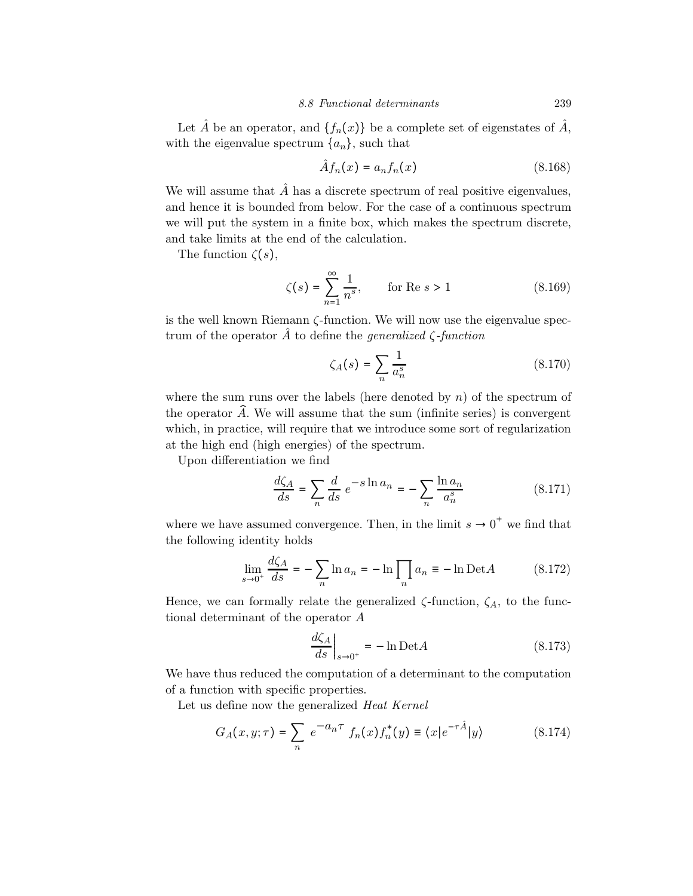Let $\hat{A}$ be an operator, and $\{f_n(x)\}$ be a complete set of eigenstates of $\hat{A}$, with the eigenvalue spectrum $\{a_n\}$, such that

$$\hat{A} f_n(x) = a_n f_n(x) \tag{8.168}$$

We will assume that $\hat{A}$ has a discrete spectrum of real positive eigenvalues, and hence it is bounded from below. For the case of a continuous spectrum we will put the system in a finite box, which makes the spectrum discrete, and take limits at the end of the calculation.

The function $\zeta(s)$,

$$\zeta(s) = \sum_{n=1}^{\infty} \frac{1}{n^s}, \qquad \text{for Re } s > 1 \tag{8.169}$$

is the well known Riemann $\zeta$-function. We will now use the eigenvalue spectrum of the operator $\hat{A}$ to define the *generalized $\zeta$-function*

$$\zeta_A(s) = \sum_n \frac{1}{a_n^s} \tag{8.170}$$

where the sum runs over the labels (here denoted by $n$) of the spectrum of the operator $\widehat{A}$. We will assume that the sum (infinite series) is convergent which, in practice, will require that we introduce some sort of regularization at the high end (high energies) of the spectrum.

Upon differentiation we find

$$\frac{d\zeta_A}{ds} = \sum_n \frac{d}{ds}\, e^{-s \ln a_n} = -\sum_n \frac{\ln a_n}{a_n^s} \tag{8.171}$$

where we have assumed convergence. Then, in the limit $s \to 0^+$ we find that the following identity holds

$$\lim_{s \to 0^+} \frac{d\zeta_A}{ds} = -\sum_n \ln a_n = -\ln \prod_n a_n \equiv -\ln \text{Det} A \tag{8.172}$$

Hence, we can formally relate the generalized $\zeta$-function, $\zeta_A$, to the functional determinant of the operator $A$

$$\left.\frac{d\zeta_A}{ds}\right|_{s \to 0^+} = -\ln \text{Det} A \tag{8.173}$$

We have thus reduced the computation of a determinant to the computation of a function with specific properties.

Let us define now the generalized *Heat Kernel*

$$G_A(x, y; \tau) = \sum_n e^{-a_n \tau} f_n(x) f_n^*(y) \equiv \langle x | e^{-\tau \hat{A}} | y \rangle \tag{8.174}$$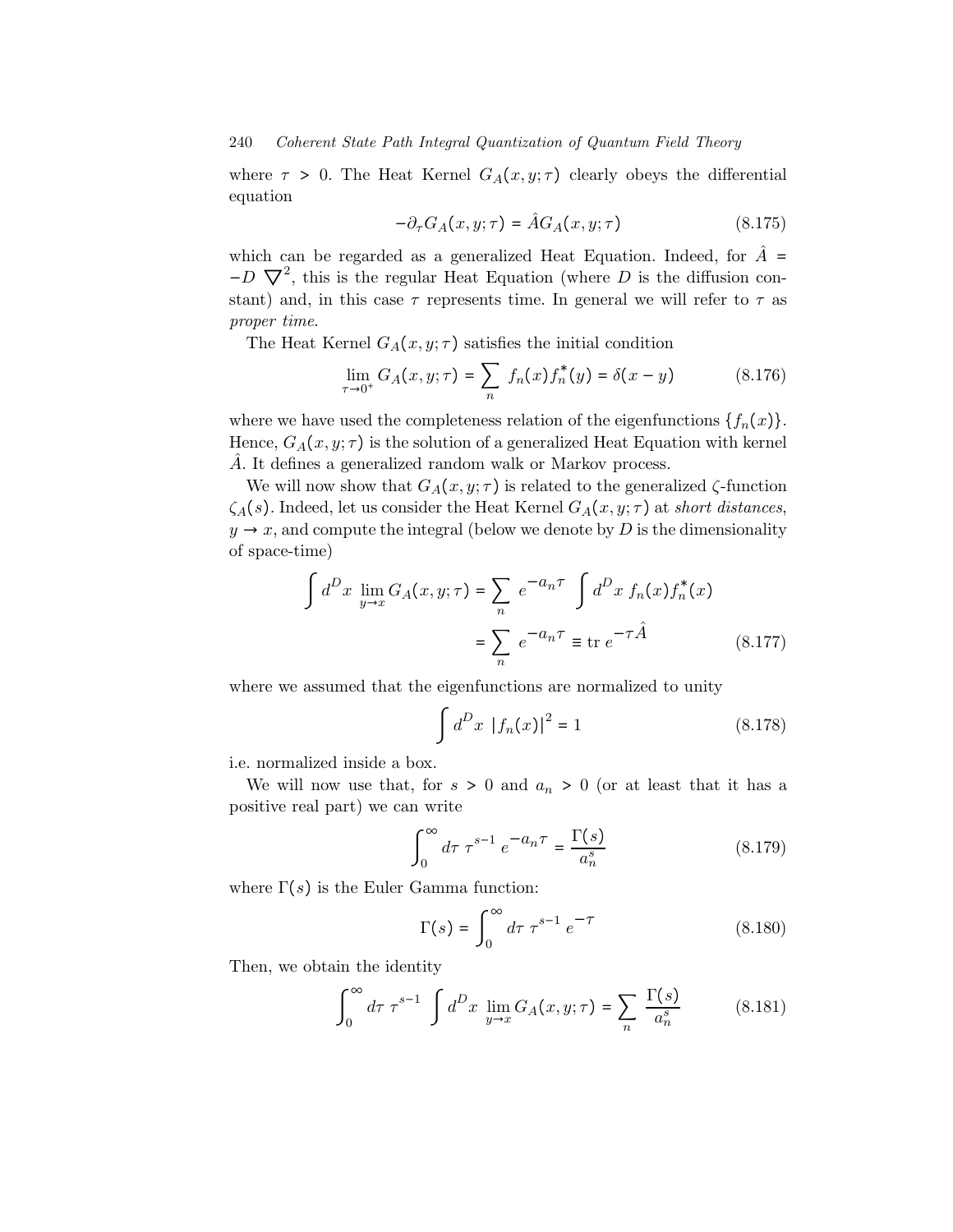where $\tau > 0$. The Heat Kernel $G_A(x, y; \tau)$ clearly obeys the differential equation

$$-\partial_\tau G_A(x, y; \tau) = \hat{A} G_A(x, y; \tau) \tag{8.175}$$

which can be regarded as a generalized Heat Equation. Indeed, for $\hat{A} = -D\ \nabla^2$, this is the regular Heat Equation (where $D$ is the diffusion constant) and, in this case $\tau$ represents time. In general we will refer to $\tau$ as *proper time*.

The Heat Kernel $G_A(x, y; \tau)$ satisfies the initial condition

$$\lim_{\tau \to 0^+} G_A(x, y; \tau) = \sum_n f_n(x) f_n^*(y) = \delta(x - y) \tag{8.176}$$

where we have used the completeness relation of the eigenfunctions $\{f_n(x)\}$. Hence, $G_A(x, y; \tau)$ is the solution of a generalized Heat Equation with kernel $\hat{A}$. It defines a generalized random walk or Markov process.

We will now show that $G_A(x, y; \tau)$ is related to the generalized $\zeta$-function $\zeta_A(s)$. Indeed, let us consider the Heat Kernel $G_A(x, y; \tau)$ at *short distances*, $y \to x$, and compute the integral (below we denote by $D$ is the dimensionality of space-time)

$$\begin{aligned}
\int d^D x \lim_{y \to x} G_A(x, y; \tau) &= \sum_n e^{-a_n \tau} \int d^D x\ f_n(x) f_n^*(x) \\
&= \sum_n e^{-a_n \tau} \equiv \text{tr}\ e^{-\tau \hat{A}}
\end{aligned} \tag{8.177}$$

where we assumed that the eigenfunctions are normalized to unity

$$\int d^D x\ |f_n(x)|^2 = 1 \tag{8.178}$$

i.e. normalized inside a box.

We will now use that, for $s > 0$ and $a_n > 0$ (or at least that it has a positive real part) we can write

$$\int_0^\infty d\tau\ \tau^{s-1}\ e^{-a_n \tau} = \frac{\Gamma(s)}{a_n^s} \tag{8.179}$$

where $\Gamma(s)$ is the Euler Gamma function:

$$\Gamma(s) = \int_0^\infty d\tau\ \tau^{s-1}\ e^{-\tau} \tag{8.180}$$

Then, we obtain the identity

$$\int_0^\infty d\tau\ \tau^{s-1} \int d^D x \lim_{y \to x} G_A(x, y; \tau) = \sum_n \frac{\Gamma(s)}{a_n^s} \tag{8.181}$$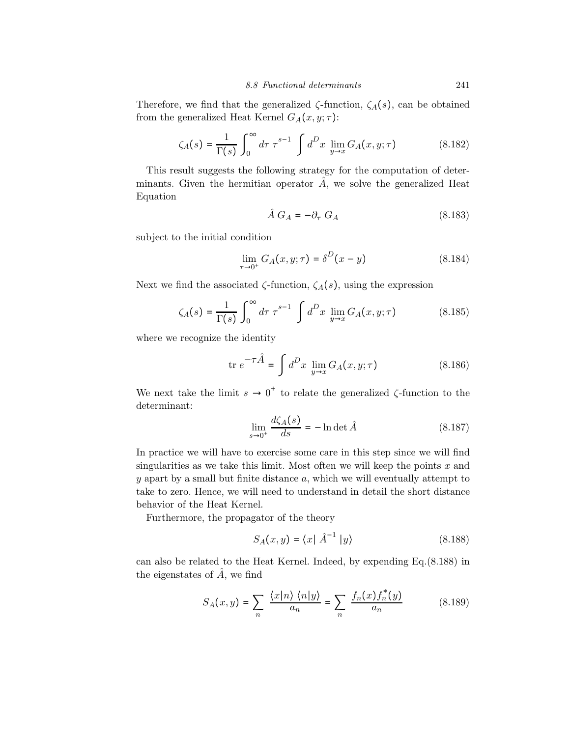Therefore, we find that the generalized $\zeta$-function, $\zeta_A(s)$, can be obtained from the generalized Heat Kernel $G_A(x,y;\tau)$:

$$\zeta_A(s) = \frac{1}{\Gamma(s)} \int_0^\infty d\tau \; \tau^{s-1} \int d^D x \; \lim_{y\to x} G_A(x,y;\tau) \tag{8.182}$$

This result suggests the following strategy for the computation of determinants. Given the hermitian operator $\hat{A}$, we solve the generalized Heat Equation

$$\hat{A}\; G_A = -\partial_\tau \; G_A \tag{8.183}$$

subject to the initial condition

$$\lim_{\tau\to 0^+} G_A(x,y;\tau) = \delta^D(x-y) \tag{8.184}$$

Next we find the associated $\zeta$-function, $\zeta_A(s)$, using the expression

$$\zeta_A(s) = \frac{1}{\Gamma(s)} \int_0^\infty d\tau \; \tau^{s-1} \int d^D x \; \lim_{y\to x} G_A(x,y;\tau) \tag{8.185}$$

where we recognize the identity

$$\text{tr}\; e^{-\tau\hat{A}} = \int d^D x \; \lim_{y\to x} G_A(x,y;\tau) \tag{8.186}$$

We next take the limit $s \to 0^+$ to relate the generalized $\zeta$-function to the determinant:

$$\lim_{s\to 0^+} \frac{d\zeta_A(s)}{ds} = -\ln\det \hat{A} \tag{8.187}$$

In practice we will have to exercise some care in this step since we will find singularities as we take this limit. Most often we will keep the points $x$ and $y$ apart by a small but finite distance $a$, which we will eventually attempt to take to zero. Hence, we will need to understand in detail the short distance behavior of the Heat Kernel.

Furthermore, the propagator of the theory

$$S_A(x,y) = \langle x|\; \hat{A}^{-1}\; |y\rangle \tag{8.188}$$

can also be related to the Heat Kernel. Indeed, by expending Eq.(8.188) in the eigenstates of $\hat{A}$, we find

$$S_A(x,y) = \sum_n \; \frac{\langle x|n\rangle \; \langle n|y\rangle}{a_n} = \sum_n \; \frac{f_n(x) f_n^*(y)}{a_n} \tag{8.189}$$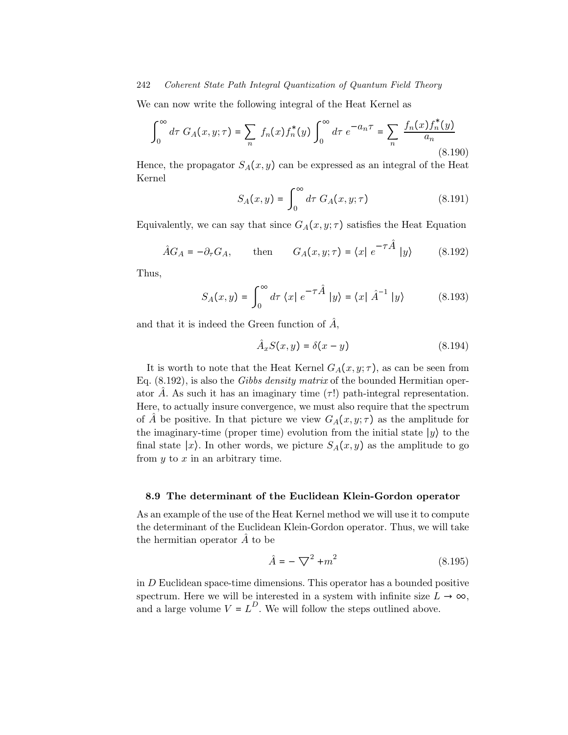We can now write the following integral of the Heat Kernel as

$$\int_0^\infty d\tau \; G_A(x,y;\tau) = \sum_n \; f_n(x) f_n^*(y) \int_0^\infty d\tau \; e^{-a_n \tau} = \sum_n \; \frac{f_n(x) f_n^*(y)}{a_n} \tag{8.190}$$

Hence, the propagator $S_A(x,y)$ can be expressed as an integral of the Heat Kernel

$$S_A(x,y) = \int_0^\infty d\tau \; G_A(x,y;\tau) \tag{8.191}$$

Equivalently, we can say that since $G_A(x,y;\tau)$ satisfies the Heat Equation

$$\hat{A} G_A = -\partial_\tau G_A, \qquad \text{then} \qquad G_A(x,y;\tau) = \langle x | \; e^{-\tau \hat{A}} \; | y \rangle \tag{8.192}$$

Thus,

$$S_A(x,y) = \int_0^\infty d\tau \; \langle x | \; e^{-\tau \hat{A}} \; | y \rangle = \langle x | \; \hat{A}^{-1} \; | y \rangle \tag{8.193}$$

and that it is indeed the Green function of $\hat{A}$,

$$\hat{A}_x S(x,y) = \delta(x-y) \tag{8.194}$$

It is worth to note that the Heat Kernel $G_A(x,y;\tau)$, as can be seen from Eq. (8.192), is also the *Gibbs density matrix* of the bounded Hermitian operator $\hat{A}$. As such it has an imaginary time ($\tau$!) path-integral representation. Here, to actually insure convergence, we must also require that the spectrum of $\hat{A}$ be positive. In that picture we view $G_A(x,y;\tau)$ as the amplitude for the imaginary-time (proper time) evolution from the initial state $|y\rangle$ to the final state $|x\rangle$. In other words, we picture $S_A(x,y)$ as the amplitude to go from $y$ to $x$ in an arbitrary time.

### 8.9 The determinant of the Euclidean Klein-Gordon operator

As an example of the use of the Heat Kernel method we will use it to compute the determinant of the Euclidean Klein-Gordon operator. Thus, we will take the hermitian operator $\hat{A}$ to be

$$\hat{A} = -\bigtriangledown^2 + m^2 \tag{8.195}$$

in $D$ Euclidean space-time dimensions. This operator has a bounded positive spectrum. Here we will be interested in a system with infinite size $L \to \infty$, and a large volume $V = L^D$. We will follow the steps outlined above.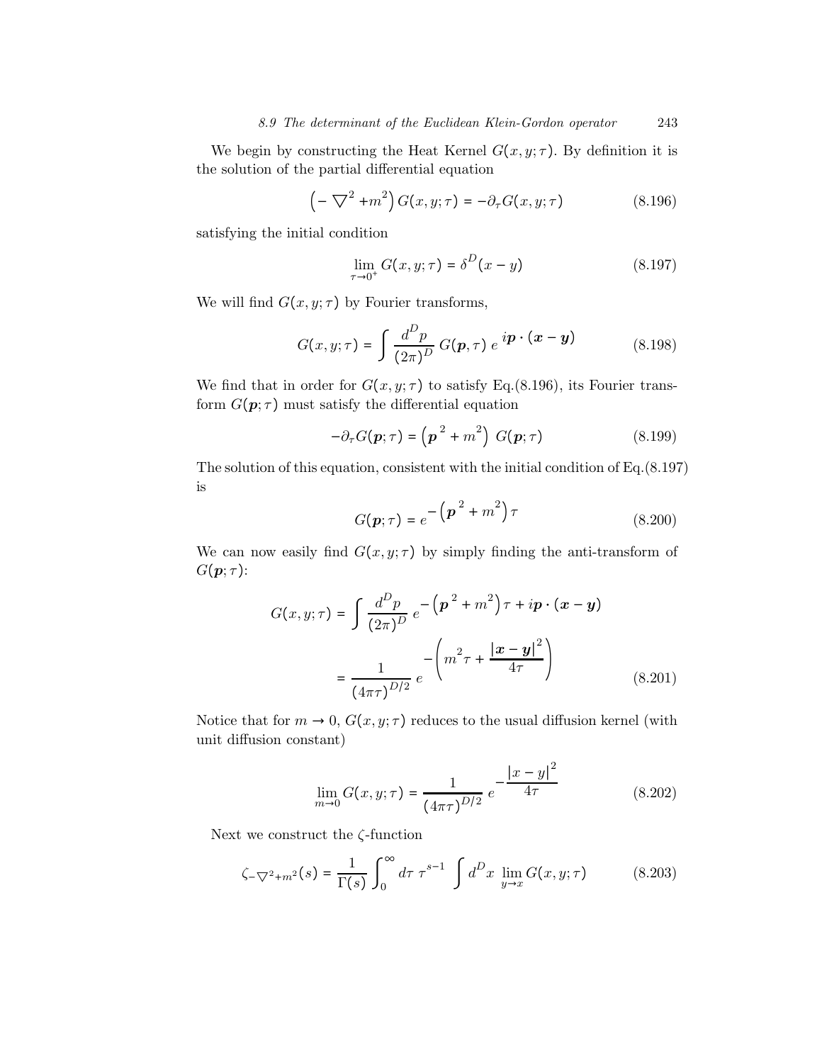We begin by constructing the Heat Kernel $G(x, y; \tau)$. By definition it is the solution of the partial differential equation

$$\left(-\nabla^2 + m^2\right) G(x, y; \tau) = -\partial_\tau G(x, y; \tau) \tag{8.196}$$

satisfying the initial condition

$$\lim_{\tau \to 0^+} G(x, y; \tau) = \delta^D(x - y) \tag{8.197}$$

We will find $G(x, y; \tau)$ by Fourier transforms,

$$G(x, y; \tau) = \int \frac{d^D p}{(2\pi)^D} \; G(\boldsymbol{p}, \tau) \; e^{\,i\boldsymbol{p} \cdot (\boldsymbol{x} - \boldsymbol{y})} \tag{8.198}$$

We find that in order for $G(x, y; \tau)$ to satisfy Eq.(8.196), its Fourier transform $G(\boldsymbol{p}; \tau)$ must satisfy the differential equation

$$-\partial_\tau G(\boldsymbol{p}; \tau) = \left(\boldsymbol{p}^{\,2} + m^2\right) \; G(\boldsymbol{p}; \tau) \tag{8.199}$$

The solution of this equation, consistent with the initial condition of Eq.(8.197) is

$$G(\boldsymbol{p}; \tau) = e^{-\left(\boldsymbol{p}^{\,2} + m^2\right)\tau} \tag{8.200}$$

We can now easily find $G(x, y; \tau)$ by simply finding the anti-transform of $G(\boldsymbol{p}; \tau)$:

$$\begin{aligned} G(x, y; \tau) &= \int \frac{d^D p}{(2\pi)^D} \; e^{-\left(\boldsymbol{p}^{\,2} + m^2\right)\tau + i\boldsymbol{p} \cdot (\boldsymbol{x} - \boldsymbol{y})} \\ &= \frac{1}{(4\pi\tau)^{D/2}} \; e^{-\left(m^2\tau + \dfrac{|\boldsymbol{x} - \boldsymbol{y}|^2}{4\tau}\right)} \end{aligned} \tag{8.201}$$

Notice that for $m \to 0$, $G(x, y; \tau)$ reduces to the usual diffusion kernel (with unit diffusion constant)

$$\lim_{m \to 0} G(x, y; \tau) = \frac{1}{(4\pi\tau)^{D/2}} \; e^{-\dfrac{|x - y|^2}{4\tau}} \tag{8.202}$$

Next we construct the $\zeta$-function

$$\zeta_{-\nabla^2 + m^2}(s) = \frac{1}{\Gamma(s)} \int_0^\infty d\tau \; \tau^{s-1} \; \int d^D x \; \lim_{y \to x} G(x, y; \tau) \tag{8.203}$$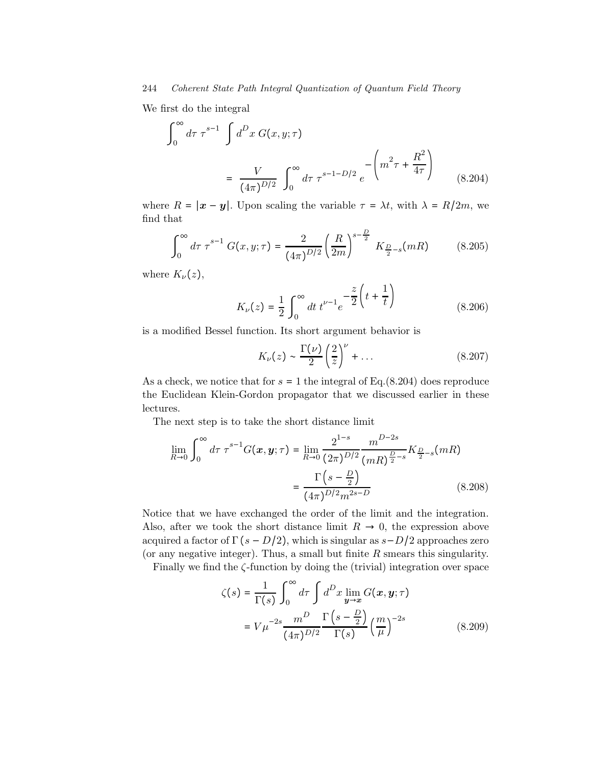We first do the integral

$$\int_0^\infty d\tau\ \tau^{s-1} \int d^D x\ G(x,y;\tau) = \frac{V}{(4\pi)^{D/2}} \int_0^\infty d\tau\ \tau^{s-1-D/2}\ e^{-\left(m^2\tau + \frac{R^2}{4\tau}\right)} \tag{8.204}$$

where $R = |\boldsymbol{x} - \boldsymbol{y}|$. Upon scaling the variable $\tau = \lambda t$, with $\lambda = R/2m$, we find that

$$\int_0^\infty d\tau\ \tau^{s-1}\ G(x,y;\tau) = \frac{2}{(4\pi)^{D/2}} \left(\frac{R}{2m}\right)^{s-\frac{D}{2}} K_{\frac{D}{2}-s}(mR) \tag{8.205}$$

where $K_\nu(z)$,

$$K_\nu(z) = \frac{1}{2}\int_0^\infty dt\ t^{\nu-1} e^{-\frac{z}{2}\left(t+\frac{1}{t}\right)} \tag{8.206}$$

is a modified Bessel function. Its short argument behavior is

$$K_\nu(z) \sim \frac{\Gamma(\nu)}{2}\left(\frac{2}{z}\right)^\nu + \dots \tag{8.207}$$

As a check, we notice that for $s = 1$ the integral of Eq.(8.204) does reproduce the Euclidean Klein-Gordon propagator that we discussed earlier in these lectures.

The next step is to take the short distance limit

$$\begin{aligned}\lim_{R\to 0}\int_0^\infty d\tau\ \tau^{s-1} G(\boldsymbol{x},\boldsymbol{y};\tau) &= \lim_{R\to 0}\frac{2^{1-s}}{(2\pi)^{D/2}}\frac{m^{D-2s}}{(mR)^{\frac{D}{2}-s}} K_{\frac{D}{2}-s}(mR) \\ &= \frac{\Gamma\left(s-\frac{D}{2}\right)}{(4\pi)^{D/2} m^{2s-D}}\end{aligned} \tag{8.208}$$

Notice that we have exchanged the order of the limit and the integration. Also, after we took the short distance limit $R \to 0$, the expression above acquired a factor of $\Gamma(s - D/2)$, which is singular as $s - D/2$ approaches zero (or any negative integer). Thus, a small but finite $R$ smears this singularity.

Finally we find the $\zeta$-function by doing the (trivial) integration over space

$$\begin{aligned}\zeta(s) &= \frac{1}{\Gamma(s)}\int_0^\infty d\tau \int d^D x \lim_{\boldsymbol{y}\to\boldsymbol{x}} G(\boldsymbol{x},\boldsymbol{y};\tau) \\ &= V\mu^{-2s}\frac{m^D}{(4\pi)^{D/2}}\frac{\Gamma\left(s-\frac{D}{2}\right)}{\Gamma(s)}\left(\frac{m}{\mu}\right)^{-2s}\end{aligned} \tag{8.209}$$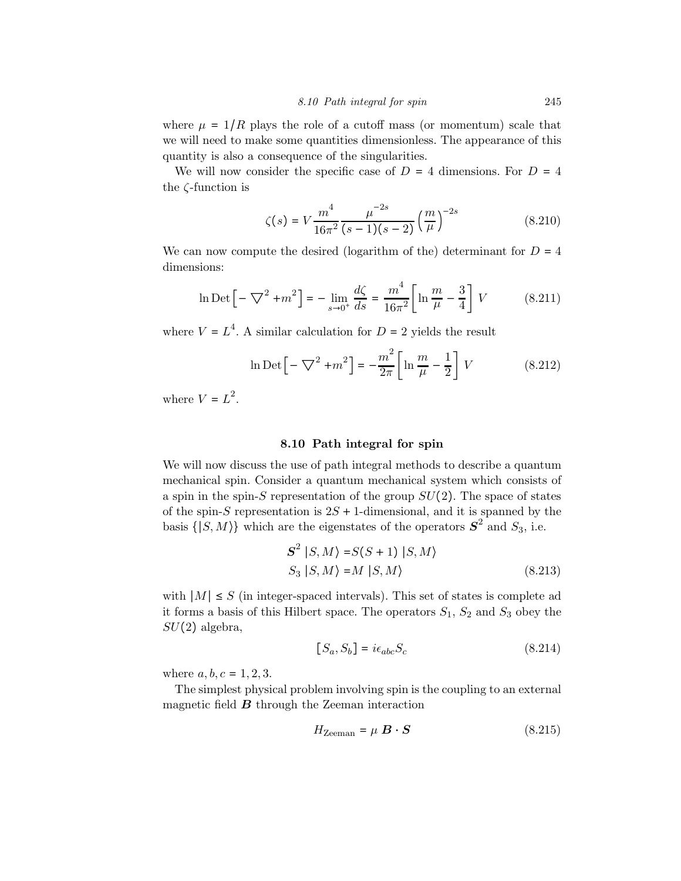where $\mu = 1/R$ plays the role of a cutoff mass (or momentum) scale that we will need to make some quantities dimensionless. The appearance of this quantity is also a consequence of the singularities.

We will now consider the specific case of $D = 4$ dimensions. For $D = 4$ the $\zeta$-function is

$$\zeta(s) = V \frac{m^4}{16\pi^2} \frac{\mu^{-2s}}{(s-1)(s-2)} \left(\frac{m}{\mu}\right)^{-2s} \tag{8.210}$$

We can now compute the desired (logarithm of the) determinant for $D = 4$ dimensions:

$$\ln \operatorname{Det}\left[-\nabla^2 + m^2\right] = -\lim_{s \to 0^+} \frac{d\zeta}{ds} = \frac{m^4}{16\pi^2}\left[\ln \frac{m}{\mu} - \frac{3}{4}\right] V \tag{8.211}$$

where $V = L^4$. A similar calculation for $D = 2$ yields the result

$$\ln \operatorname{Det}\left[-\nabla^2 + m^2\right] = -\frac{m^2}{2\pi}\left[\ln \frac{m}{\mu} - \frac{1}{2}\right] V \tag{8.212}$$

where $V = L^2$.

## 8.10 Path integral for spin

We will now discuss the use of path integral methods to describe a quantum mechanical spin. Consider a quantum mechanical system which consists of a spin in the spin-$S$ representation of the group $SU(2)$. The space of states of the spin-$S$ representation is $2S+1$-dimensional, and it is spanned by the basis $\{|S,M\rangle\}$ which are the eigenstates of the operators $\boldsymbol{S}^2$ and $S_3$, i.e.

$$\begin{aligned}
\boldsymbol{S}^2 \, |S,M\rangle &= S(S+1) \, |S,M\rangle \\
S_3 \, |S,M\rangle &= M \, |S,M\rangle
\end{aligned} \tag{8.213}$$

with $|M| \leq S$ (in integer-spaced intervals). This set of states is complete ad it forms a basis of this Hilbert space. The operators $S_1$, $S_2$ and $S_3$ obey the $SU(2)$ algebra,

$$[S_a, S_b] = i\epsilon_{abc} S_c \tag{8.214}$$

where $a, b, c = 1, 2, 3$.

The simplest physical problem involving spin is the coupling to an external magnetic field $\boldsymbol{B}$ through the Zeeman interaction

$$H_{\text{Zeeman}} = \mu \, \boldsymbol{B} \cdot \boldsymbol{S} \tag{8.215}$$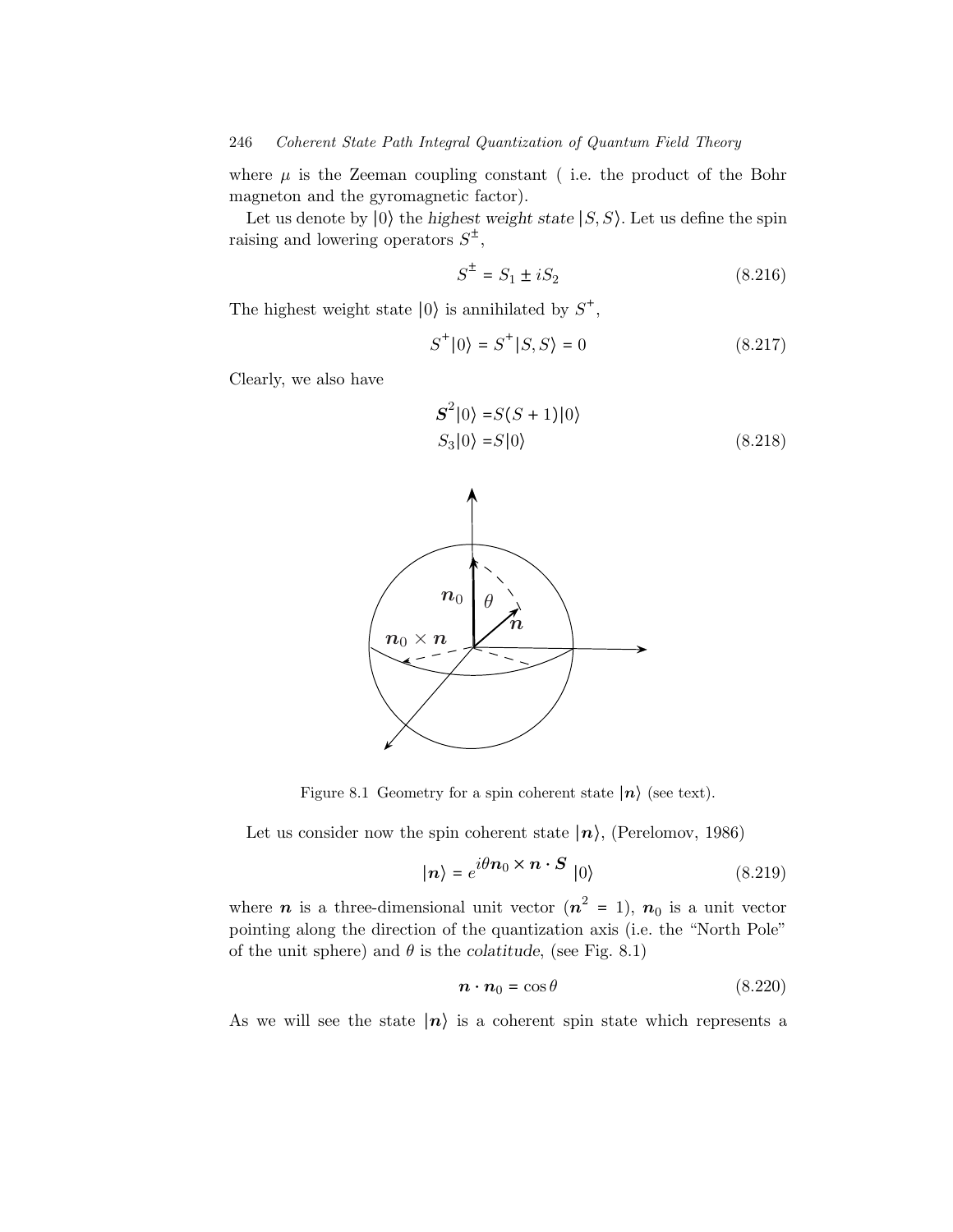where $\mu$ is the Zeeman coupling constant ( i.e. the product of the Bohr magneton and the gyromagnetic factor).

Let us denote by $|0\rangle$ the *highest weight state* $|S,S\rangle$. Let us define the spin raising and lowering operators $S^{\pm}$,

$$S^{\pm} = S_1 \pm iS_2 \tag{8.216}$$

The highest weight state $|0\rangle$ is annihilated by $S^{+}$,

$$S^{+}|0\rangle = S^{+}|S,S\rangle = 0 \tag{8.217}$$

Clearly, we also have

$$\begin{aligned} \boldsymbol{S}^2|0\rangle &= S(S+1)|0\rangle \\ S_3|0\rangle &= S|0\rangle \end{aligned} \tag{8.218}$$

Figure 8.1 Geometry for a spin coherent state $|\boldsymbol{n}\rangle$ (see text).

Let us consider now the spin coherent state $|\boldsymbol{n}\rangle$, (Perelomov, 1986)

$$|\boldsymbol{n}\rangle = e^{i\theta \boldsymbol{n}_0 \times \boldsymbol{n} \cdot \boldsymbol{S}}\, |0\rangle \tag{8.219}$$

where $\boldsymbol{n}$ is a three-dimensional unit vector ($\boldsymbol{n}^2 = 1$), $\boldsymbol{n}_0$ is a unit vector pointing along the direction of the quantization axis (i.e. the "North Pole" of the unit sphere) and $\theta$ is the *colatitude*, (see Fig. 8.1)

$$\boldsymbol{n} \cdot \boldsymbol{n}_0 = \cos\theta \tag{8.220}$$

As we will see the state $|\boldsymbol{n}\rangle$ is a coherent spin state which represents a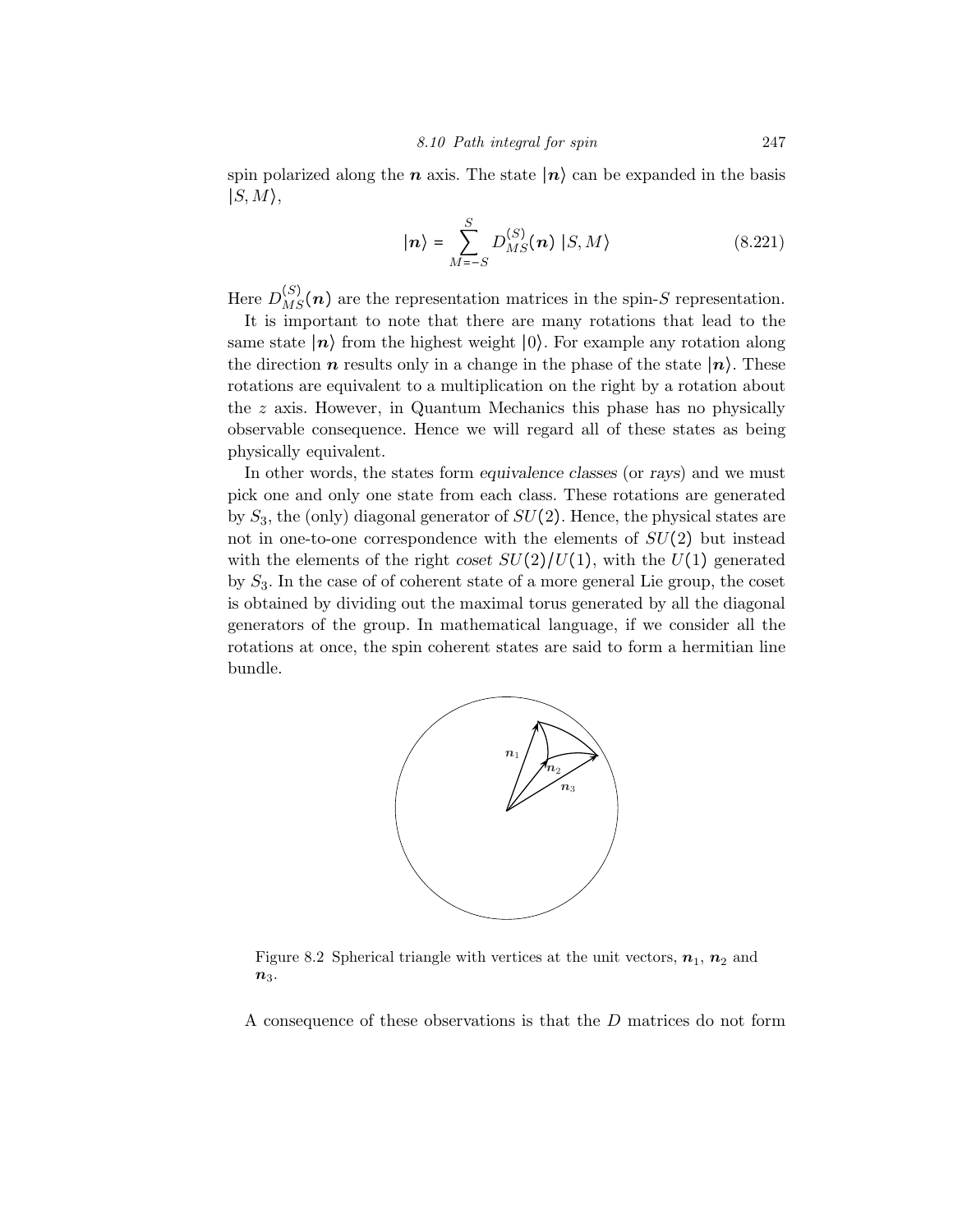spin polarized along the $\boldsymbol{n}$ axis. The state $|\boldsymbol{n}\rangle$ can be expanded in the basis $|S, M\rangle$,

$$|\boldsymbol{n}\rangle = \sum_{M=-S}^{S} D_{MS}^{(S)}(\boldsymbol{n})\ |S, M\rangle \tag{8.221}$$

Here $D_{MS}^{(S)}(\boldsymbol{n})$ are the representation matrices in the spin-$S$ representation.

It is important to note that there are many rotations that lead to the same state $|\boldsymbol{n}\rangle$ from the highest weight $|0\rangle$. For example any rotation along the direction $\boldsymbol{n}$ results only in a change in the phase of the state $|\boldsymbol{n}\rangle$. These rotations are equivalent to a multiplication on the right by a rotation about the $z$ axis. However, in Quantum Mechanics this phase has no physically observable consequence. Hence we will regard all of these states as being physically equivalent.

In other words, the states form *equivalence classes* (or *rays*) and we must pick one and only one state from each class. These rotations are generated by $S_3$, the (only) diagonal generator of $SU(2)$. Hence, the physical states are not in one-to-one correspondence with the elements of $SU(2)$ but instead with the elements of the right *coset* $SU(2)/U(1)$, with the $U(1)$ generated by $S_3$. In the case of of coherent state of a more general Lie group, the coset is obtained by dividing out the maximal torus generated by all the diagonal generators of the group. In mathematical language, if we consider all the rotations at once, the spin coherent states are said to form a hermitian line bundle.

Figure 8.2 Spherical triangle with vertices at the unit vectors, $\boldsymbol{n}_1$, $\boldsymbol{n}_2$ and $\boldsymbol{n}_3$.

A consequence of these observations is that the $D$ matrices do not form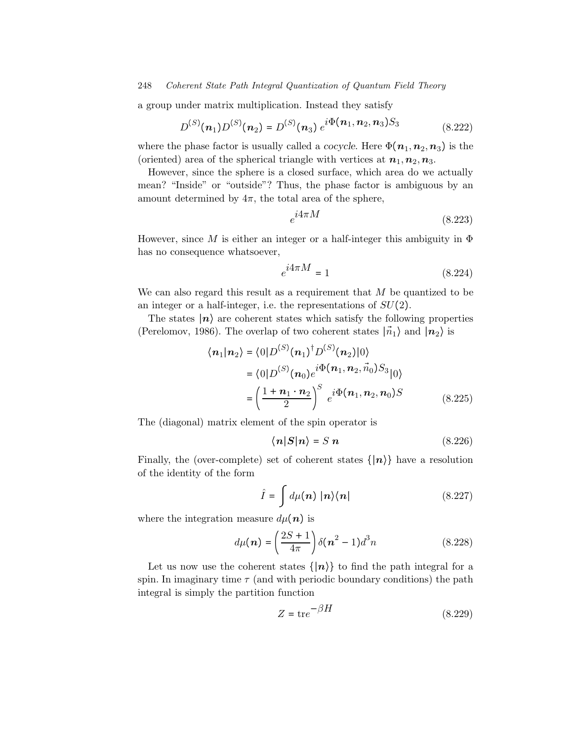a group under matrix multiplication. Instead they satisfy

$$D^{(S)}(\boldsymbol{n}_1)D^{(S)}(\boldsymbol{n}_2) = D^{(S)}(\boldsymbol{n}_3)\, e^{i\Phi(\boldsymbol{n}_1, \boldsymbol{n}_2, \boldsymbol{n}_3)S_3} \tag{8.222}$$

where the phase factor is usually called a *cocycle*. Here $\Phi(\boldsymbol{n}_1, \boldsymbol{n}_2, \boldsymbol{n}_3)$ is the (oriented) area of the spherical triangle with vertices at $\boldsymbol{n}_1, \boldsymbol{n}_2, \boldsymbol{n}_3$.

However, since the sphere is a closed surface, which area do we actually mean? "Inside" or "outside"? Thus, the phase factor is ambiguous by an amount determined by $4\pi$, the total area of the sphere,

$$e^{i4\pi M} \tag{8.223}$$

However, since $M$ is either an integer or a half-integer this ambiguity in $\Phi$ has no consequence whatsoever,

$$e^{i4\pi M} = 1 \tag{8.224}$$

We can also regard this result as a requirement that $M$ be quantized to be an integer or a half-integer, i.e. the representations of $SU(2)$.

The states $|\boldsymbol{n}\rangle$ are coherent states which satisfy the following properties (Perelomov, 1986). The overlap of two coherent states $|\vec{n}_1\rangle$ and $|\boldsymbol{n}_2\rangle$ is

$$\begin{aligned}
\langle \boldsymbol{n}_1 | \boldsymbol{n}_2 \rangle &= \langle 0 | D^{(S)}(\boldsymbol{n}_1)^\dagger D^{(S)}(\boldsymbol{n}_2) | 0 \rangle \\
&= \langle 0 | D^{(S)}(\boldsymbol{n}_0) e^{i\Phi(\boldsymbol{n}_1, \boldsymbol{n}_2, \vec{n}_0)S_3} | 0 \rangle \\
&= \left( \frac{1 + \boldsymbol{n}_1 \cdot \boldsymbol{n}_2}{2} \right)^S e^{i\Phi(\boldsymbol{n}_1, \boldsymbol{n}_2, \boldsymbol{n}_0)S}
\end{aligned} \tag{8.225}$$

The (diagonal) matrix element of the spin operator is

$$\langle \boldsymbol{n} | \boldsymbol{S} | \boldsymbol{n} \rangle = S\ \boldsymbol{n} \tag{8.226}$$

Finally, the (over-complete) set of coherent states $\{|\boldsymbol{n}\rangle\}$ have a resolution of the identity of the form

$$\hat{I} = \int d\mu(\boldsymbol{n})\ |\boldsymbol{n}\rangle\langle\boldsymbol{n}| \tag{8.227}$$

where the integration measure $d\mu(\boldsymbol{n})$ is

$$d\mu(\boldsymbol{n}) = \left( \frac{2S+1}{4\pi} \right) \delta(\boldsymbol{n}^2 - 1) d^3 n \tag{8.228}$$

Let us now use the coherent states $\{|\boldsymbol{n}\rangle\}$ to find the path integral for a spin. In imaginary time $\tau$ (and with periodic boundary conditions) the path integral is simply the partition function

$$Z = \operatorname{tr} e^{-\beta H} \tag{8.229}$$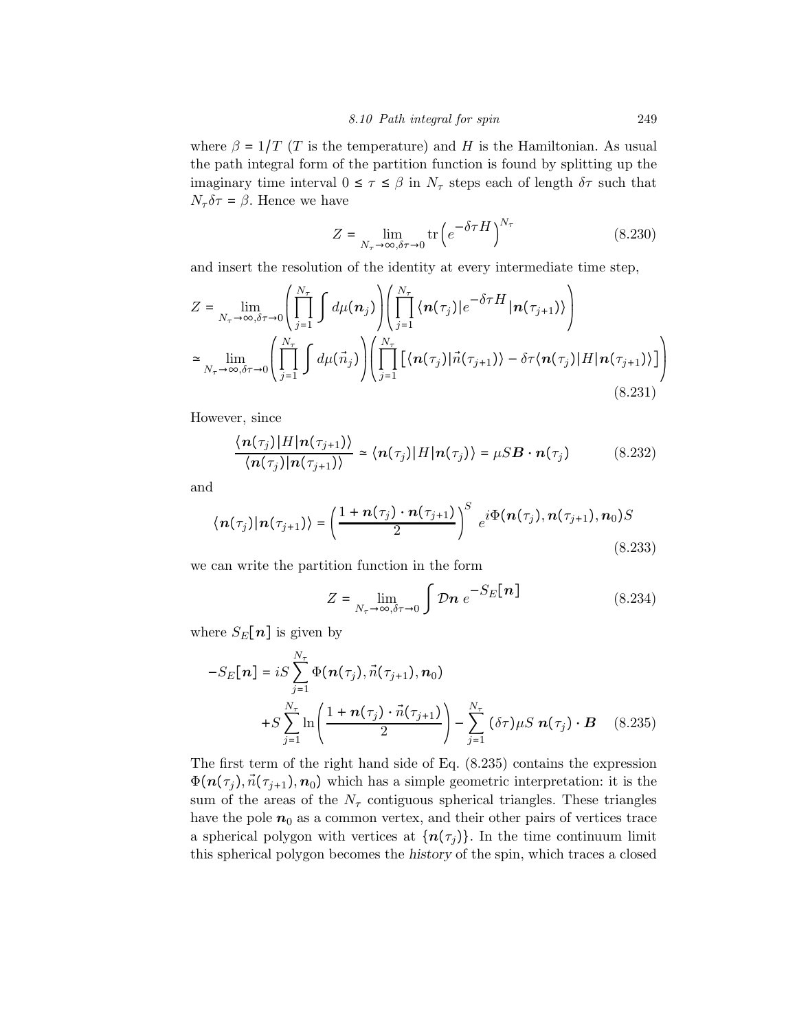where $\beta = 1/T$ ($T$ is the temperature) and $H$ is the Hamiltonian. As usual the path integral form of the partition function is found by splitting up the imaginary time interval $0 \leq \tau \leq \beta$ in $N_\tau$ steps each of length $\delta\tau$ such that $N_\tau \delta\tau = \beta$. Hence we have

$$Z = \lim_{N_\tau \to \infty, \delta\tau \to 0} \text{tr}\left(e^{-\delta\tau H}\right)^{N_\tau} \tag{8.230}$$

and insert the resolution of the identity at every intermediate time step,

$$\begin{aligned}
Z &= \lim_{N_\tau \to \infty, \delta\tau \to 0} \left( \prod_{j=1}^{N_\tau} \int d\mu(\boldsymbol{n}_j) \right) \left( \prod_{j=1}^{N_\tau} \langle \boldsymbol{n}(\tau_j) | e^{-\delta\tau H} | \boldsymbol{n}(\tau_{j+1}) \rangle \right) \\
&\simeq \lim_{N_\tau \to \infty, \delta\tau \to 0} \left( \prod_{j=1}^{N_\tau} \int d\mu(\vec{n}_j) \right) \left( \prod_{j=1}^{N_\tau} \left[ \langle \boldsymbol{n}(\tau_j) | \vec{n}(\tau_{j+1}) \rangle - \delta\tau \langle \boldsymbol{n}(\tau_j) | H | \boldsymbol{n}(\tau_{j+1}) \rangle \right] \right)
\end{aligned} \tag{8.231}$$

However, since

$$\frac{\langle \boldsymbol{n}(\tau_j) | H | \boldsymbol{n}(\tau_{j+1}) \rangle}{\langle \boldsymbol{n}(\tau_j) | \boldsymbol{n}(\tau_{j+1}) \rangle} \simeq \langle \boldsymbol{n}(\tau_j) | H | \boldsymbol{n}(\tau_j) \rangle = \mu S \boldsymbol{B} \cdot \boldsymbol{n}(\tau_j) \tag{8.232}$$

and

$$\langle \boldsymbol{n}(\tau_j) | \boldsymbol{n}(\tau_{j+1}) \rangle = \left( \frac{1 + \boldsymbol{n}(\tau_j) \cdot \boldsymbol{n}(\tau_{j+1})}{2} \right)^S e^{i\Phi(\boldsymbol{n}(\tau_j), \boldsymbol{n}(\tau_{j+1}), \boldsymbol{n}_0) S} \tag{8.233}$$

we can write the partition function in the form

$$Z = \lim_{N_\tau \to \infty, \delta\tau \to 0} \int \mathcal{D}\boldsymbol{n} \; e^{-S_E[\boldsymbol{n}]} \tag{8.234}$$

where $S_E[\boldsymbol{n}]$ is given by

$$\begin{aligned}
-S_E[\boldsymbol{n}] = iS \sum_{j=1}^{N_\tau} \Phi(\boldsymbol{n}(\tau_j), \vec{n}(\tau_{j+1}), \boldsymbol{n}_0) \\
+ S \sum_{j=1}^{N_\tau} \ln\left( \frac{1 + \boldsymbol{n}(\tau_j) \cdot \vec{n}(\tau_{j+1})}{2} \right) - \sum_{j=1}^{N_\tau} (\delta\tau) \mu S \; \boldsymbol{n}(\tau_j) \cdot \boldsymbol{B}
\end{aligned} \tag{8.235}$$

The first term of the right hand side of Eq. (8.235) contains the expression $\Phi(\boldsymbol{n}(\tau_j), \vec{n}(\tau_{j+1}), \boldsymbol{n}_0)$ which has a simple geometric interpretation: it is the sum of the areas of the $N_\tau$ contiguous spherical triangles. These triangles have the pole $\boldsymbol{n}_0$ as a common vertex, and their other pairs of vertices trace a spherical polygon with vertices at $\{\boldsymbol{n}(\tau_j)\}$. In the time continuum limit this spherical polygon becomes the *history* of the spin, which traces a closed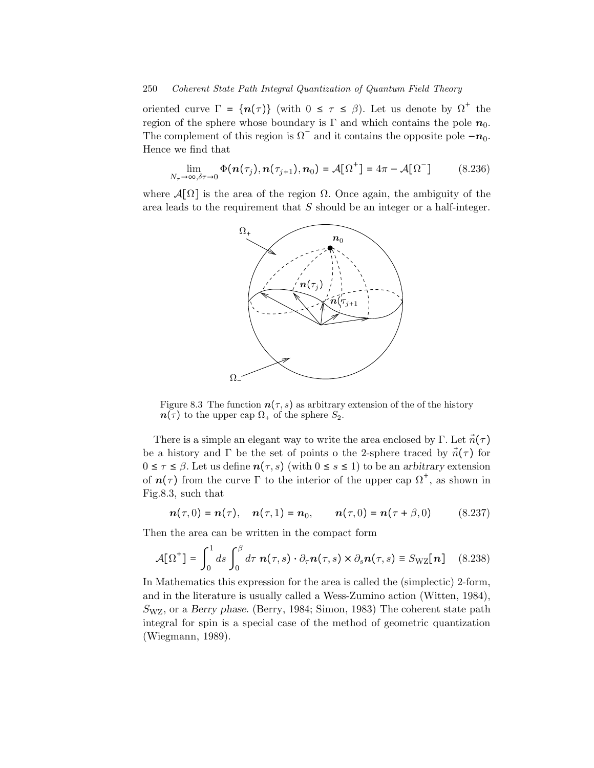oriented curve $\Gamma = \{\boldsymbol{n}(\tau)\}$ (with $0 \le \tau \le \beta$). Let us denote by $\Omega^+$ the region of the sphere whose boundary is $\Gamma$ and which contains the pole $\boldsymbol{n}_0$. The complement of this region is $\Omega^-$ and it contains the opposite pole $-\boldsymbol{n}_0$. Hence we find that

$$\lim_{N_\tau \to \infty, \delta\tau \to 0} \Phi(\boldsymbol{n}(\tau_j), \boldsymbol{n}(\tau_{j+1}), \boldsymbol{n}_0) = \mathcal{A}[\Omega^+] = 4\pi - \mathcal{A}[\Omega^-] \tag{8.236}$$

where $\mathcal{A}[\Omega]$ is the area of the region $\Omega$. Once again, the ambiguity of the area leads to the requirement that $S$ should be an integer or a half-integer.

Figure 8.3 The function $\boldsymbol{n}(\tau, s)$ as arbitrary extension of the of the history $\boldsymbol{n}(\tau)$ to the upper cap $\Omega_+$ of the sphere $S_2$.

There is a simple an elegant way to write the area enclosed by $\Gamma$. Let $\vec{n}(\tau)$ be a history and $\Gamma$ be the set of points o the 2-sphere traced by $\vec{n}(\tau)$ for $0 \le \tau \le \beta$. Let us define $\boldsymbol{n}(\tau, s)$ (with $0 \le s \le 1$) to be an *arbitrary* extension of $\boldsymbol{n}(\tau)$ from the curve $\Gamma$ to the interior of the upper cap $\Omega^+$, as shown in Fig.8.3, such that

$$\boldsymbol{n}(\tau, 0) = \boldsymbol{n}(\tau), \quad \boldsymbol{n}(\tau, 1) = \boldsymbol{n}_0, \qquad \boldsymbol{n}(\tau, 0) = \boldsymbol{n}(\tau + \beta, 0) \tag{8.237}$$

Then the area can be written in the compact form

$$\mathcal{A}[\Omega^+] = \int_0^1 ds \int_0^\beta d\tau \; \boldsymbol{n}(\tau, s) \cdot \partial_\tau \boldsymbol{n}(\tau, s) \times \partial_s \boldsymbol{n}(\tau, s) \equiv S_{\text{WZ}}[\boldsymbol{n}] \tag{8.238}$$

In Mathematics this expression for the area is called the (simplectic) 2-form, and in the literature is usually called a Wess-Zumino action (Witten, 1984), $S_{\text{WZ}}$, or a *Berry phase*. (Berry, 1984; Simon, 1983) The coherent state path integral for spin is a special case of the method of geometric quantization (Wiegmann, 1989).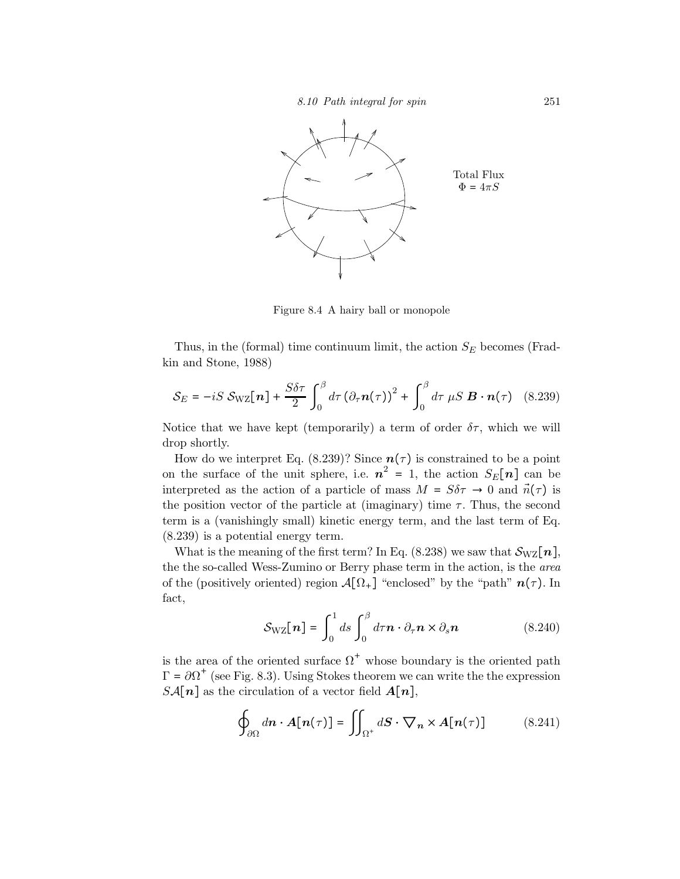Total Flux
$\Phi = 4\pi S$

Figure 8.4 A hairy ball or monopole

Thus, in the (formal) time continuum limit, the action $S_E$ becomes (Fradkin and Stone, 1988)

$$\mathcal{S}_E = -iS\,\mathcal{S}_{\rm WZ}[\boldsymbol{n}] + \frac{S\delta\tau}{2}\int_0^\beta d\tau\,\left(\partial_\tau \boldsymbol{n}(\tau)\right)^2 + \int_0^\beta d\tau\;\mu S\;\boldsymbol{B}\cdot\boldsymbol{n}(\tau) \quad (8.239)$$

Notice that we have kept (temporarily) a term of order $\delta\tau$, which we will drop shortly.

How do we interpret Eq. (8.239)? Since $\boldsymbol{n}(\tau)$ is constrained to be a point on the surface of the unit sphere, i.e. $\boldsymbol{n}^2 = 1$, the action $S_E[\boldsymbol{n}]$ can be interpreted as the action of a particle of mass $M = S\delta\tau \to 0$ and $\vec{n}(\tau)$ is the position vector of the particle at (imaginary) time $\tau$. Thus, the second term is a (vanishingly small) kinetic energy term, and the last term of Eq. (8.239) is a potential energy term.

What is the meaning of the first term? In Eq. (8.238) we saw that $\mathcal{S}_{\rm WZ}[\boldsymbol{n}]$, the the so-called Wess-Zumino or Berry phase term in the action, is the *area* of the (positively oriented) region $\mathcal{A}[\Omega_+]$ "enclosed" by the "path" $\boldsymbol{n}(\tau)$. In fact,

$$\mathcal{S}_{\rm WZ}[\boldsymbol{n}] = \int_0^1 ds\int_0^\beta d\tau \boldsymbol{n}\cdot\partial_\tau\boldsymbol{n}\times\partial_s\boldsymbol{n} \quad (8.240)$$

is the area of the oriented surface $\Omega^+$ whose boundary is the oriented path $\Gamma = \partial\Omega^+$ (see Fig. 8.3). Using Stokes theorem we can write the the expression $S\mathcal{A}[\boldsymbol{n}]$ as the circulation of a vector field $\boldsymbol{A}[\boldsymbol{n}]$,

$$\oint_{\partial\Omega} d\boldsymbol{n}\cdot\boldsymbol{A}[\boldsymbol{n}(\tau)] = \iint_{\Omega^+} d\boldsymbol{S}\cdot\nabla_{\boldsymbol{n}}\times\boldsymbol{A}[\boldsymbol{n}(\tau)] \quad (8.241)$$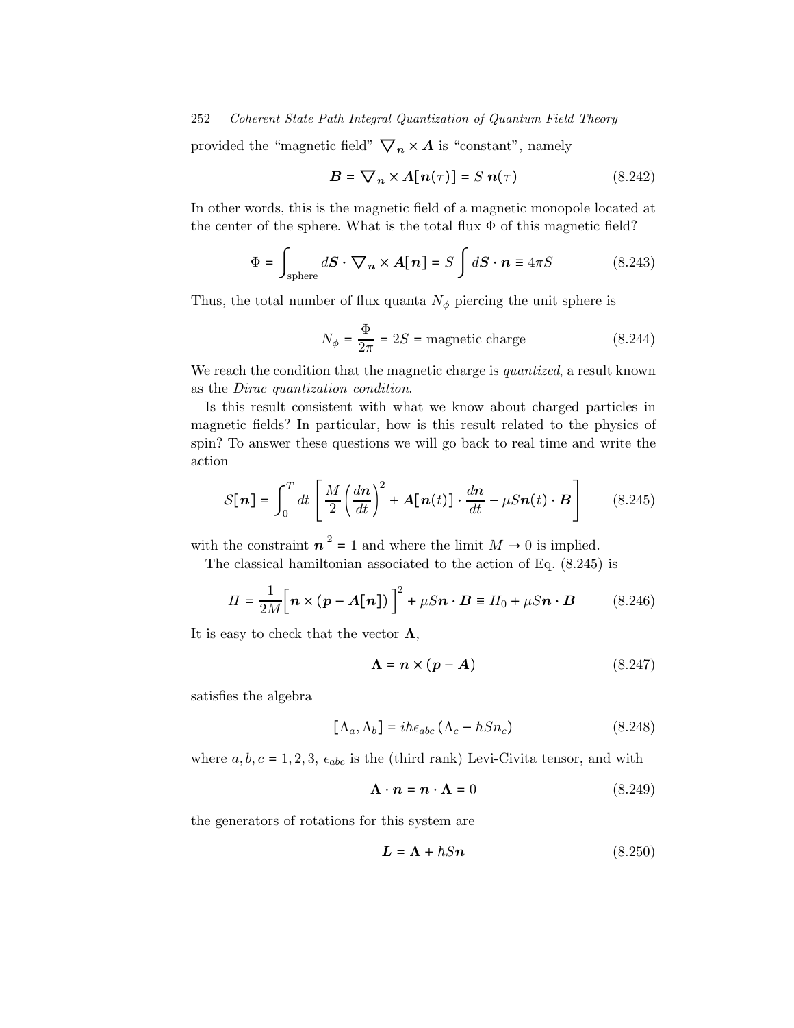provided the "magnetic field" $\boldsymbol{\nabla}_{\boldsymbol{n}} \times \boldsymbol{A}$ is "constant", namely

$$\boldsymbol{B} = \boldsymbol{\nabla}_{\boldsymbol{n}} \times \boldsymbol{A}[\boldsymbol{n}(\tau)] = S\ \boldsymbol{n}(\tau) \tag{8.242}$$

In other words, this is the magnetic field of a magnetic monopole located at the center of the sphere. What is the total flux $\Phi$ of this magnetic field?

$$\Phi = \int_{\text{sphere}} d\boldsymbol{S} \cdot \boldsymbol{\nabla}_{\boldsymbol{n}} \times \boldsymbol{A}[\boldsymbol{n}] = S \int d\boldsymbol{S} \cdot \boldsymbol{n} \equiv 4\pi S \tag{8.243}$$

Thus, the total number of flux quanta $N_\phi$ piercing the unit sphere is

$$N_\phi = \frac{\Phi}{2\pi} = 2S = \text{magnetic charge} \tag{8.244}$$

We reach the condition that the magnetic charge is *quantized*, a result known as the *Dirac quantization condition*.

Is this result consistent with what we know about charged particles in magnetic fields? In particular, how is this result related to the physics of spin? To answer these questions we will go back to real time and write the action

$$\mathcal{S}[\boldsymbol{n}] = \int_0^T dt \left[ \frac{M}{2} \left( \frac{d\boldsymbol{n}}{dt} \right)^2 + \boldsymbol{A}[\boldsymbol{n}(t)] \cdot \frac{d\boldsymbol{n}}{dt} - \mu S \boldsymbol{n}(t) \cdot \boldsymbol{B} \right] \tag{8.245}$$

with the constraint $\boldsymbol{n}^2 = 1$ and where the limit $M \to 0$ is implied.

The classical hamiltonian associated to the action of Eq. (8.245) is

$$H = \frac{1}{2M} \Big[ \boldsymbol{n} \times (\boldsymbol{p} - \boldsymbol{A}[\boldsymbol{n}]) \Big]^2 + \mu S \boldsymbol{n} \cdot \boldsymbol{B} \equiv H_0 + \mu S \boldsymbol{n} \cdot \boldsymbol{B} \tag{8.246}$$

It is easy to check that the vector $\boldsymbol{\Lambda}$,

$$\boldsymbol{\Lambda} = \boldsymbol{n} \times (\boldsymbol{p} - \boldsymbol{A}) \tag{8.247}$$

satisfies the algebra

$$[\Lambda_a, \Lambda_b] = i\hbar \epsilon_{abc} (\Lambda_c - \hbar S n_c) \tag{8.248}$$

where $a, b, c = 1, 2, 3$, $\epsilon_{abc}$ is the (third rank) Levi-Civita tensor, and with

$$\boldsymbol{\Lambda} \cdot \boldsymbol{n} = \boldsymbol{n} \cdot \boldsymbol{\Lambda} = 0 \tag{8.249}$$

the generators of rotations for this system are

$$\boldsymbol{L} = \boldsymbol{\Lambda} + \hbar S \boldsymbol{n} \tag{8.250}$$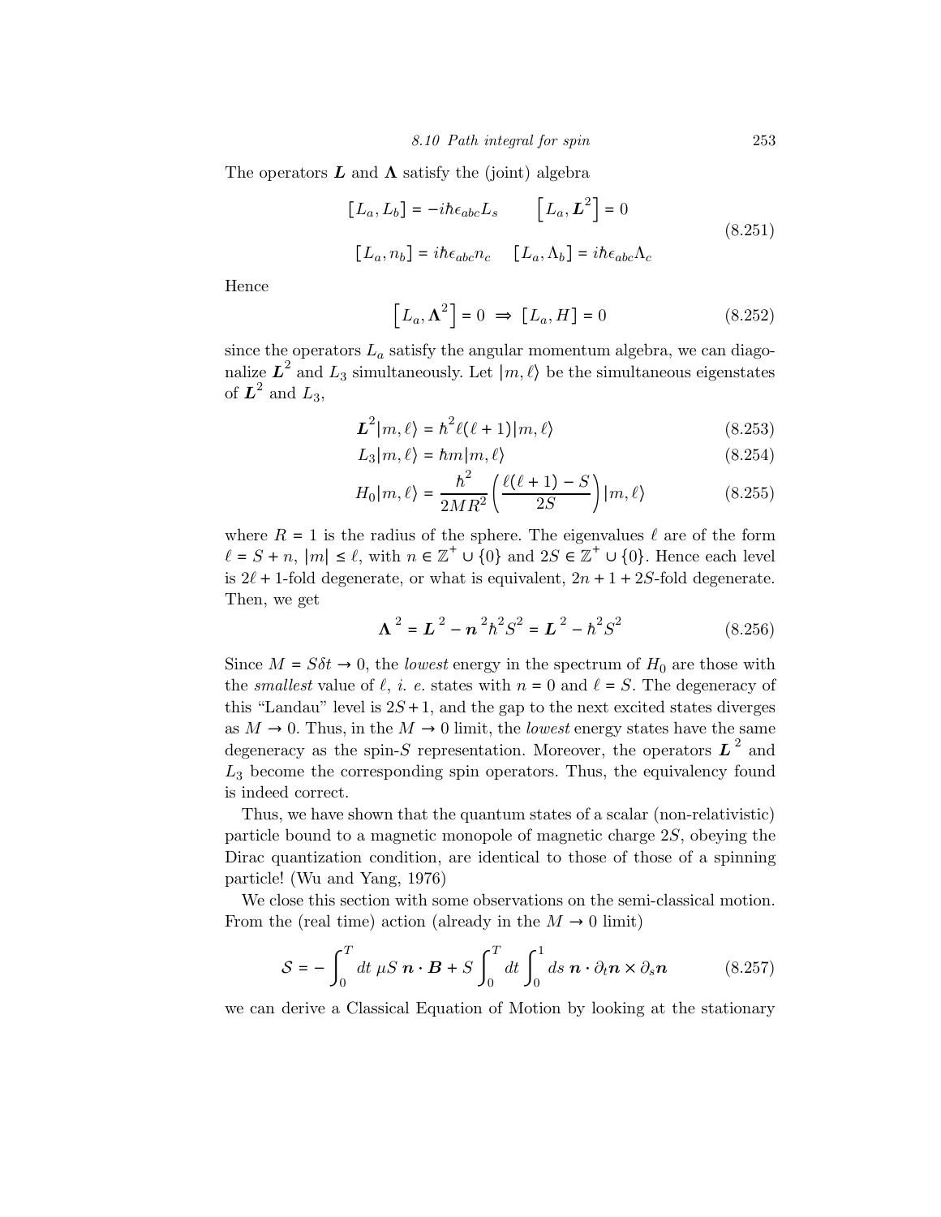The operators $\boldsymbol{L}$ and $\boldsymbol{\Lambda}$ satisfy the (joint) algebra

$$
\begin{aligned}
[L_a, L_b] &= -i\hbar\epsilon_{abc}L_s \qquad \left[L_a, \boldsymbol{L}^2\right] = 0 \\
[L_a, n_b] &= i\hbar\epsilon_{abc}n_c \qquad [L_a, \Lambda_b] = i\hbar\epsilon_{abc}\Lambda_c
\end{aligned}
\tag{8.251}
$$

Hence

$$
\left[L_a, \boldsymbol{\Lambda}^2\right] = 0 \implies [L_a, H] = 0 \tag{8.252}
$$

since the operators $L_a$ satisfy the angular momentum algebra, we can diagonalize $\boldsymbol{L}^2$ and $L_3$ simultaneously. Let $|m, \ell\rangle$ be the simultaneous eigenstates of $\boldsymbol{L}^2$ and $L_3$,

$$
\boldsymbol{L}^2|m, \ell\rangle = \hbar^2\ell(\ell+1)|m, \ell\rangle \tag{8.253}
$$

$$
L_3|m, \ell\rangle = \hbar m|m, \ell\rangle \tag{8.254}
$$

$$
H_0|m, \ell\rangle = \frac{\hbar^2}{2MR^2}\left(\frac{\ell(\ell+1) - S}{2S}\right)|m, \ell\rangle \tag{8.255}
$$

where $R = 1$ is the radius of the sphere. The eigenvalues $\ell$ are of the form $\ell = S + n$, $|m| \leq \ell$, with $n \in \mathbb{Z}^+ \cup \{0\}$ and $2S \in \mathbb{Z}^+ \cup \{0\}$. Hence each level is $2\ell + 1$-fold degenerate, or what is equivalent, $2n + 1 + 2S$-fold degenerate. Then, we get

$$
\boldsymbol{\Lambda}^2 = \boldsymbol{L}^2 - \boldsymbol{n}^2\hbar^2S^2 = \boldsymbol{L}^2 - \hbar^2S^2 \tag{8.256}
$$

Since $M = S\delta t \to 0$, the *lowest* energy in the spectrum of $H_0$ are those with the *smallest* value of $\ell$, *i. e.* states with $n = 0$ and $\ell = S$. The degeneracy of this "Landau" level is $2S+1$, and the gap to the next excited states diverges as $M \to 0$. Thus, in the $M \to 0$ limit, the *lowest* energy states have the same degeneracy as the spin-$S$ representation. Moreover, the operators $\boldsymbol{L}^2$ and $L_3$ become the corresponding spin operators. Thus, the equivalency found is indeed correct.

Thus, we have shown that the quantum states of a scalar (non-relativistic) particle bound to a magnetic monopole of magnetic charge $2S$, obeying the Dirac quantization condition, are identical to those of those of a spinning particle! (Wu and Yang, 1976)

We close this section with some observations on the semi-classical motion. From the (real time) action (already in the $M \to 0$ limit)

$$
\mathcal{S} = -\int_0^T dt\; \mu S\; \boldsymbol{n} \cdot \boldsymbol{B} + S\int_0^T dt \int_0^1 ds\; \boldsymbol{n} \cdot \partial_t\boldsymbol{n} \times \partial_s\boldsymbol{n} \tag{8.257}
$$

we can derive a Classical Equation of Motion by looking at the stationary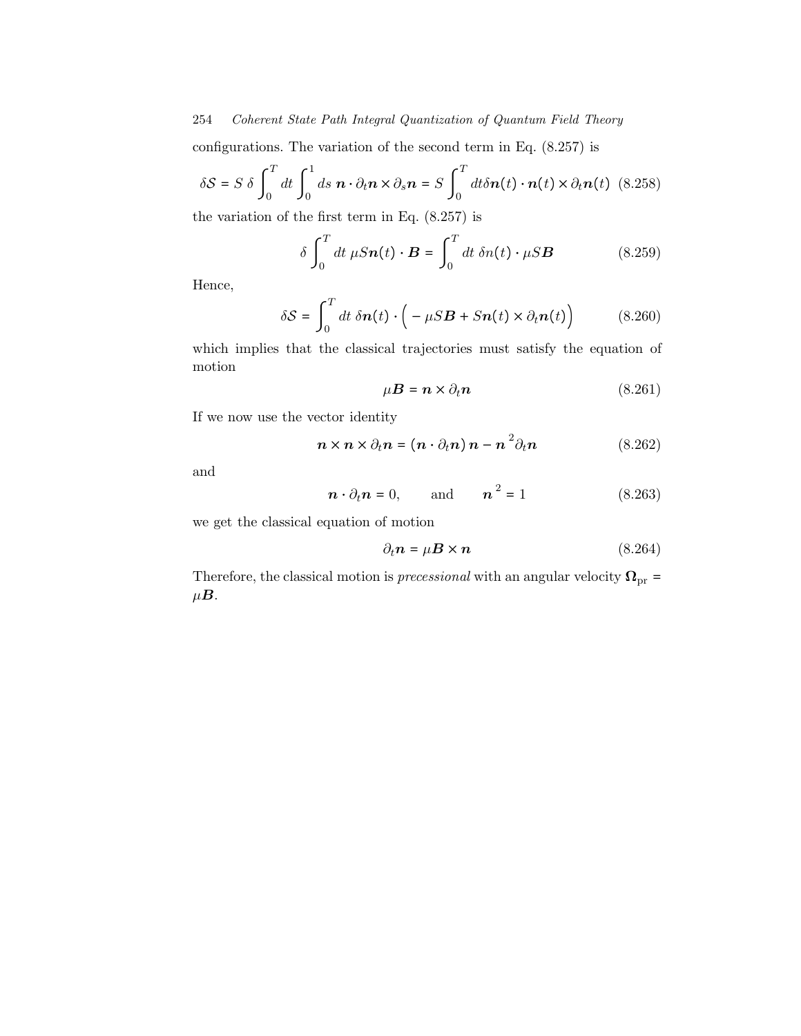configurations. The variation of the second term in Eq. (8.257) is

$$\delta \mathcal{S} = S\, \delta \int_0^T dt \int_0^1 ds\; \boldsymbol{n} \cdot \partial_t \boldsymbol{n} \times \partial_s \boldsymbol{n} = S \int_0^T dt \delta \boldsymbol{n}(t) \cdot \boldsymbol{n}(t) \times \partial_t \boldsymbol{n}(t) \quad (8.258)$$

the variation of the first term in Eq. (8.257) is

$$\delta \int_0^T dt\; \mu S \boldsymbol{n}(t) \cdot \boldsymbol{B} = \int_0^T dt\; \delta n(t) \cdot \mu S \boldsymbol{B} \quad (8.259)$$

Hence,

$$\delta \mathcal{S} = \int_0^T dt\; \delta \boldsymbol{n}(t) \cdot \Big( -\mu S \boldsymbol{B} + S \boldsymbol{n}(t) \times \partial_t \boldsymbol{n}(t) \Big) \quad (8.260)$$

which implies that the classical trajectories must satisfy the equation of motion

$$\mu \boldsymbol{B} = \boldsymbol{n} \times \partial_t \boldsymbol{n} \quad (8.261)$$

If we now use the vector identity

$$\boldsymbol{n} \times \boldsymbol{n} \times \partial_t \boldsymbol{n} = (\boldsymbol{n} \cdot \partial_t \boldsymbol{n})\, \boldsymbol{n} - \boldsymbol{n}^2 \partial_t \boldsymbol{n} \quad (8.262)$$

and

$$\boldsymbol{n} \cdot \partial_t \boldsymbol{n} = 0, \qquad \text{and} \qquad \boldsymbol{n}^2 = 1 \quad (8.263)$$

we get the classical equation of motion

$$\partial_t \boldsymbol{n} = \mu \boldsymbol{B} \times \boldsymbol{n} \quad (8.264)$$

Therefore, the classical motion is *precessional* with an angular velocity $\boldsymbol{\Omega}_{\text{pr}} = \mu \boldsymbol{B}$.